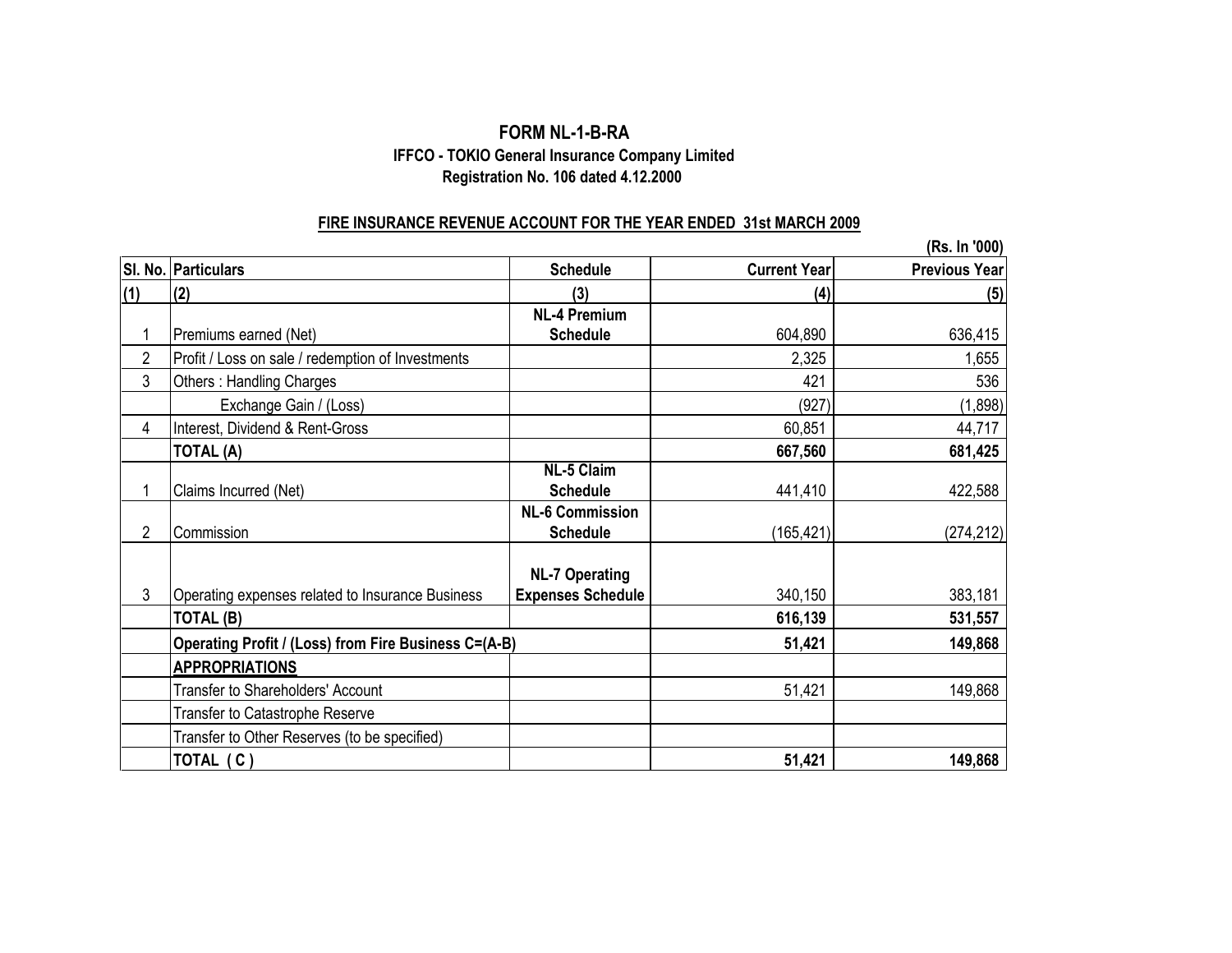# FORM NL-1-B-RA

## IFFCO - TOKIO General Insurance Company Limited

### Registration No. 106 dated 4.12.2000

**FIRE INSURANCE REVENUE ACCOUNT FOR THE YEAR ENDED 31st MARCH 2009**

(Rs. In '000)

| Sl. No. | Particulars | Schedule | Current Year | Previous Year |
|---|---|---|---|---|
| (1) | (2) | (3) | (4) | (5) |
| 1 | Premiums earned (Net) | NL-4 Premium Schedule | 604,890 | 636,415 |
| 2 | Profit / Loss on sale / redemption of Investments | | 2,325 | 1,655 |
| 3 | Others : Handling Charges | | 421 | 536 |
| | Exchange Gain / (Loss) | | (927) | (1,898) |
| 4 | Interest, Dividend & Rent-Gross | | 60,851 | 44,717 |
| | **TOTAL (A)** | | **667,560** | **681,425** |
| 1 | Claims Incurred (Net) | NL-5 Claim Schedule | 441,410 | 422,588 |
| 2 | Commission | NL-6 Commission Schedule | (165,421) | (274,212) |
| 3 | Operating expenses related to Insurance Business | NL-7 Operating Expenses Schedule | 340,150 | 383,181 |
| | **TOTAL (B)** | | **616,139** | **531,557** |
| | **Operating Profit / (Loss) from Fire Business C=(A-B)** | | **51,421** | **149,868** |
| | **APPROPRIATIONS** | | | |
| | Transfer to Shareholders' Account | | 51,421 | 149,868 |
| | Transfer to Catastrophe Reserve | | | |
| | Transfer to Other Reserves (to be specified) | | | |
| | **TOTAL ( C )** | | **51,421** | **149,868** |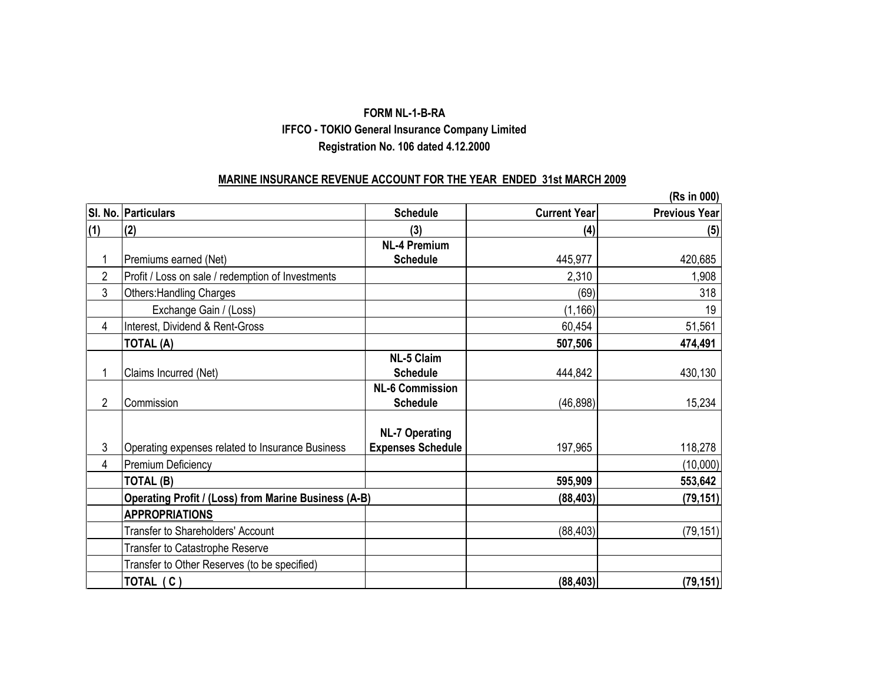**FORM NL-1-B-RA**

**IFFCO - TOKIO General Insurance Company Limited**

**Registration No. 106 dated 4.12.2000**

**MARINE INSURANCE REVENUE ACCOUNT FOR THE YEAR ENDED 31st MARCH 2009**

**(Rs in 000)**

| Sl. No. | Particulars | Schedule | Current Year | Previous Year |
|---|---|---|---|---|
| (1) | (2) | (3) | (4) | (5) |
| 1 | Premiums earned (Net) | NL-4 Premium Schedule | 445,977 | 420,685 |
| 2 | Profit / Loss on sale / redemption of Investments | | 2,310 | 1,908 |
| 3 | Others:Handling Charges | | (69) | 318 |
| | Exchange Gain / (Loss) | | (1,166) | 19 |
| 4 | Interest, Dividend & Rent-Gross | | 60,454 | 51,561 |
| | **TOTAL (A)** | | **507,506** | **474,491** |
| 1 | Claims Incurred (Net) | NL-5 Claim Schedule | 444,842 | 430,130 |
| 2 | Commission | NL-6 Commission Schedule | (46,898) | 15,234 |
| 3 | Operating expenses related to Insurance Business | NL-7 Operating Expenses Schedule | 197,965 | 118,278 |
| 4 | Premium Deficiency | | | (10,000) |
| | **TOTAL (B)** | | **595,909** | **553,642** |
| | **Operating Profit / (Loss) from Marine Business (A-B)** | | **(88,403)** | **(79,151)** |
| | **APPROPRIATIONS** | | | |
| | Transfer to Shareholders' Account | | (88,403) | (79,151) |
| | Transfer to Catastrophe Reserve | | | |
| | Transfer to Other Reserves (to be specified) | | | |
| | **TOTAL ( C )** | | **(88,403)** | **(79,151)** |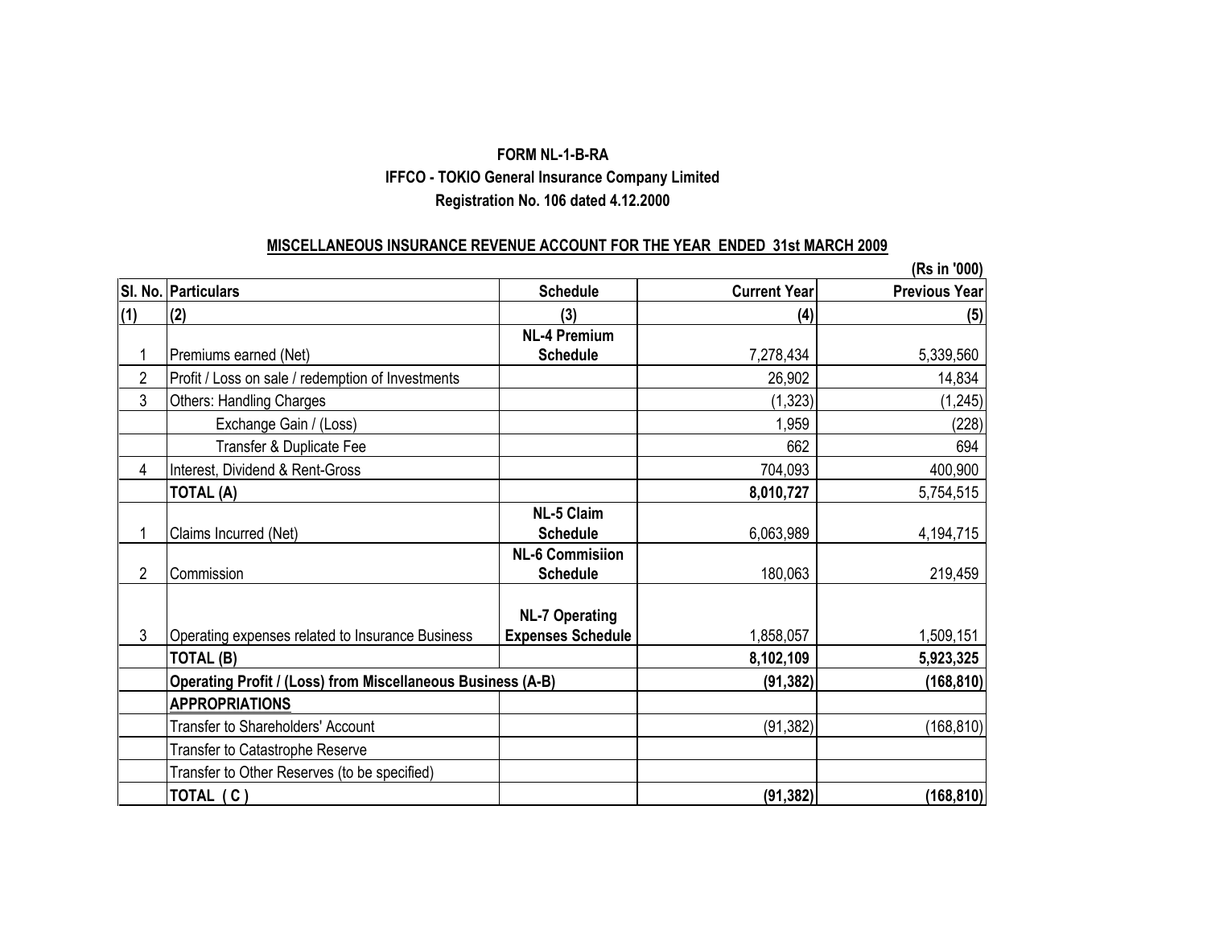**FORM NL-1-B-RA**

**IFFCO - TOKIO General Insurance Company Limited**

**Registration No. 106 dated 4.12.2000**

**MISCELLANEOUS INSURANCE REVENUE ACCOUNT FOR THE YEAR ENDED 31st MARCH 2009**

**(Rs in '000)**

| Sl. No. | Particulars | Schedule | Current Year | Previous Year |
|---|---|---|---|---|
| (1) | (2) | (3) | (4) | (5) |
| 1 | Premiums earned (Net) | NL-4 Premium Schedule | 7,278,434 | 5,339,560 |
| 2 | Profit / Loss on sale / redemption of Investments | | 26,902 | 14,834 |
| 3 | Others: Handling Charges | | (1,323) | (1,245) |
| | Exchange Gain / (Loss) | | 1,959 | (228) |
| | Transfer & Duplicate Fee | | 662 | 694 |
| 4 | Interest, Dividend & Rent-Gross | | 704,093 | 400,900 |
| | **TOTAL (A)** | | **8,010,727** | 5,754,515 |
| 1 | Claims Incurred (Net) | NL-5 Claim Schedule | 6,063,989 | 4,194,715 |
| 2 | Commission | NL-6 Commisiion Schedule | 180,063 | 219,459 |
| 3 | Operating expenses related to Insurance Business | NL-7 Operating Expenses Schedule | 1,858,057 | 1,509,151 |
| | **TOTAL (B)** | | **8,102,109** | **5,923,325** |
| | **Operating Profit / (Loss) from Miscellaneous Business (A-B)** | | **(91,382)** | **(168,810)** |
| | **APPROPRIATIONS** | | | |
| | Transfer to Shareholders' Account | | (91,382) | (168,810) |
| | Transfer to Catastrophe Reserve | | | |
| | Transfer to Other Reserves (to be specified) | | | |
| | **TOTAL ( C )** | | **(91,382)** | **(168,810)** |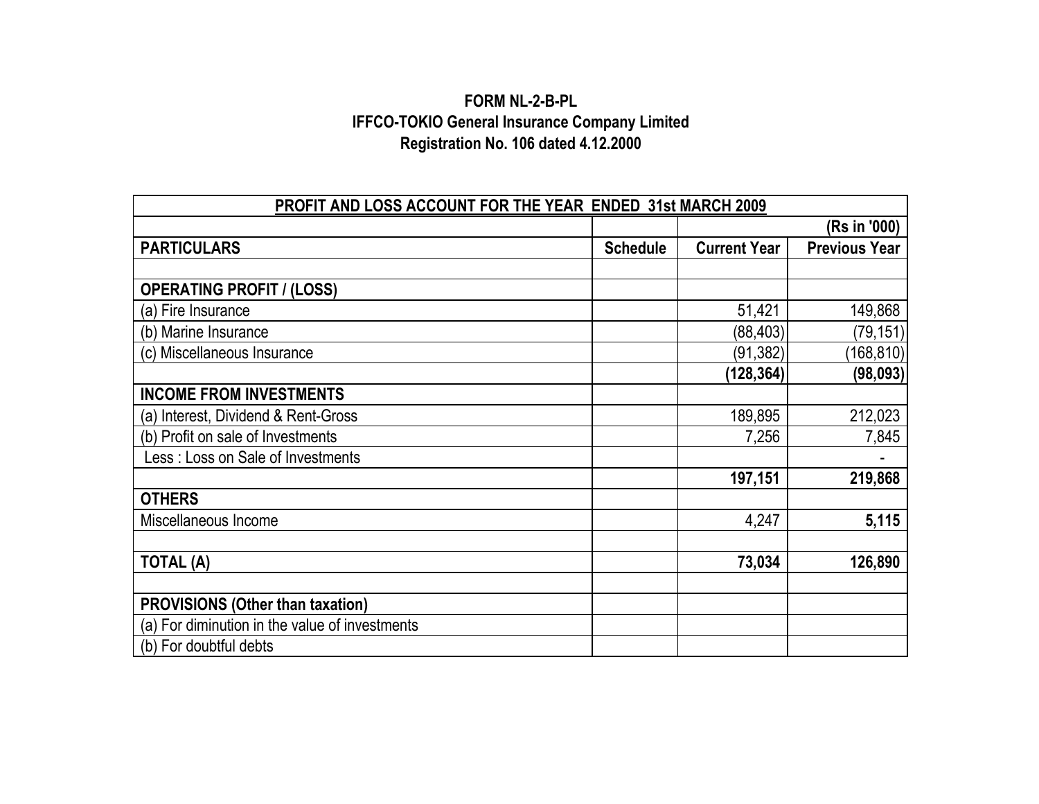**FORM NL-2-B-PL**
**IFFCO-TOKIO General Insurance Company Limited**
**Registration No. 106 dated 4.12.2000**

| PROFIT AND LOSS ACCOUNT FOR THE YEAR ENDED 31st MARCH 2009 | | | |
|---|---|---|---|
| | | | (Rs in '000) |
| **PARTICULARS** | **Schedule** | **Current Year** | **Previous Year** |
| | | | |
| **OPERATING PROFIT / (LOSS)** | | | |
| (a) Fire Insurance | | 51,421 | 149,868 |
| (b) Marine Insurance | | (88,403) | (79,151) |
| (c) Miscellaneous Insurance | | (91,382) | (168,810) |
| | | **(128,364)** | **(98,093)** |
| **INCOME FROM INVESTMENTS** | | | |
| (a) Interest, Dividend & Rent-Gross | | 189,895 | 212,023 |
| (b) Profit on sale of Investments | | 7,256 | 7,845 |
| Less : Loss on Sale of Investments | | | - |
| | | **197,151** | **219,868** |
| **OTHERS** | | | |
| Miscellaneous Income | | 4,247 | **5,115** |
| | | | |
| **TOTAL (A)** | | **73,034** | **126,890** |
| | | | |
| **PROVISIONS (Other than taxation)** | | | |
| (a) For diminution in the value of investments | | | |
| (b) For doubtful debts | | | |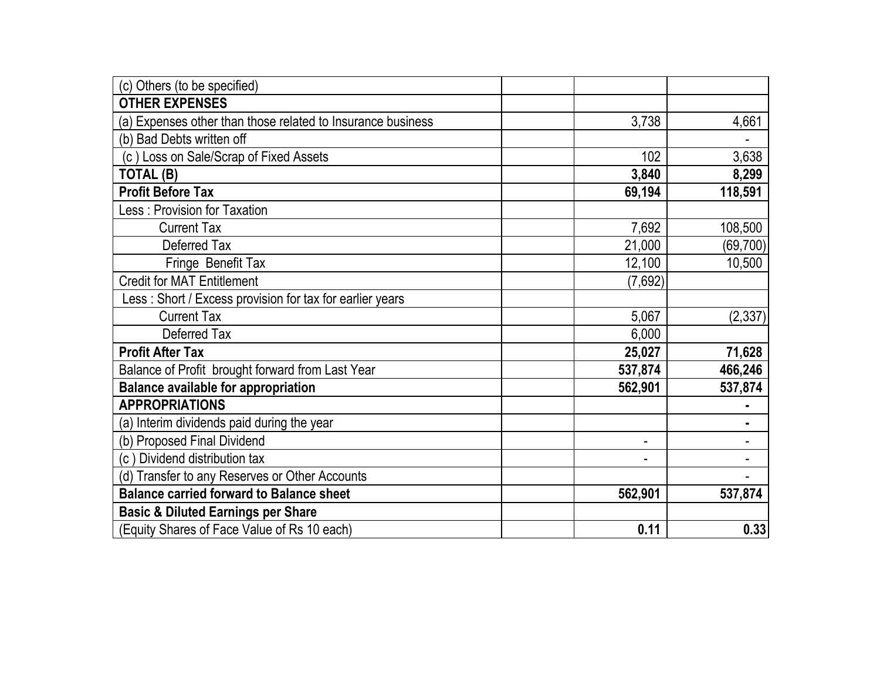| | | | |
|---|---|---|---|
| (c) Others (to be specified) | | | |
| **OTHER EXPENSES** | | | |
| (a) Expenses other than those related to Insurance business | | 3,738 | 4,661 |
| (b) Bad Debts written off | | | - |
| (c ) Loss on Sale/Scrap of Fixed Assets | | 102 | 3,638 |
| **TOTAL (B)** | | **3,840** | **8,299** |
| **Profit Before Tax** | | **69,194** | **118,591** |
| Less : Provision for Taxation | | | |
| Current Tax | | 7,692 | 108,500 |
| Deferred Tax | | 21,000 | (69,700) |
| Fringe Benefit Tax | | 12,100 | 10,500 |
| Credit for MAT Entitlement | | (7,692) | |
| Less : Short / Excess provision for tax for earlier years | | | |
| Current Tax | | 5,067 | (2,337) |
| Deferred Tax | | 6,000 | |
| **Profit After Tax** | | **25,027** | **71,628** |
| Balance of Profit brought forward from Last Year | | **537,874** | **466,246** |
| **Balance available for appropriation** | | **562,901** | **537,874** |
| **APPROPRIATIONS** | | | **-** |
| (a) Interim dividends paid during the year | | | **-** |
| (b) Proposed Final Dividend | | - | - |
| (c ) Dividend distribution tax | | - | - |
| (d) Transfer to any Reserves or Other Accounts | | | - |
| **Balance carried forward to Balance sheet** | | **562,901** | **537,874** |
| **Basic & Diluted Earnings per Share** | | | |
| (Equity Shares of Face Value of Rs 10 each) | | **0.11** | **0.33** |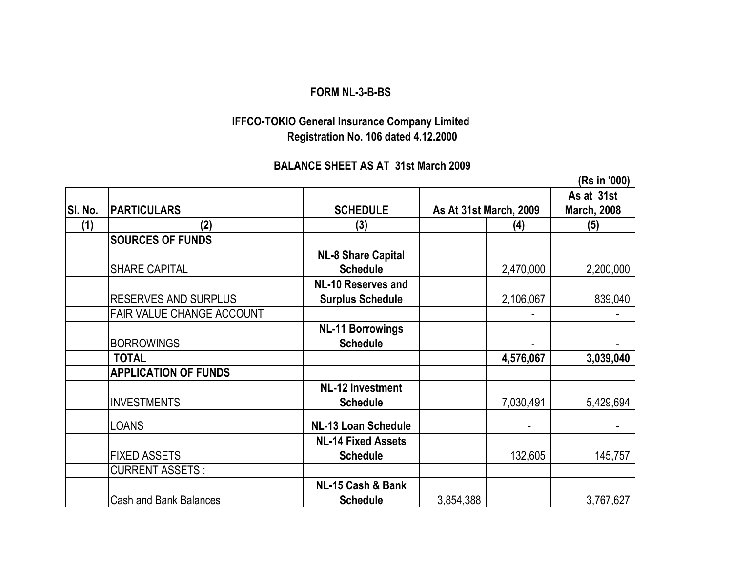**FORM NL-3-B-BS**

**IFFCO-TOKIO General Insurance Company Limited**
**Registration No. 106 dated 4.12.2000**

**BALANCE SHEET AS AT 31st March 2009**

(Rs in '000)

| Sl. No. | PARTICULARS | SCHEDULE | As At 31st March, 2009 | | As at 31st March, 2008 |
|---|---|---|---|---|---|
| (1) | (2) | (3) | | (4) | (5) |
| | **SOURCES OF FUNDS** | | | | |
| | SHARE CAPITAL | **NL-8 Share Capital Schedule** | | 2,470,000 | 2,200,000 |
| | RESERVES AND SURPLUS | **NL-10 Reserves and Surplus Schedule** | | 2,106,067 | 839,040 |
| | FAIR VALUE CHANGE ACCOUNT | | | - | - |
| | BORROWINGS | **NL-11 Borrowings Schedule** | | - | - |
| | **TOTAL** | | | **4,576,067** | **3,039,040** |
| | **APPLICATION OF FUNDS** | | | | |
| | INVESTMENTS | **NL-12 Investment Schedule** | | 7,030,491 | 5,429,694 |
| | LOANS | **NL-13 Loan Schedule** | | - | - |
| | FIXED ASSETS | **NL-14 Fixed Assets Schedule** | | 132,605 | 145,757 |
| | CURRENT ASSETS : | | | | |
| | Cash and Bank Balances | **NL-15 Cash & Bank Schedule** | 3,854,388 | | 3,767,627 |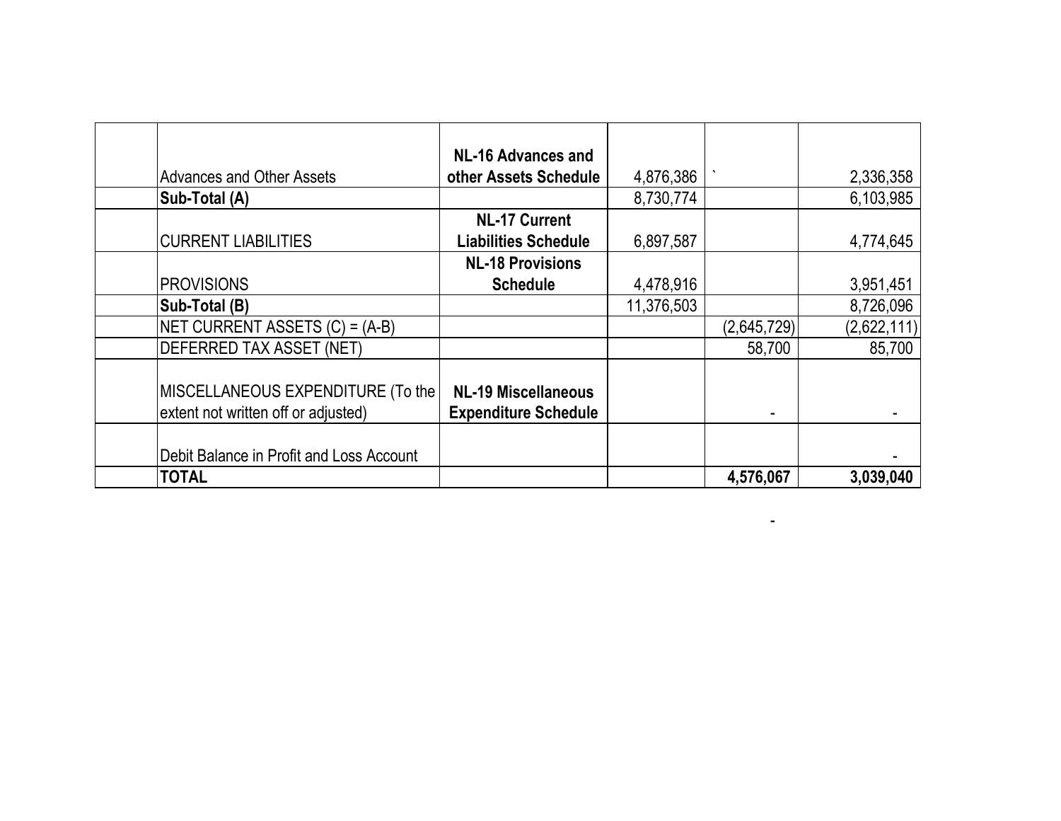| | | | | |
|---|---|---|---|---|
| | Advances and Other Assets | **NL-16 Advances and other Assets Schedule** | 4,876,386 | ` | 2,336,358 |
| | **Sub-Total (A)** | | 8,730,774 | | 6,103,985 |
| | CURRENT LIABILITIES | **NL-17 Current Liabilities Schedule** | 6,897,587 | | 4,774,645 |
| | PROVISIONS | **NL-18 Provisions Schedule** | 4,478,916 | | 3,951,451 |
| | **Sub-Total (B)** | | 11,376,503 | | 8,726,096 |
| | NET CURRENT ASSETS (C) = (A-B) | | | (2,645,729) | (2,622,111) |
| | DEFERRED TAX ASSET (NET) | | | 58,700 | 85,700 |
| | MISCELLANEOUS EXPENDITURE (To the extent not written off or adjusted) | **NL-19 Miscellaneous Expenditure Schedule** | | - | - |
| | Debit Balance in Profit and Loss Account | | | | - |
| | **TOTAL** | | | **4,576,067** | **3,039,040** |

-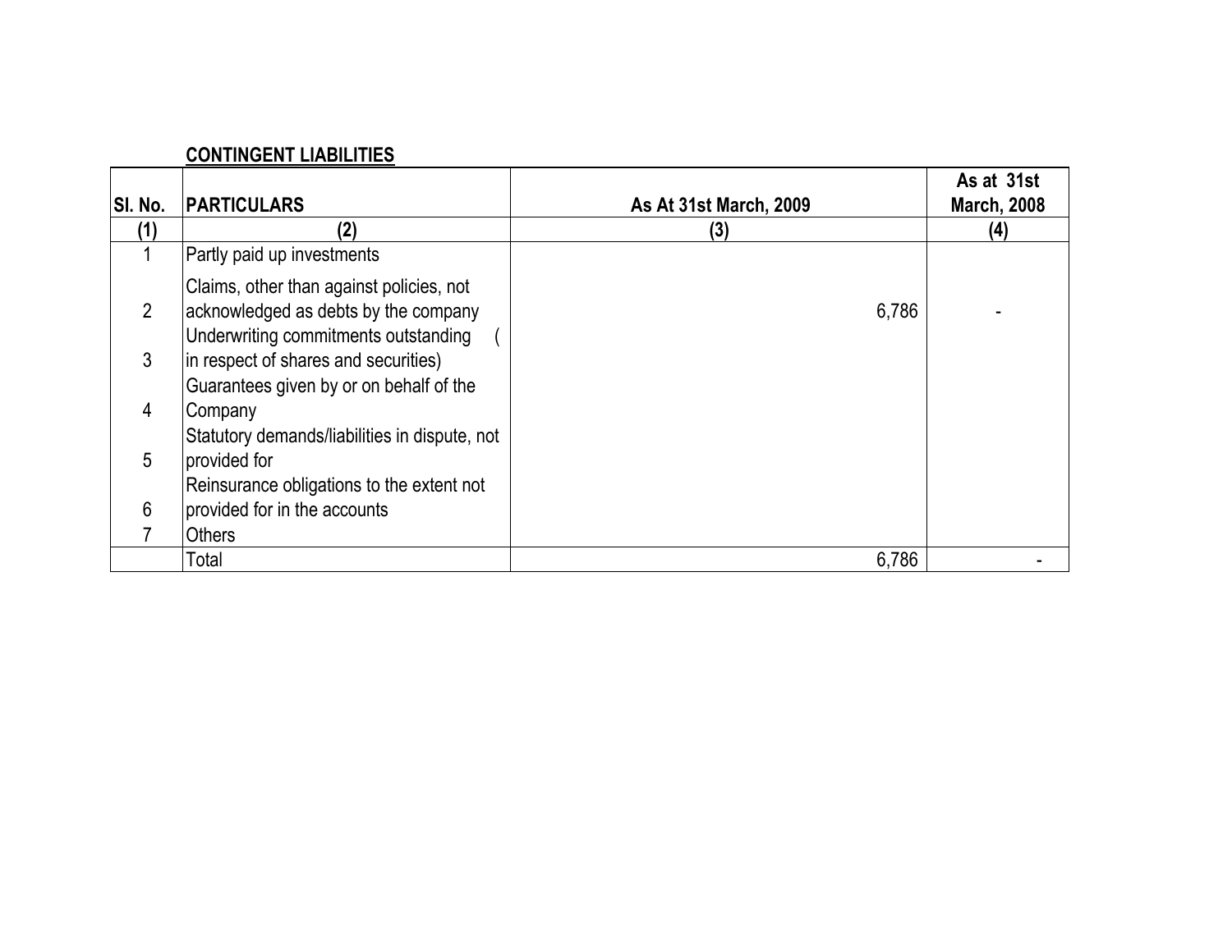**CONTINGENT LIABILITIES**

| Sl. No. | PARTICULARS | As At 31st March, 2009 | As at 31st March, 2008 |
|---|---|---|---|
| (1) | (2) | (3) | (4) |
| 1 | Partly paid up investments | | |
| 2 | Claims, other than against policies, not acknowledged as debts by the company | 6,786 | - |
| 3 | Underwriting commitments outstanding (in respect of shares and securities) | | |
| 4 | Guarantees given by or on behalf of the Company | | |
| 5 | Statutory demands/liabilities in dispute, not provided for | | |
| 6 | Reinsurance obligations to the extent not provided for in the accounts | | |
| 7 | Others | | |
| | Total | 6,786 | - |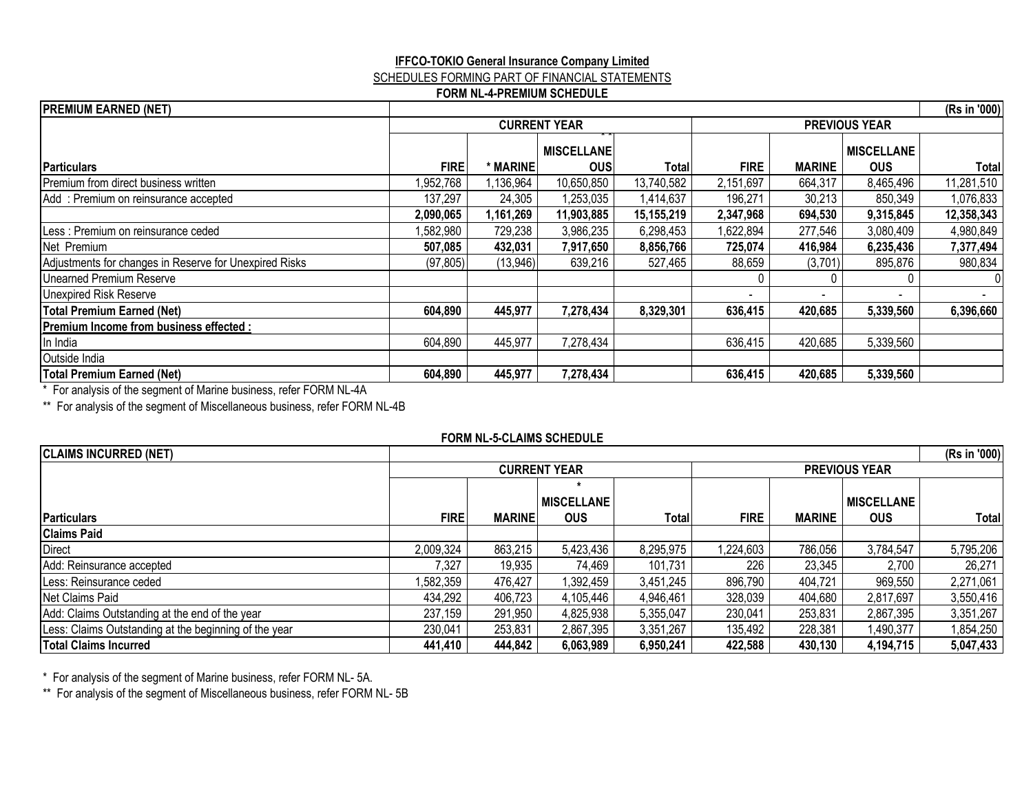**IFFCO-TOKIO General Insurance Company Limited**

SCHEDULES FORMING PART OF FINANCIAL STATEMENTS

**FORM NL-4-PREMIUM SCHEDULE**

| PREMIUM EARNED (NET) | | | | | | | | (Rs in '000) |
|---|---|---|---|---|---|---|---|---|
| | CURRENT YEAR | | | | PREVIOUS YEAR | | | |
| Particulars | FIRE | * MARINE | ** MISCELLANEOUS | Total | FIRE | MARINE | MISCELLANEOUS | Total |
| Premium from direct business written | 1,952,768 | 1,136,964 | 10,650,850 | 13,740,582 | 2,151,697 | 664,317 | 8,465,496 | 11,281,510 |
| Add : Premium on reinsurance accepted | 137,297 | 24,305 | 1,253,035 | 1,414,637 | 196,271 | 30,213 | 850,349 | 1,076,833 |
| | **2,090,065** | **1,161,269** | **11,903,885** | **15,155,219** | **2,347,968** | **694,530** | **9,315,845** | **12,358,343** |
| Less : Premium on reinsurance ceded | 1,582,980 | 729,238 | 3,986,235 | 6,298,453 | 1,622,894 | 277,546 | 3,080,409 | 4,980,849 |
| Net Premium | **507,085** | **432,031** | **7,917,650** | **8,856,766** | **725,074** | **416,984** | **6,235,436** | **7,377,494** |
| Adjustments for changes in Reserve for Unexpired Risks | (97,805) | (13,946) | 639,216 | 527,465 | 88,659 | (3,701) | 895,876 | 980,834 |
| Unearned Premium Reserve | | | | | 0 | 0 | 0 | 0 |
| Unexpired Risk Reserve | | | | | - | - | - | - |
| **Total Premium Earned (Net)** | **604,890** | **445,977** | **7,278,434** | **8,329,301** | **636,415** | **420,685** | **5,339,560** | **6,396,660** |
| **Premium Income from business effected :** | | | | | | | | |
| In India | 604,890 | 445,977 | 7,278,434 | | 636,415 | 420,685 | 5,339,560 | |
| Outside India | | | | | | | | |
| **Total Premium Earned (Net)** | **604,890** | **445,977** | **7,278,434** | | **636,415** | **420,685** | **5,339,560** | |

\* For analysis of the segment of Marine business, refer FORM NL-4A

** For analysis of the segment of Miscellaneous business, refer FORM NL-4B

**FORM NL-5-CLAIMS SCHEDULE**

| CLAIMS INCURRED (NET) | | | | | | | | (Rs in '000) |
|---|---|---|---|---|---|---|---|---|
| | CURRENT YEAR | | | | PREVIOUS YEAR | | | |
| Particulars | FIRE | MARINE | * MISCELLANEOUS | Total | FIRE | MARINE | MISCELLANEOUS | Total |
| **Claims Paid** | | | | | | | | |
| Direct | 2,009,324 | 863,215 | 5,423,436 | 8,295,975 | 1,224,603 | 786,056 | 3,784,547 | 5,795,206 |
| Add: Reinsurance accepted | 7,327 | 19,935 | 74,469 | 101,731 | 226 | 23,345 | 2,700 | 26,271 |
| Less: Reinsurance ceded | 1,582,359 | 476,427 | 1,392,459 | 3,451,245 | 896,790 | 404,721 | 969,550 | 2,271,061 |
| Net Claims Paid | 434,292 | 406,723 | 4,105,446 | 4,946,461 | 328,039 | 404,680 | 2,817,697 | 3,550,416 |
| Add: Claims Outstanding at the end of the year | 237,159 | 291,950 | 4,825,938 | 5,355,047 | 230,041 | 253,831 | 2,867,395 | 3,351,267 |
| Less: Claims Outstanding at the beginning of the year | 230,041 | 253,831 | 2,867,395 | 3,351,267 | 135,492 | 228,381 | 1,490,377 | 1,854,250 |
| **Total Claims Incurred** | **441,410** | **444,842** | **6,063,989** | **6,950,241** | **422,588** | **430,130** | **4,194,715** | **5,047,433** |

\* For analysis of the segment of Marine business, refer FORM NL- 5A.

** For analysis of the segment of Miscellaneous business, refer FORM NL- 5B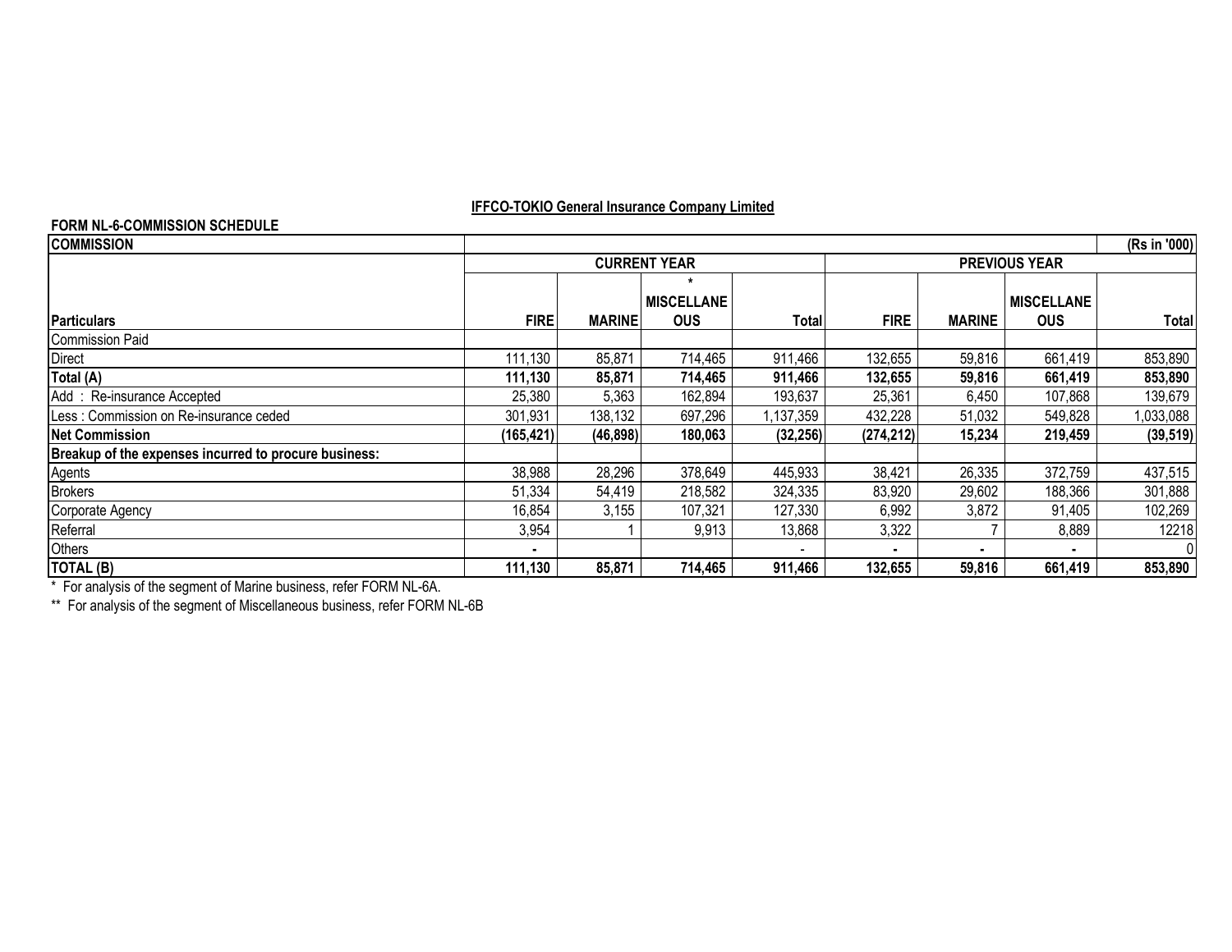**IFFCO-TOKIO General Insurance Company Limited**

**FORM NL-6-COMMISSION SCHEDULE**

| COMMISSION | | | | | | | | (Rs in '000) |
|---|---|---|---|---|---|---|---|---|
| | CURRENT YEAR | | | | PREVIOUS YEAR | | | |
| **Particulars** | **FIRE** | **MARINE** | * **MISCELLANEOUS** | **Total** | **FIRE** | **MARINE** | **MISCELLANEOUS** | **Total** |
| Commission Paid | | | | | | | | |
| Direct | 111,130 | 85,871 | 714,465 | 911,466 | 132,655 | 59,816 | 661,419 | 853,890 |
| **Total (A)** | **111,130** | **85,871** | **714,465** | **911,466** | **132,655** | **59,816** | **661,419** | **853,890** |
| Add : Re-insurance Accepted | 25,380 | 5,363 | 162,894 | 193,637 | 25,361 | 6,450 | 107,868 | 139,679 |
| Less : Commission on Re-insurance ceded | 301,931 | 138,132 | 697,296 | 1,137,359 | 432,228 | 51,032 | 549,828 | 1,033,088 |
| **Net Commission** | **(165,421)** | **(46,898)** | **180,063** | **(32,256)** | **(274,212)** | **15,234** | **219,459** | **(39,519)** |
| **Breakup of the expenses incurred to procure business:** | | | | | | | | |
| Agents | 38,988 | 28,296 | 378,649 | 445,933 | 38,421 | 26,335 | 372,759 | 437,515 |
| Brokers | 51,334 | 54,419 | 218,582 | 324,335 | 83,920 | 29,602 | 188,366 | 301,888 |
| Corporate Agency | 16,854 | 3,155 | 107,321 | 127,330 | 6,992 | 3,872 | 91,405 | 102,269 |
| Referral | 3,954 | 1 | 9,913 | 13,868 | 3,322 | 7 | 8,889 | 12218 |
| Others | - | | | - | - | - | - | 0 |
| **TOTAL (B)** | **111,130** | **85,871** | **714,465** | **911,466** | **132,655** | **59,816** | **661,419** | **853,890** |

\* For analysis of the segment of Marine business, refer FORM NL-6A.

\*\* For analysis of the segment of Miscellaneous business, refer FORM NL-6B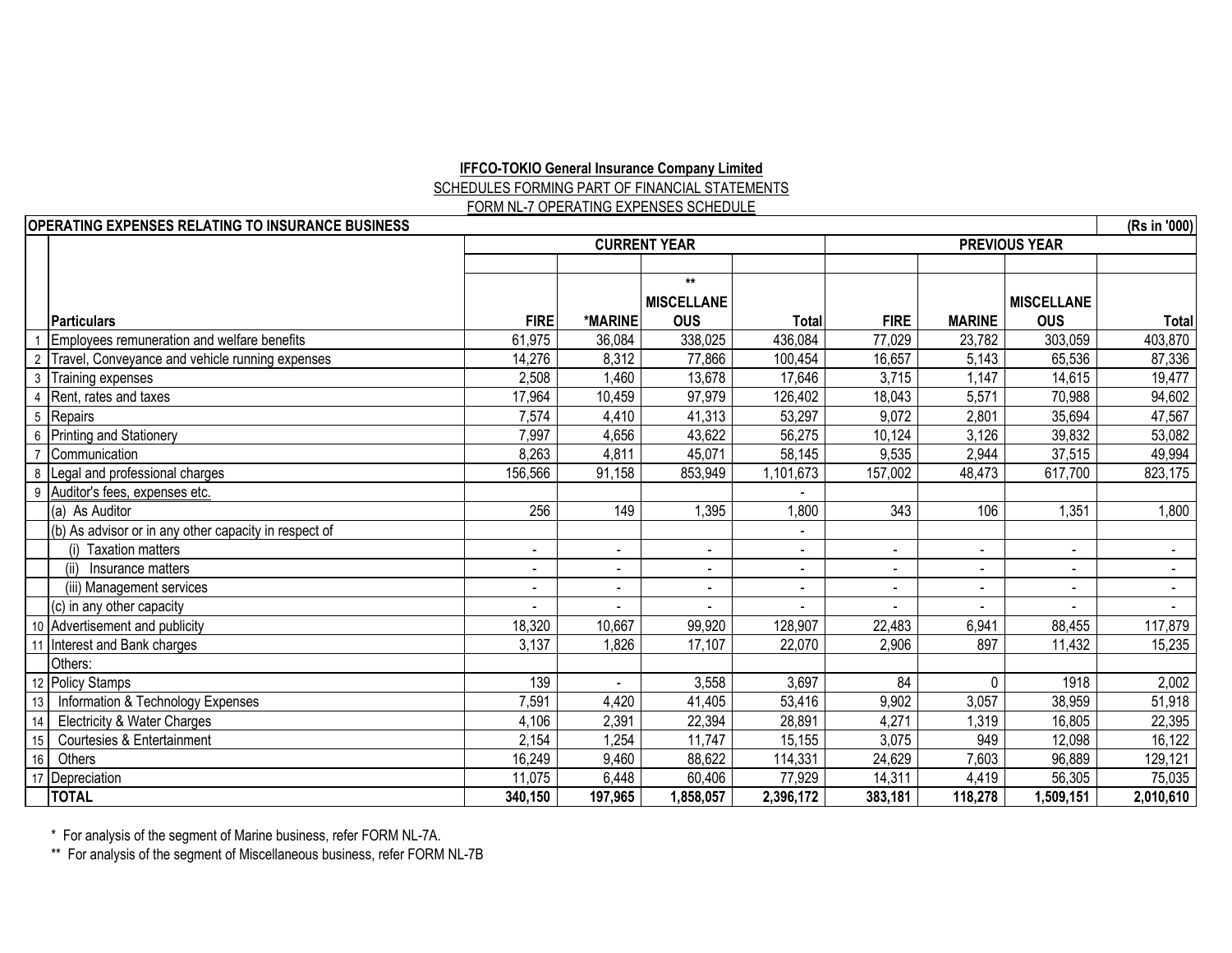**IFFCO-TOKIO General Insurance Company Limited**

SCHEDULES FORMING PART OF FINANCIAL STATEMENTS

FORM NL-7 OPERATING EXPENSES SCHEDULE

| | OPERATING EXPENSES RELATING TO INSURANCE BUSINESS | | | | | | | | (Rs in '000) |
|---|---|---|---|---|---|---|---|---|---|
| | | CURRENT YEAR | | | | PREVIOUS YEAR | | | |
| | Particulars | FIRE | *MARINE | ** MISCELLANEOUS | Total | FIRE | MARINE | MISCELLANEOUS | Total |
| 1 | Employees remuneration and welfare benefits | 61,975 | 36,084 | 338,025 | 436,084 | 77,029 | 23,782 | 303,059 | 403,870 |
| 2 | Travel, Conveyance and vehicle running expenses | 14,276 | 8,312 | 77,866 | 100,454 | 16,657 | 5,143 | 65,536 | 87,336 |
| 3 | Training expenses | 2,508 | 1,460 | 13,678 | 17,646 | 3,715 | 1,147 | 14,615 | 19,477 |
| 4 | Rent, rates and taxes | 17,964 | 10,459 | 97,979 | 126,402 | 18,043 | 5,571 | 70,988 | 94,602 |
| 5 | Repairs | 7,574 | 4,410 | 41,313 | 53,297 | 9,072 | 2,801 | 35,694 | 47,567 |
| 6 | Printing and Stationery | 7,997 | 4,656 | 43,622 | 56,275 | 10,124 | 3,126 | 39,832 | 53,082 |
| 7 | Communication | 8,263 | 4,811 | 45,071 | 58,145 | 9,535 | 2,944 | 37,515 | 49,994 |
| 8 | Legal and professional charges | 156,566 | 91,158 | 853,949 | 1,101,673 | 157,002 | 48,473 | 617,700 | 823,175 |
| 9 | Auditor's fees, expenses etc. | | | | - | | | | |
| | (a) As Auditor | 256 | 149 | 1,395 | 1,800 | 343 | 106 | 1,351 | 1,800 |
| | (b) As advisor or in any other capacity in respect of | | | | - | | | | |
| | (i) Taxation matters | - | - | - | - | - | - | - | - |
| | (ii) Insurance matters | - | - | - | - | - | - | - | - |
| | (iii) Management services | - | - | - | - | - | - | - | - |
| | (c) in any other capacity | - | - | - | - | - | - | - | - |
| 10 | Advertisement and publicity | 18,320 | 10,667 | 99,920 | 128,907 | 22,483 | 6,941 | 88,455 | 117,879 |
| 11 | Interest and Bank charges | 3,137 | 1,826 | 17,107 | 22,070 | 2,906 | 897 | 11,432 | 15,235 |
| | Others: | | | | | | | | |
| 12 | Policy Stamps | 139 | - | 3,558 | 3,697 | 84 | 0 | 1918 | 2,002 |
| 13 | Information & Technology Expenses | 7,591 | 4,420 | 41,405 | 53,416 | 9,902 | 3,057 | 38,959 | 51,918 |
| 14 | Electricity & Water Charges | 4,106 | 2,391 | 22,394 | 28,891 | 4,271 | 1,319 | 16,805 | 22,395 |
| 15 | Courtesies & Entertainment | 2,154 | 1,254 | 11,747 | 15,155 | 3,075 | 949 | 12,098 | 16,122 |
| 16 | Others | 16,249 | 9,460 | 88,622 | 114,331 | 24,629 | 7,603 | 96,889 | 129,121 |
| 17 | Depreciation | 11,075 | 6,448 | 60,406 | 77,929 | 14,311 | 4,419 | 56,305 | 75,035 |
| | **TOTAL** | **340,150** | **197,965** | **1,858,057** | **2,396,172** | **383,181** | **118,278** | **1,509,151** | **2,010,610** |

\* For analysis of the segment of Marine business, refer FORM NL-7A.

\*\* For analysis of the segment of Miscellaneous business, refer FORM NL-7B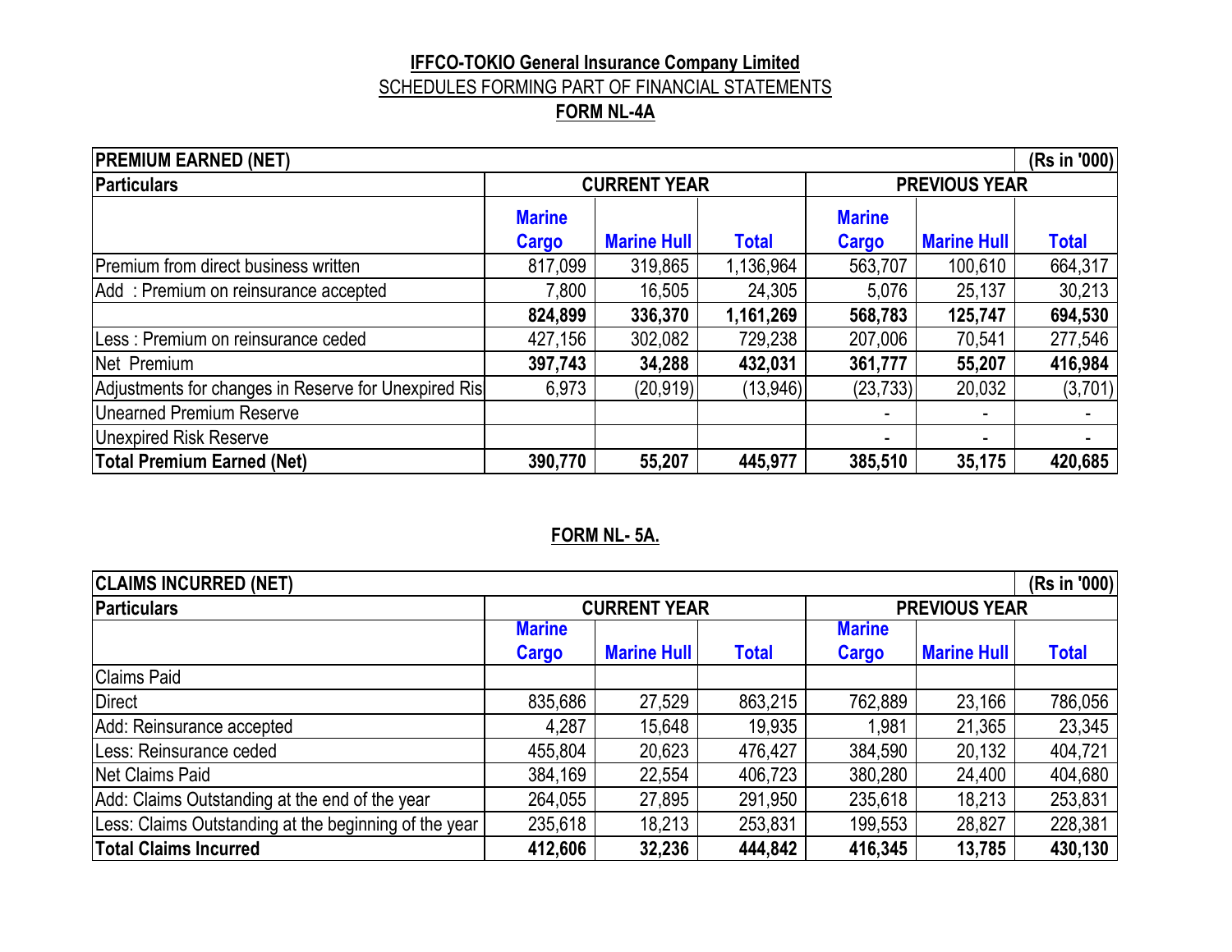**IFFCO-TOKIO General Insurance Company Limited**

SCHEDULES FORMING PART OF FINANCIAL STATEMENTS

**FORM NL-4A**

| PREMIUM EARNED (NET) | | | | | | (Rs in '000) |
|---|---|---|---|---|---|---|
| **Particulars** | **CURRENT YEAR** | | | **PREVIOUS YEAR** | | |
| | **Marine Cargo** | **Marine Hull** | **Total** | **Marine Cargo** | **Marine Hull** | **Total** |
| Premium from direct business written | 817,099 | 319,865 | 1,136,964 | 563,707 | 100,610 | 664,317 |
| Add : Premium on reinsurance accepted | 7,800 | 16,505 | 24,305 | 5,076 | 25,137 | 30,213 |
| | **824,899** | **336,370** | **1,161,269** | **568,783** | **125,747** | **694,530** |
| Less : Premium on reinsurance ceded | 427,156 | 302,082 | 729,238 | 207,006 | 70,541 | 277,546 |
| Net Premium | **397,743** | **34,288** | **432,031** | **361,777** | **55,207** | **416,984** |
| Adjustments for changes in Reserve for Unexpired Ris | 6,973 | (20,919) | (13,946) | (23,733) | 20,032 | (3,701) |
| Unearned Premium Reserve | | | | - | - | - |
| Unexpired Risk Reserve | | | | - | - | - |
| **Total Premium Earned (Net)** | **390,770** | **55,207** | **445,977** | **385,510** | **35,175** | **420,685** |

**FORM NL- 5A.**

| CLAIMS INCURRED (NET) | | | | | | (Rs in '000) |
|---|---|---|---|---|---|---|
| **Particulars** | **CURRENT YEAR** | | | **PREVIOUS YEAR** | | |
| | **Marine Cargo** | **Marine Hull** | **Total** | **Marine Cargo** | **Marine Hull** | **Total** |
| Claims Paid | | | | | | |
| Direct | 835,686 | 27,529 | 863,215 | 762,889 | 23,166 | 786,056 |
| Add: Reinsurance accepted | 4,287 | 15,648 | 19,935 | 1,981 | 21,365 | 23,345 |
| Less: Reinsurance ceded | 455,804 | 20,623 | 476,427 | 384,590 | 20,132 | 404,721 |
| Net Claims Paid | 384,169 | 22,554 | 406,723 | 380,280 | 24,400 | 404,680 |
| Add: Claims Outstanding at the end of the year | 264,055 | 27,895 | 291,950 | 235,618 | 18,213 | 253,831 |
| Less: Claims Outstanding at the beginning of the year | 235,618 | 18,213 | 253,831 | 199,553 | 28,827 | 228,381 |
| **Total Claims Incurred** | **412,606** | **32,236** | **444,842** | **416,345** | **13,785** | **430,130** |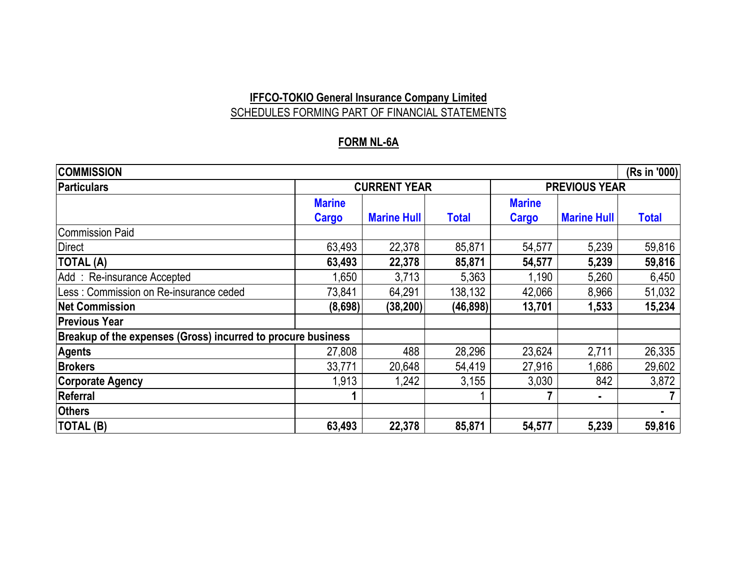**IFFCO-TOKIO General Insurance Company Limited**

SCHEDULES FORMING PART OF FINANCIAL STATEMENTS

**FORM NL-6A**

| COMMISSION | | | | | | (Rs in '000) |
|---|---|---|---|---|---|---|
| **Particulars** | **CURRENT YEAR** | | | **PREVIOUS YEAR** | | |
| | **Marine Cargo** | **Marine Hull** | **Total** | **Marine Cargo** | **Marine Hull** | **Total** |
| Commission Paid | | | | | | |
| Direct | 63,493 | 22,378 | 85,871 | 54,577 | 5,239 | 59,816 |
| **TOTAL (A)** | **63,493** | **22,378** | **85,871** | **54,577** | **5,239** | **59,816** |
| Add : Re-insurance Accepted | 1,650 | 3,713 | 5,363 | 1,190 | 5,260 | 6,450 |
| Less : Commission on Re-insurance ceded | 73,841 | 64,291 | 138,132 | 42,066 | 8,966 | 51,032 |
| **Net Commission** | **(8,698)** | **(38,200)** | **(46,898)** | **13,701** | **1,533** | **15,234** |
| **Previous Year** | | | | | | |
| **Breakup of the expenses (Gross) incurred to procure business** | | | | | | |
| **Agents** | 27,808 | 488 | 28,296 | 23,624 | 2,711 | 26,335 |
| **Brokers** | 33,771 | 20,648 | 54,419 | 27,916 | 1,686 | 29,602 |
| **Corporate Agency** | 1,913 | 1,242 | 3,155 | 3,030 | 842 | 3,872 |
| **Referral** | **1** | | 1 | **7** | **-** | **7** |
| **Others** | | | | | | **-** |
| **TOTAL (B)** | **63,493** | **22,378** | **85,871** | **54,577** | **5,239** | **59,816** |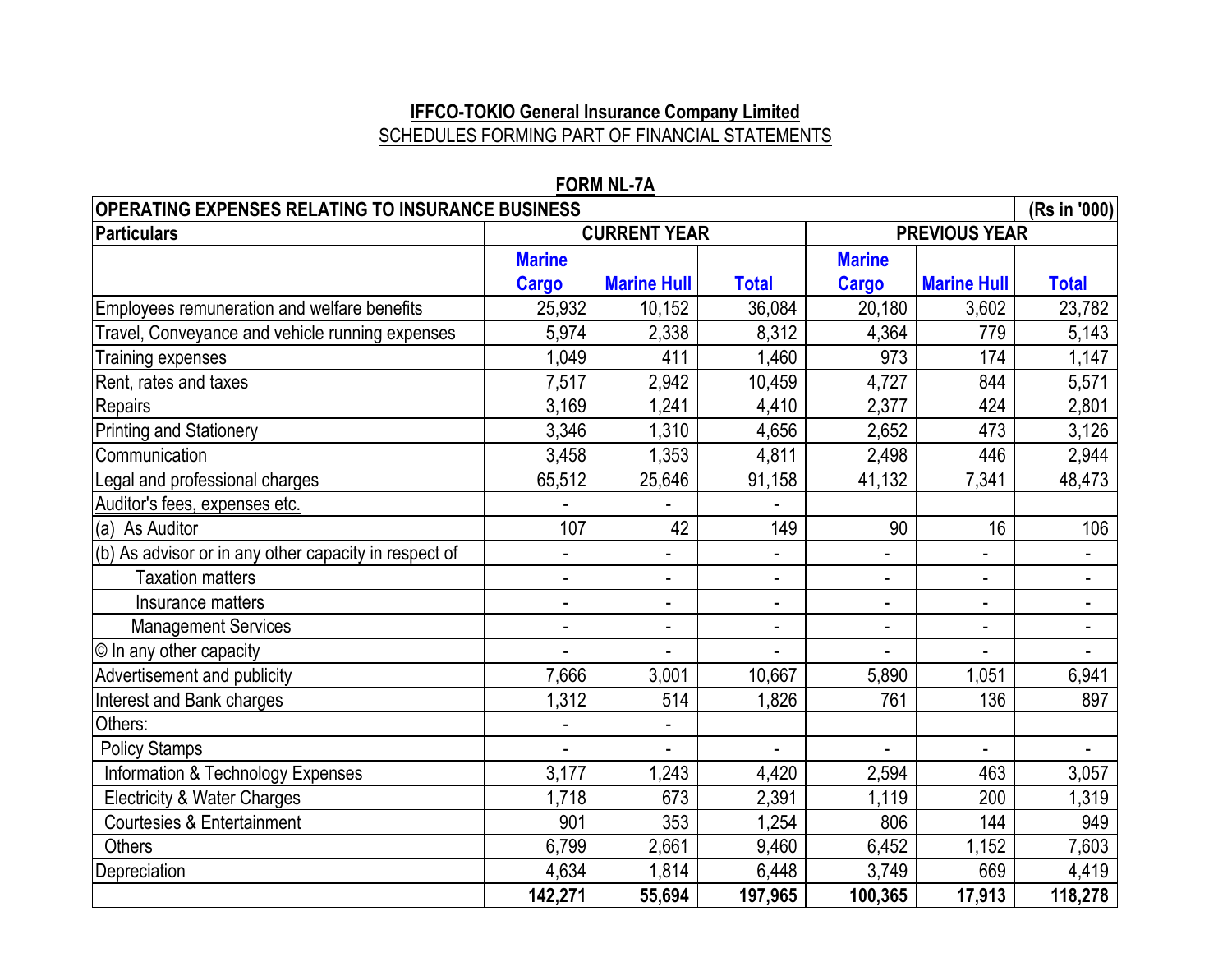**IFFCO-TOKIO General Insurance Company Limited**

SCHEDULES FORMING PART OF FINANCIAL STATEMENTS

**FORM NL-7A**

| OPERATING EXPENSES RELATING TO INSURANCE BUSINESS | | | | | | (Rs in '000) |
|---|---|---|---|---|---|---|
| **Particulars** | **CURRENT YEAR** | | | **PREVIOUS YEAR** | | |
| | **Marine Cargo** | **Marine Hull** | **Total** | **Marine Cargo** | **Marine Hull** | **Total** |
| Employees remuneration and welfare benefits | 25,932 | 10,152 | 36,084 | 20,180 | 3,602 | 23,782 |
| Travel, Conveyance and vehicle running expenses | 5,974 | 2,338 | 8,312 | 4,364 | 779 | 5,143 |
| Training expenses | 1,049 | 411 | 1,460 | 973 | 174 | 1,147 |
| Rent, rates and taxes | 7,517 | 2,942 | 10,459 | 4,727 | 844 | 5,571 |
| Repairs | 3,169 | 1,241 | 4,410 | 2,377 | 424 | 2,801 |
| Printing and Stationery | 3,346 | 1,310 | 4,656 | 2,652 | 473 | 3,126 |
| Communication | 3,458 | 1,353 | 4,811 | 2,498 | 446 | 2,944 |
| Legal and professional charges | 65,512 | 25,646 | 91,158 | 41,132 | 7,341 | 48,473 |
| Auditor's fees, expenses etc. | - | - | - | | | |
| (a) As Auditor | 107 | 42 | 149 | 90 | 16 | 106 |
| (b) As advisor or in any other capacity in respect of | - | - | - | - | - | - |
| Taxation matters | - | - | - | - | - | - |
| Insurance matters | - | - | - | - | - | - |
| Management Services | - | - | - | - | - | - |
| © In any other capacity | - | - | - | - | - | - |
| Advertisement and publicity | 7,666 | 3,001 | 10,667 | 5,890 | 1,051 | 6,941 |
| Interest and Bank charges | 1,312 | 514 | 1,826 | 761 | 136 | 897 |
| Others: | - | - | | | | |
| Policy Stamps | - | - | - | - | - | - |
| Information & Technology Expenses | 3,177 | 1,243 | 4,420 | 2,594 | 463 | 3,057 |
| Electricity & Water Charges | 1,718 | 673 | 2,391 | 1,119 | 200 | 1,319 |
| Courtesies & Entertainment | 901 | 353 | 1,254 | 806 | 144 | 949 |
| Others | 6,799 | 2,661 | 9,460 | 6,452 | 1,152 | 7,603 |
| Depreciation | 4,634 | 1,814 | 6,448 | 3,749 | 669 | 4,419 |
| | **142,271** | **55,694** | **197,965** | **100,365** | **17,913** | **118,278** |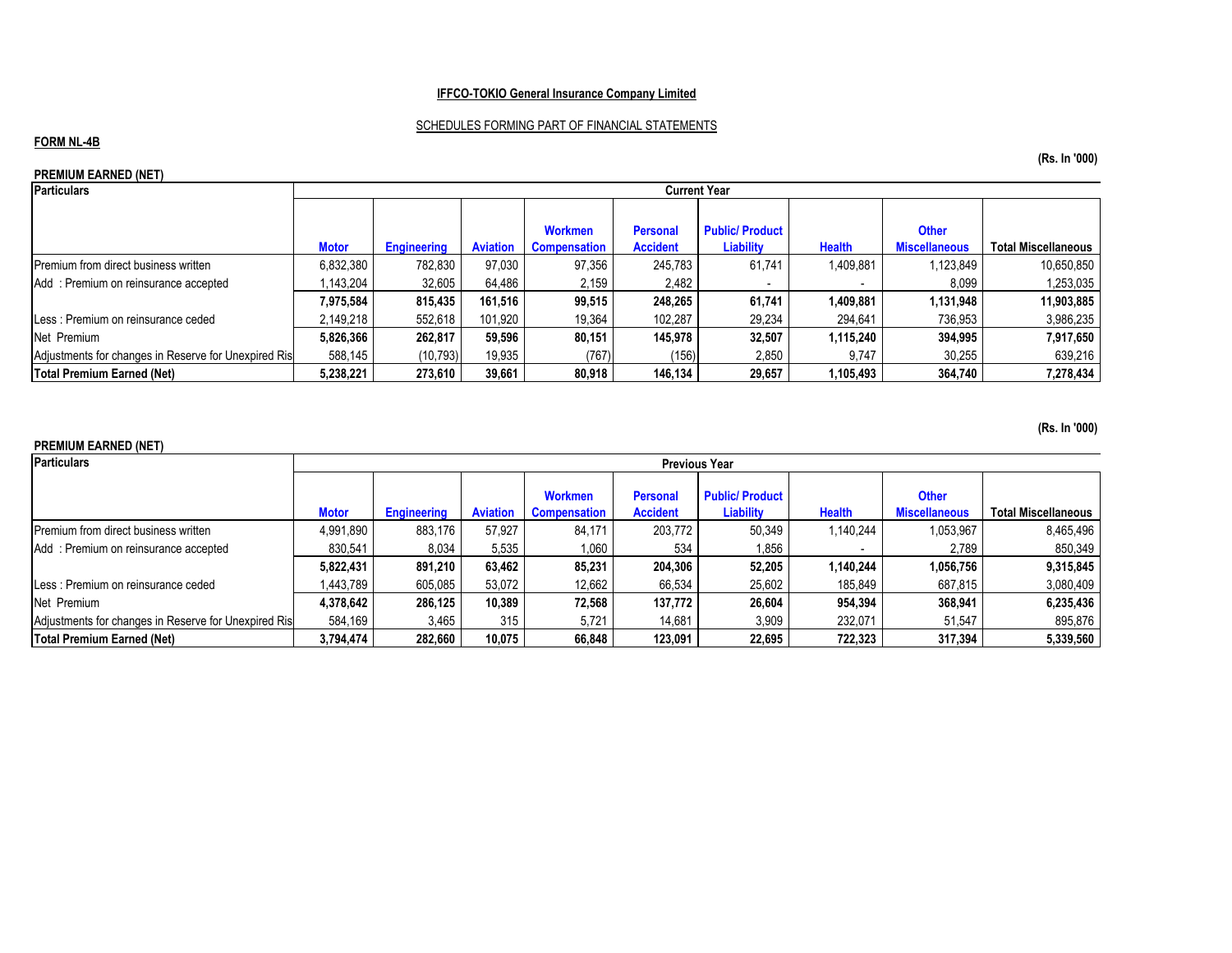**IFFCO-TOKIO General Insurance Company Limited**

SCHEDULES FORMING PART OF FINANCIAL STATEMENTS

**FORM NL-4B**

**(Rs. In '000)**

**PREMIUM EARNED (NET)**

| Particulars | Current Year | | | | | | | | |
|---|---|---|---|---|---|---|---|---|---|
| | Motor | Engineering | Aviation | Workmen Compensation | Personal Accident | Public/ Product Liability | Health | Other Miscellaneous | Total Miscellaneous |
| Premium from direct business written | 6,832,380 | 782,830 | 97,030 | 97,356 | 245,783 | 61,741 | 1,409,881 | 1,123,849 | 10,650,850 |
| Add : Premium on reinsurance accepted | 1,143,204 | 32,605 | 64,486 | 2,159 | 2,482 | - | - | 8,099 | 1,253,035 |
| | **7,975,584** | **815,435** | **161,516** | **99,515** | **248,265** | **61,741** | **1,409,881** | **1,131,948** | **11,903,885** |
| Less : Premium on reinsurance ceded | 2,149,218 | 552,618 | 101,920 | 19,364 | 102,287 | 29,234 | 294,641 | 736,953 | 3,986,235 |
| Net Premium | **5,826,366** | **262,817** | **59,596** | **80,151** | **145,978** | **32,507** | **1,115,240** | **394,995** | **7,917,650** |
| Adjustments for changes in Reserve for Unexpired Ris | 588,145 | (10,793) | 19,935 | (767) | (156) | 2,850 | 9,747 | 30,255 | 639,216 |
| **Total Premium Earned (Net)** | **5,238,221** | **273,610** | **39,661** | **80,918** | **146,134** | **29,657** | **1,105,493** | **364,740** | **7,278,434** |

**(Rs. In '000)**

**PREMIUM EARNED (NET)**

| Particulars | Previous Year | | | | | | | | |
|---|---|---|---|---|---|---|---|---|---|
| | Motor | Engineering | Aviation | Workmen Compensation | Personal Accident | Public/ Product Liability | Health | Other Miscellaneous | Total Miscellaneous |
| Premium from direct business written | 4,991,890 | 883,176 | 57,927 | 84,171 | 203,772 | 50,349 | 1,140,244 | 1,053,967 | 8,465,496 |
| Add : Premium on reinsurance accepted | 830,541 | 8,034 | 5,535 | 1,060 | 534 | 1,856 | - | 2,789 | 850,349 |
| | **5,822,431** | **891,210** | **63,462** | **85,231** | **204,306** | **52,205** | **1,140,244** | **1,056,756** | **9,315,845** |
| Less : Premium on reinsurance ceded | 1,443,789 | 605,085 | 53,072 | 12,662 | 66,534 | 25,602 | 185,849 | 687,815 | 3,080,409 |
| Net Premium | **4,378,642** | **286,125** | **10,389** | **72,568** | **137,772** | **26,604** | **954,394** | **368,941** | **6,235,436** |
| Adjustments for changes in Reserve for Unexpired Ris | 584,169 | 3,465 | 315 | 5,721 | 14,681 | 3,909 | 232,071 | 51,547 | 895,876 |
| **Total Premium Earned (Net)** | **3,794,474** | **282,660** | **10,075** | **66,848** | **123,091** | **22,695** | **722,323** | **317,394** | **5,339,560** |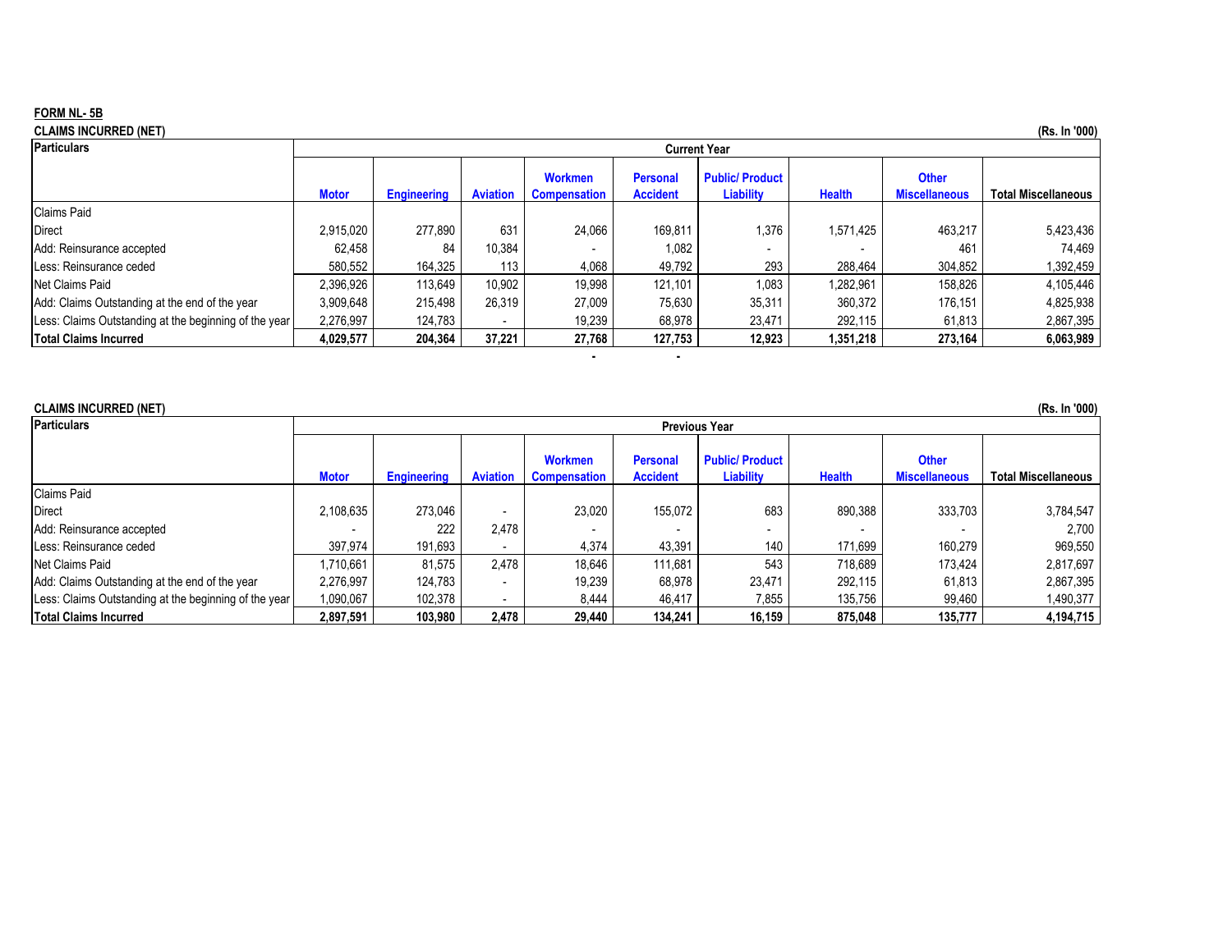**FORM NL- 5B**

**CLAIMS INCURRED (NET)**

(Rs. In '000)

| Particulars | Current Year | | | | | | | | |
|---|---|---|---|---|---|---|---|---|---|
| | Motor | Engineering | Aviation | Workmen Compensation | Personal Accident | Public/ Product Liability | Health | Other Miscellaneous | Total Miscellaneous |
| Claims Paid | | | | | | | | | |
| Direct | 2,915,020 | 277,890 | 631 | 24,066 | 169,811 | 1,376 | 1,571,425 | 463,217 | 5,423,436 |
| Add: Reinsurance accepted | 62,458 | 84 | 10,384 | - | 1,082 | - | - | 461 | 74,469 |
| Less: Reinsurance ceded | 580,552 | 164,325 | 113 | 4,068 | 49,792 | 293 | 288,464 | 304,852 | 1,392,459 |
| Net Claims Paid | 2,396,926 | 113,649 | 10,902 | 19,998 | 121,101 | 1,083 | 1,282,961 | 158,826 | 4,105,446 |
| Add: Claims Outstanding at the end of the year | 3,909,648 | 215,498 | 26,319 | 27,009 | 75,630 | 35,311 | 360,372 | 176,151 | 4,825,938 |
| Less: Claims Outstanding at the beginning of the year | 2,276,997 | 124,783 | - | 19,239 | 68,978 | 23,471 | 292,115 | 61,813 | 2,867,395 |
| **Total Claims Incurred** | **4,029,577** | **204,364** | **37,221** | **27,768** | **127,753** | **12,923** | **1,351,218** | **273,164** | **6,063,989** |
| | | | | - | - | | | | |

**CLAIMS INCURRED (NET)**

(Rs. In '000)

| Particulars | Previous Year | | | | | | | | |
|---|---|---|---|---|---|---|---|---|---|
| | Motor | Engineering | Aviation | Workmen Compensation | Personal Accident | Public/ Product Liability | Health | Other Miscellaneous | Total Miscellaneous |
| Claims Paid | | | | | | | | | |
| Direct | 2,108,635 | 273,046 | - | 23,020 | 155,072 | 683 | 890,388 | 333,703 | 3,784,547 |
| Add: Reinsurance accepted | - | 222 | 2,478 | - | - | - | - | - | 2,700 |
| Less: Reinsurance ceded | 397,974 | 191,693 | - | 4,374 | 43,391 | 140 | 171,699 | 160,279 | 969,550 |
| Net Claims Paid | 1,710,661 | 81,575 | 2,478 | 18,646 | 111,681 | 543 | 718,689 | 173,424 | 2,817,697 |
| Add: Claims Outstanding at the end of the year | 2,276,997 | 124,783 | - | 19,239 | 68,978 | 23,471 | 292,115 | 61,813 | 2,867,395 |
| Less: Claims Outstanding at the beginning of the year | 1,090,067 | 102,378 | - | 8,444 | 46,417 | 7,855 | 135,756 | 99,460 | 1,490,377 |
| **Total Claims Incurred** | **2,897,591** | **103,980** | **2,478** | **29,440** | **134,241** | **16,159** | **875,048** | **135,777** | **4,194,715** |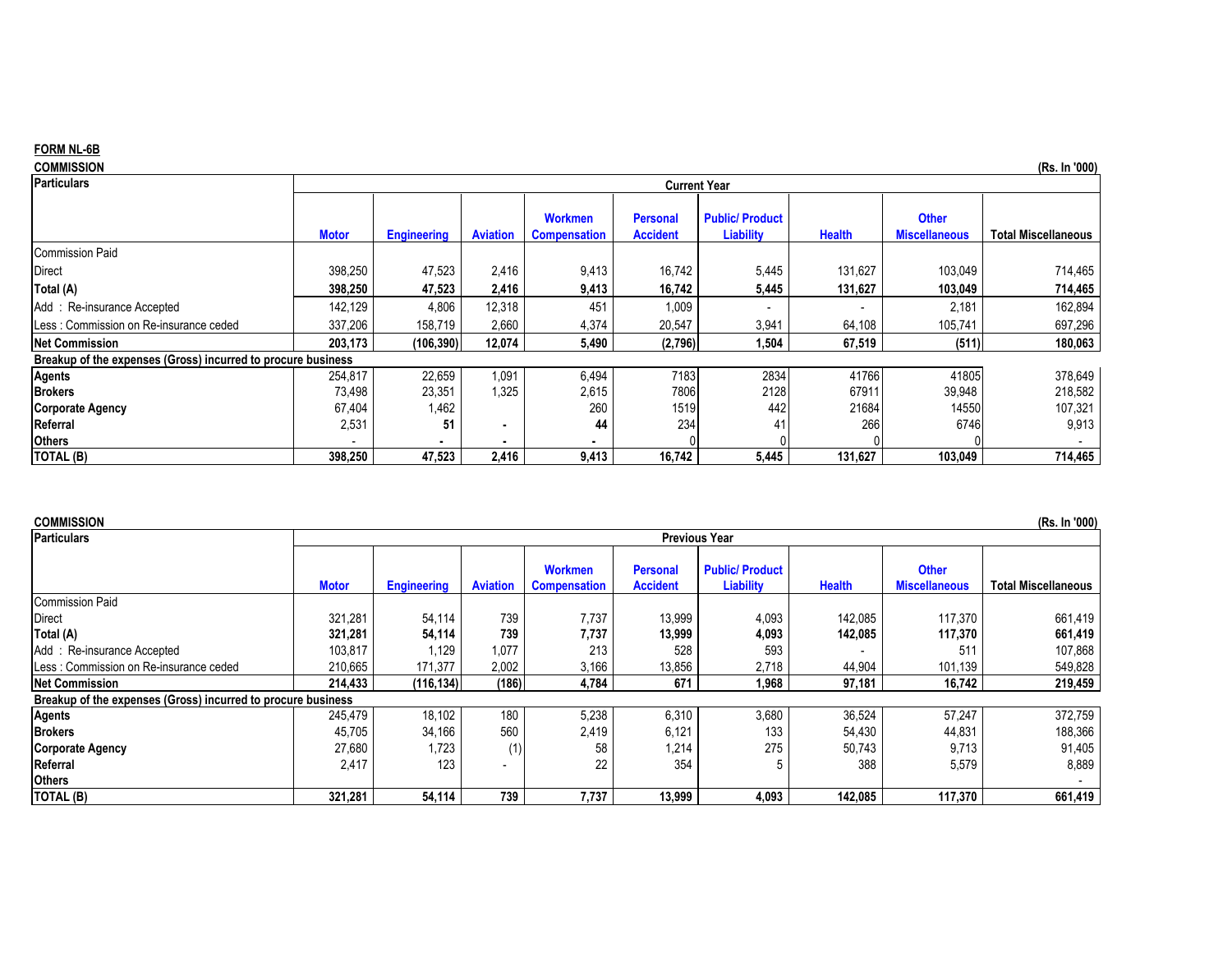**FORM NL-6B**

**COMMISSION**

(Rs. In '000)

| Particulars | Current Year | | | | | | | | |
|---|---|---|---|---|---|---|---|---|---|
| | Motor | Engineering | Aviation | Workmen Compensation | Personal Accident | Public/ Product Liability | Health | Other Miscellaneous | Total Miscellaneous |
| Commission Paid | | | | | | | | | |
| Direct | 398,250 | 47,523 | 2,416 | 9,413 | 16,742 | 5,445 | 131,627 | 103,049 | 714,465 |
| **Total (A)** | **398,250** | **47,523** | **2,416** | **9,413** | **16,742** | **5,445** | **131,627** | **103,049** | **714,465** |
| Add : Re-insurance Accepted | 142,129 | 4,806 | 12,318 | 451 | 1,009 | - | - | 2,181 | 162,894 |
| Less : Commission on Re-insurance ceded | 337,206 | 158,719 | 2,660 | 4,374 | 20,547 | 3,941 | 64,108 | 105,741 | 697,296 |
| **Net Commission** | **203,173** | **(106,390)** | **12,074** | **5,490** | **(2,796)** | **1,504** | **67,519** | **(511)** | **180,063** |
| **Breakup of the expenses (Gross) incurred to procure business** | | | | | | | | | |
| **Agents** | 254,817 | 22,659 | 1,091 | 6,494 | 7183 | 2834 | 41766 | 41805 | 378,649 |
| **Brokers** | 73,498 | 23,351 | 1,325 | 2,615 | 7806 | 2128 | 67911 | 39,948 | 218,582 |
| **Corporate Agency** | 67,404 | 1,462 | | 260 | 1519 | 442 | 21684 | 14550 | 107,321 |
| **Referral** | 2,531 | 51 | - | 44 | 234 | 41 | 266 | 6746 | 9,913 |
| **Others** | - | - | - | - | 0 | 0 | 0 | 0 | - |
| **TOTAL (B)** | **398,250** | **47,523** | **2,416** | **9,413** | **16,742** | **5,445** | **131,627** | **103,049** | **714,465** |

**COMMISSION**

(Rs. In '000)

| Particulars | Previous Year | | | | | | | | |
|---|---|---|---|---|---|---|---|---|---|
| | Motor | Engineering | Aviation | Workmen Compensation | Personal Accident | Public/ Product Liability | Health | Other Miscellaneous | Total Miscellaneous |
| Commission Paid | | | | | | | | | |
| Direct | 321,281 | 54,114 | 739 | 7,737 | 13,999 | 4,093 | 142,085 | 117,370 | 661,419 |
| **Total (A)** | **321,281** | **54,114** | **739** | **7,737** | **13,999** | **4,093** | **142,085** | **117,370** | **661,419** |
| Add : Re-insurance Accepted | 103,817 | 1,129 | 1,077 | 213 | 528 | 593 | - | 511 | 107,868 |
| Less : Commission on Re-insurance ceded | 210,665 | 171,377 | 2,002 | 3,166 | 13,856 | 2,718 | 44,904 | 101,139 | 549,828 |
| **Net Commission** | **214,433** | **(116,134)** | **(186)** | **4,784** | **671** | **1,968** | **97,181** | **16,742** | **219,459** |
| **Breakup of the expenses (Gross) incurred to procure business** | | | | | | | | | |
| **Agents** | 245,479 | 18,102 | 180 | 5,238 | 6,310 | 3,680 | 36,524 | 57,247 | 372,759 |
| **Brokers** | 45,705 | 34,166 | 560 | 2,419 | 6,121 | 133 | 54,430 | 44,831 | 188,366 |
| **Corporate Agency** | 27,680 | 1,723 | (1) | 58 | 1,214 | 275 | 50,743 | 9,713 | 91,405 |
| **Referral** | 2,417 | 123 | - | 22 | 354 | 5 | 388 | 5,579 | 8,889 |
| **Others** | | | | | | | | | - |
| **TOTAL (B)** | **321,281** | **54,114** | **739** | **7,737** | **13,999** | **4,093** | **142,085** | **117,370** | **661,419** |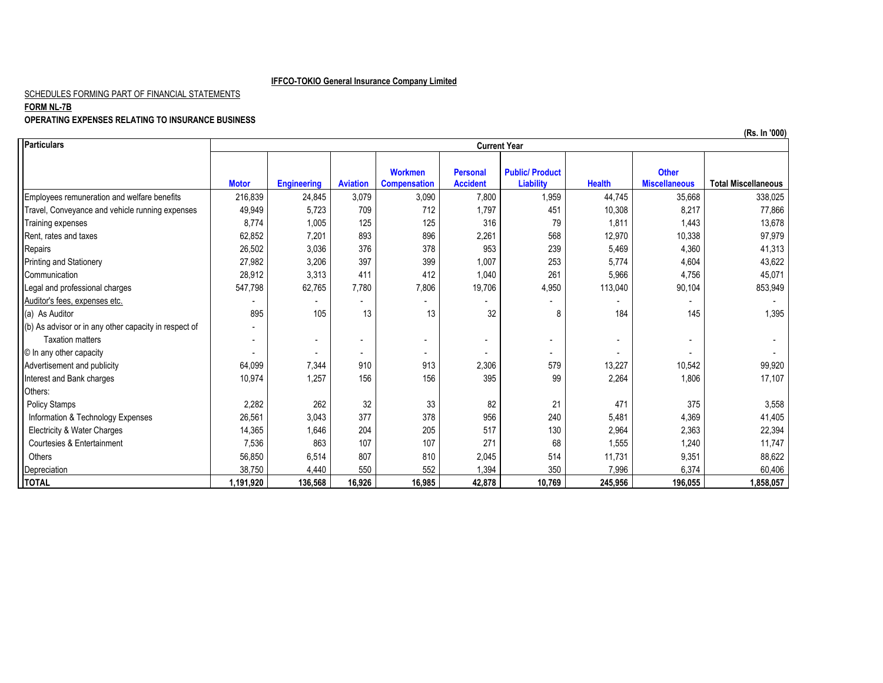**IFFCO-TOKIO General Insurance Company Limited**

SCHEDULES FORMING PART OF FINANCIAL STATEMENTS

**FORM NL-7B**

**OPERATING EXPENSES RELATING TO INSURANCE BUSINESS**

(Rs. In '000)

| Particulars | Current Year | | | | | | | | |
|---|---|---|---|---|---|---|---|---|---|
| | Motor | Engineering | Aviation | Workmen Compensation | Personal Accident | Public/ Product Liability | Health | Other Miscellaneous | Total Miscellaneous |
| Employees remuneration and welfare benefits | 216,839 | 24,845 | 3,079 | 3,090 | 7,800 | 1,959 | 44,745 | 35,668 | 338,025 |
| Travel, Conveyance and vehicle running expenses | 49,949 | 5,723 | 709 | 712 | 1,797 | 451 | 10,308 | 8,217 | 77,866 |
| Training expenses | 8,774 | 1,005 | 125 | 125 | 316 | 79 | 1,811 | 1,443 | 13,678 |
| Rent, rates and taxes | 62,852 | 7,201 | 893 | 896 | 2,261 | 568 | 12,970 | 10,338 | 97,979 |
| Repairs | 26,502 | 3,036 | 376 | 378 | 953 | 239 | 5,469 | 4,360 | 41,313 |
| Printing and Stationery | 27,982 | 3,206 | 397 | 399 | 1,007 | 253 | 5,774 | 4,604 | 43,622 |
| Communication | 28,912 | 3,313 | 411 | 412 | 1,040 | 261 | 5,966 | 4,756 | 45,071 |
| Legal and professional charges | 547,798 | 62,765 | 7,780 | 7,806 | 19,706 | 4,950 | 113,040 | 90,104 | 853,949 |
| Auditor's fees, expenses etc. | - | - | - | - | - | - | - | - | - |
| (a) As Auditor | 895 | 105 | 13 | 13 | 32 | 8 | 184 | 145 | 1,395 |
| (b) As advisor or in any other capacity in respect of | - | | | | | | | | |
| Taxation matters | - | - | - | - | - | - | - | - | - |
| © In any other capacity | - | - | - | - | - | - | - | - | - |
| Advertisement and publicity | 64,099 | 7,344 | 910 | 913 | 2,306 | 579 | 13,227 | 10,542 | 99,920 |
| Interest and Bank charges | 10,974 | 1,257 | 156 | 156 | 395 | 99 | 2,264 | 1,806 | 17,107 |
| Others: | | | | | | | | | |
| Policy Stamps | 2,282 | 262 | 32 | 33 | 82 | 21 | 471 | 375 | 3,558 |
| Information & Technology Expenses | 26,561 | 3,043 | 377 | 378 | 956 | 240 | 5,481 | 4,369 | 41,405 |
| Electricity & Water Charges | 14,365 | 1,646 | 204 | 205 | 517 | 130 | 2,964 | 2,363 | 22,394 |
| Courtesies & Entertainment | 7,536 | 863 | 107 | 107 | 271 | 68 | 1,555 | 1,240 | 11,747 |
| Others | 56,850 | 6,514 | 807 | 810 | 2,045 | 514 | 11,731 | 9,351 | 88,622 |
| Depreciation | 38,750 | 4,440 | 550 | 552 | 1,394 | 350 | 7,996 | 6,374 | 60,406 |
| **TOTAL** | **1,191,920** | **136,568** | **16,926** | **16,985** | **42,878** | **10,769** | **245,956** | **196,055** | **1,858,057** |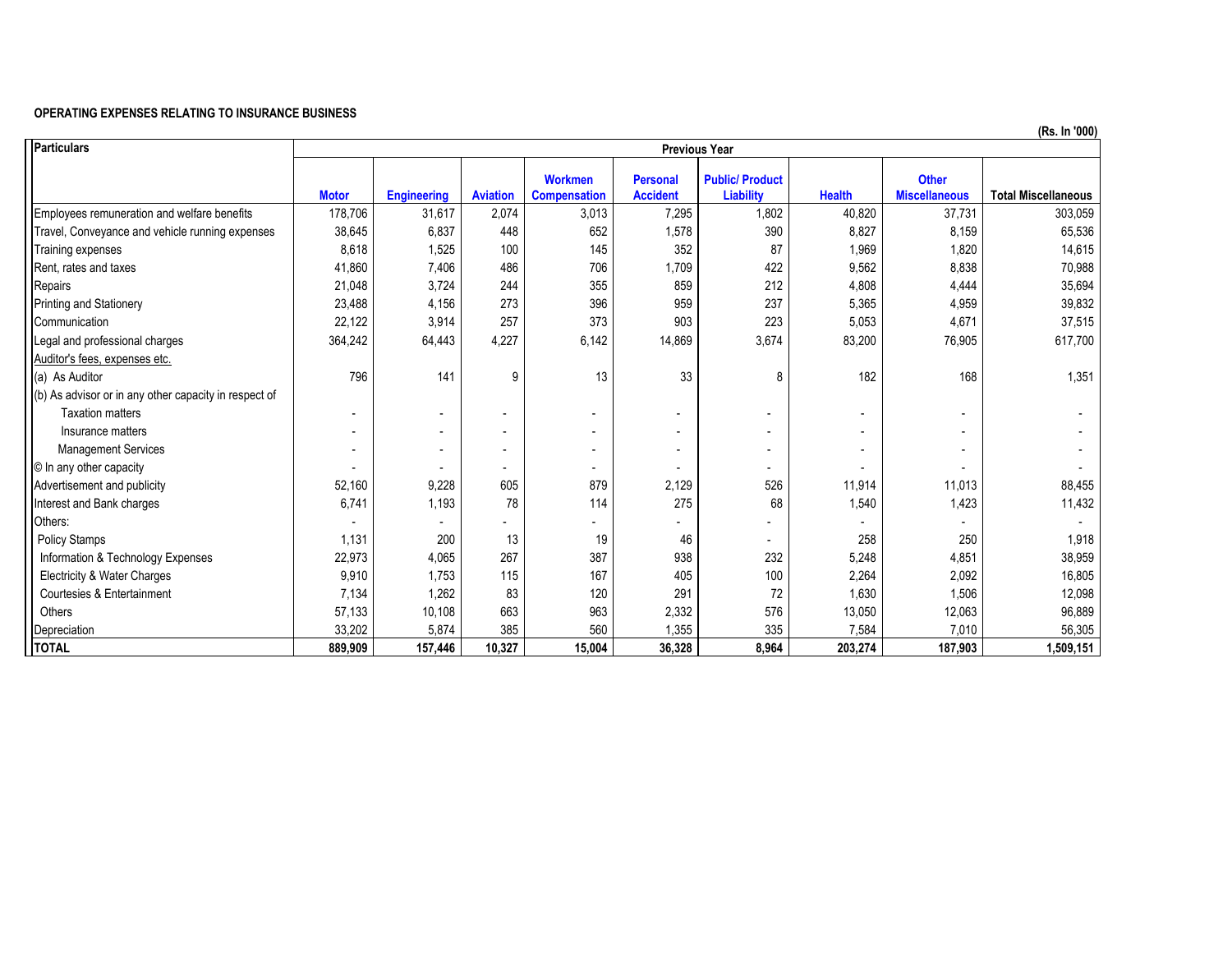**OPERATING EXPENSES RELATING TO INSURANCE BUSINESS**

(Rs. In '000)

| Particulars | Previous Year | | | | | | | | |
|---|---|---|---|---|---|---|---|---|---|
| | Motor | Engineering | Aviation | Workmen Compensation | Personal Accident | Public/ Product Liability | Health | Other Miscellaneous | Total Miscellaneous |
| Employees remuneration and welfare benefits | 178,706 | 31,617 | 2,074 | 3,013 | 7,295 | 1,802 | 40,820 | 37,731 | 303,059 |
| Travel, Conveyance and vehicle running expenses | 38,645 | 6,837 | 448 | 652 | 1,578 | 390 | 8,827 | 8,159 | 65,536 |
| Training expenses | 8,618 | 1,525 | 100 | 145 | 352 | 87 | 1,969 | 1,820 | 14,615 |
| Rent, rates and taxes | 41,860 | 7,406 | 486 | 706 | 1,709 | 422 | 9,562 | 8,838 | 70,988 |
| Repairs | 21,048 | 3,724 | 244 | 355 | 859 | 212 | 4,808 | 4,444 | 35,694 |
| Printing and Stationery | 23,488 | 4,156 | 273 | 396 | 959 | 237 | 5,365 | 4,959 | 39,832 |
| Communication | 22,122 | 3,914 | 257 | 373 | 903 | 223 | 5,053 | 4,671 | 37,515 |
| Legal and professional charges | 364,242 | 64,443 | 4,227 | 6,142 | 14,869 | 3,674 | 83,200 | 76,905 | 617,700 |
| Auditor's fees, expenses etc. | | | | | | | | | |
| (a) As Auditor | 796 | 141 | 9 | 13 | 33 | 8 | 182 | 168 | 1,351 |
| (b) As advisor or in any other capacity in respect of | | | | | | | | | |
| Taxation matters | - | - | - | - | - | - | - | - | - |
| Insurance matters | - | - | - | - | - | - | - | - | - |
| Management Services | - | - | - | - | - | - | - | - | - |
| © In any other capacity | - | - | - | - | - | - | - | - | - |
| Advertisement and publicity | 52,160 | 9,228 | 605 | 879 | 2,129 | 526 | 11,914 | 11,013 | 88,455 |
| Interest and Bank charges | 6,741 | 1,193 | 78 | 114 | 275 | 68 | 1,540 | 1,423 | 11,432 |
| Others: | - | - | - | - | - | - | - | - | - |
| Policy Stamps | 1,131 | 200 | 13 | 19 | 46 | - | 258 | 250 | 1,918 |
| Information & Technology Expenses | 22,973 | 4,065 | 267 | 387 | 938 | 232 | 5,248 | 4,851 | 38,959 |
| Electricity & Water Charges | 9,910 | 1,753 | 115 | 167 | 405 | 100 | 2,264 | 2,092 | 16,805 |
| Courtesies & Entertainment | 7,134 | 1,262 | 83 | 120 | 291 | 72 | 1,630 | 1,506 | 12,098 |
| Others | 57,133 | 10,108 | 663 | 963 | 2,332 | 576 | 13,050 | 12,063 | 96,889 |
| Depreciation | 33,202 | 5,874 | 385 | 560 | 1,355 | 335 | 7,584 | 7,010 | 56,305 |
| **TOTAL** | **889,909** | **157,446** | **10,327** | **15,004** | **36,328** | **8,964** | **203,274** | **187,903** | **1,509,151** |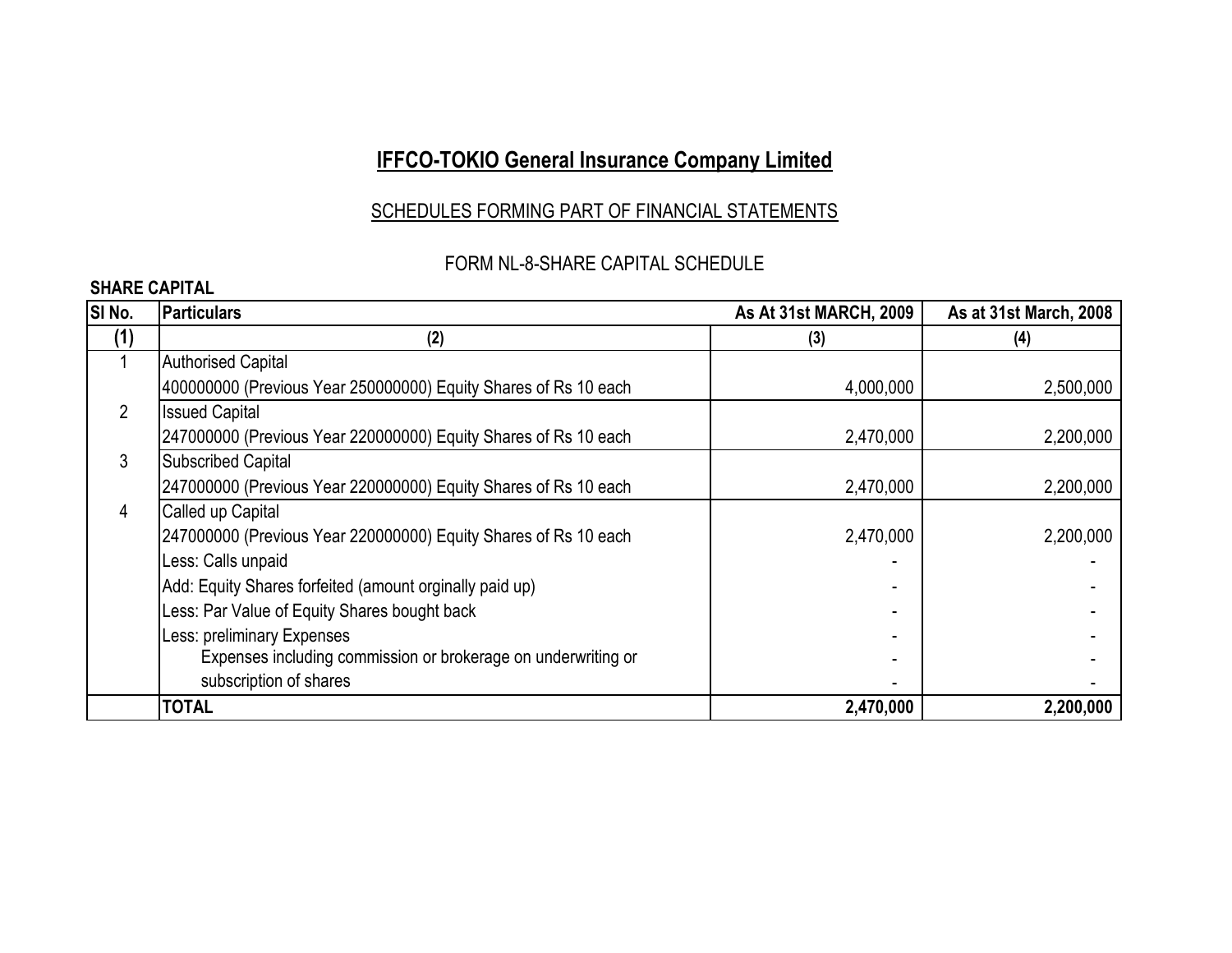# IFFCO-TOKIO General Insurance Company Limited

## SCHEDULES FORMING PART OF FINANCIAL STATEMENTS

### FORM NL-8-SHARE CAPITAL SCHEDULE

**SHARE CAPITAL**

| SI No. | Particulars | As At 31st MARCH, 2009 | As at 31st March, 2008 |
|---|---|---|---|
| (1) | (2) | (3) | (4) |
| 1 | Authorised Capital | | |
| | 400000000 (Previous Year 250000000) Equity Shares of Rs 10 each | 4,000,000 | 2,500,000 |
| 2 | Issued Capital | | |
| | 247000000 (Previous Year 220000000) Equity Shares of Rs 10 each | 2,470,000 | 2,200,000 |
| 3 | Subscribed Capital | | |
| | 247000000 (Previous Year 220000000) Equity Shares of Rs 10 each | 2,470,000 | 2,200,000 |
| 4 | Called up Capital | | |
| | 247000000 (Previous Year 220000000) Equity Shares of Rs 10 each | 2,470,000 | 2,200,000 |
| | Less: Calls unpaid | - | - |
| | Add: Equity Shares forfeited (amount orginally paid up) | - | - |
| | Less: Par Value of Equity Shares bought back | - | - |
| | Less: preliminary Expenses | - | - |
| | Expenses including commission or brokerage on underwriting or | - | - |
| | subscription of shares | - | - |
| | **TOTAL** | **2,470,000** | **2,200,000** |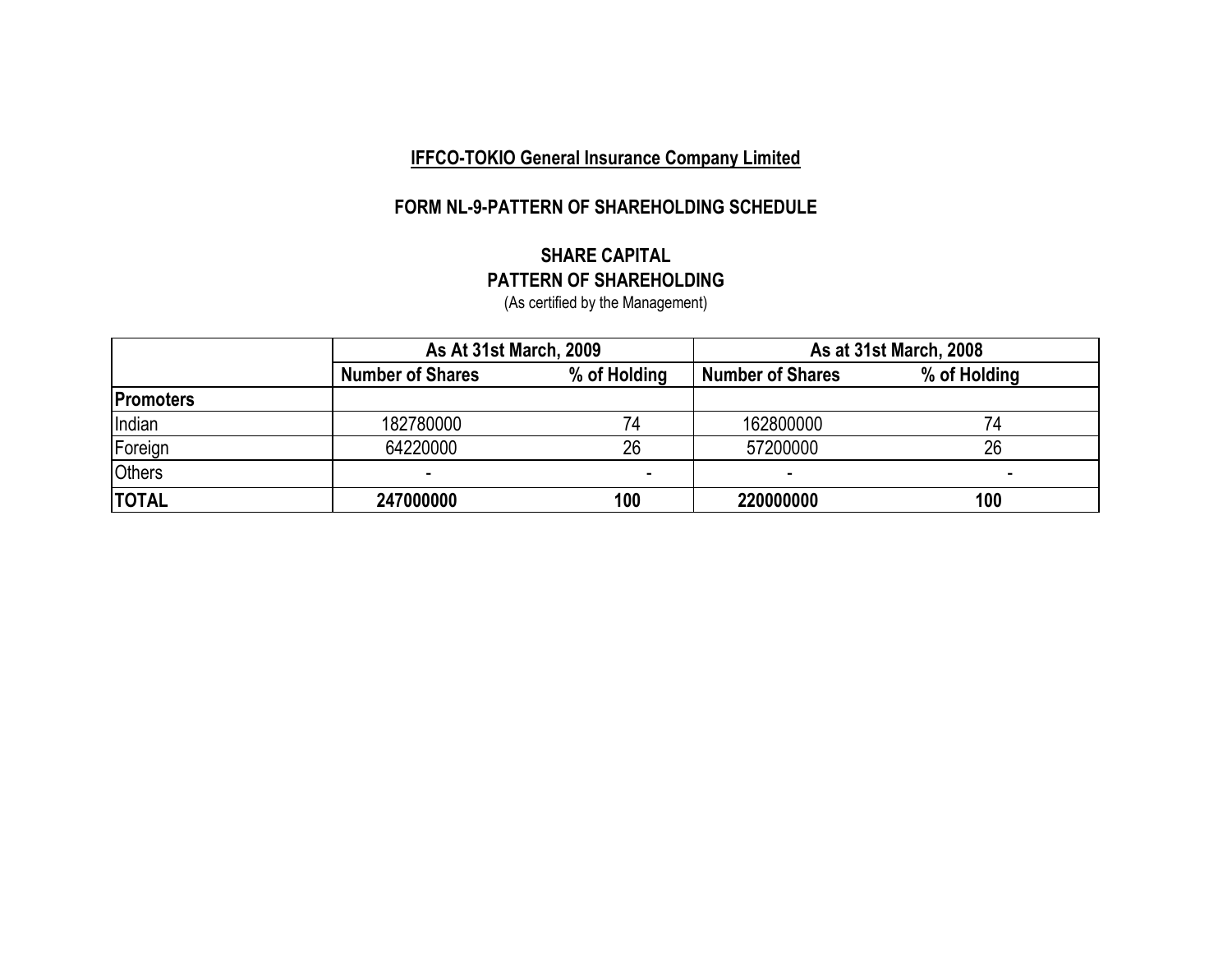**IFFCO-TOKIO General Insurance Company Limited**

## FORM NL-9-PATTERN OF SHAREHOLDING SCHEDULE

### SHARE CAPITAL
### PATTERN OF SHAREHOLDING

(As certified by the Management)

| | As At 31st March, 2009 | | As at 31st March, 2008 | |
|---|---|---|---|---|
| | **Number of Shares** | **% of Holding** | **Number of Shares** | **% of Holding** |
| **Promoters** | | | | |
| Indian | 182780000 | 74 | 162800000 | 74 |
| Foreign | 64220000 | 26 | 57200000 | 26 |
| Others | - | - | - | - |
| **TOTAL** | **247000000** | **100** | **220000000** | **100** |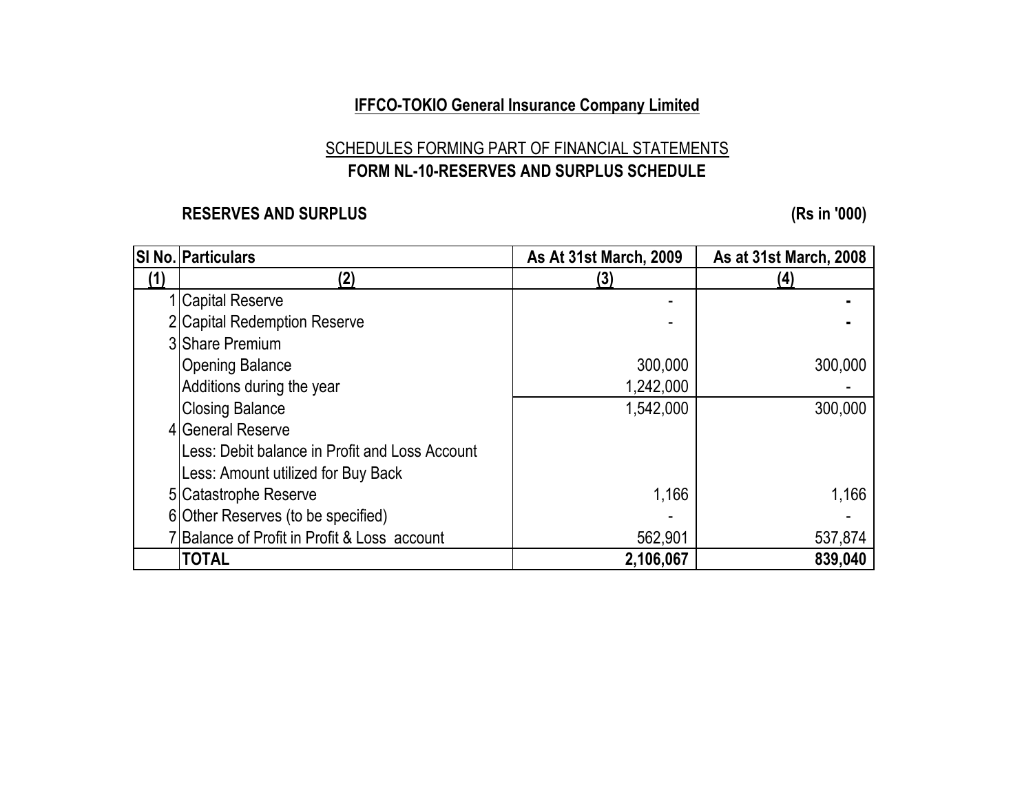**IFFCO-TOKIO General Insurance Company Limited**

SCHEDULES FORMING PART OF FINANCIAL STATEMENTS

**FORM NL-10-RESERVES AND SURPLUS SCHEDULE**

**RESERVES AND SURPLUS** **(Rs in '000)**

| Sl No. | Particulars | As At 31st March, 2009 | As at 31st March, 2008 |
|---|---|---|---|
| (1) | (2) | (3) | (4) |
| 1 | Capital Reserve | - | - |
| 2 | Capital Redemption Reserve | - | - |
| 3 | Share Premium | | |
| | Opening Balance | 300,000 | 300,000 |
| | Additions during the year | 1,242,000 | - |
| | Closing Balance | 1,542,000 | 300,000 |
| 4 | General Reserve | | |
| | Less: Debit balance in Profit and Loss Account | | |
| | Less: Amount utilized for Buy Back | | |
| 5 | Catastrophe Reserve | 1,166 | 1,166 |
| 6 | Other Reserves (to be specified) | - | - |
| 7 | Balance of Profit in Profit & Loss account | 562,901 | 537,874 |
| | **TOTAL** | **2,106,067** | **839,040** |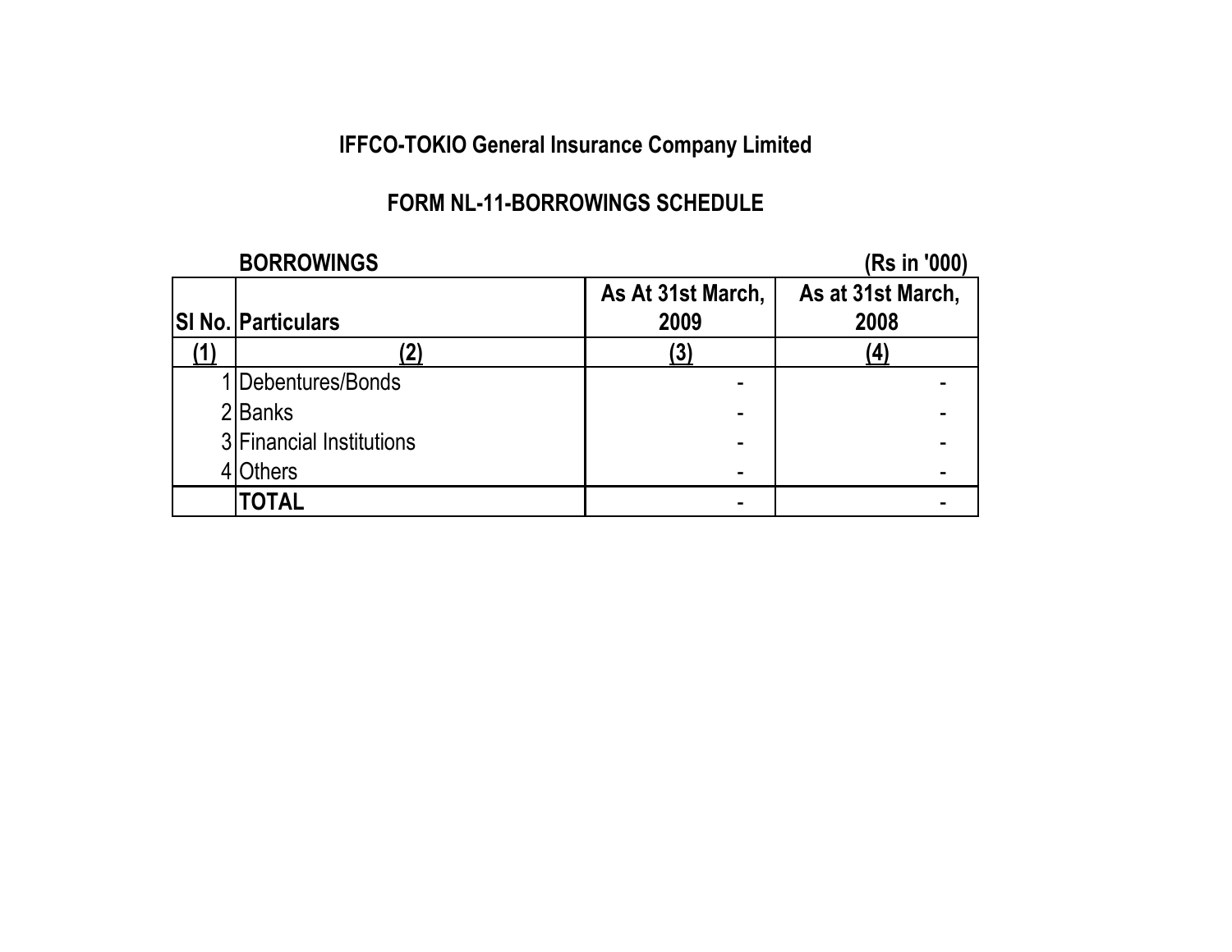# IFFCO-TOKIO General Insurance Company Limited

## FORM NL-11-BORROWINGS SCHEDULE

**BORROWINGS** (Rs in '000)

| SI No. | Particulars | As At 31st March, 2009 | As at 31st March, 2008 |
|---|---|---|---|
| (1) | (2) | (3) | (4) |
| 1 | Debentures/Bonds | - | - |
| 2 | Banks | - | - |
| 3 | Financial Institutions | - | - |
| 4 | Others | - | - |
| | **TOTAL** | - | - |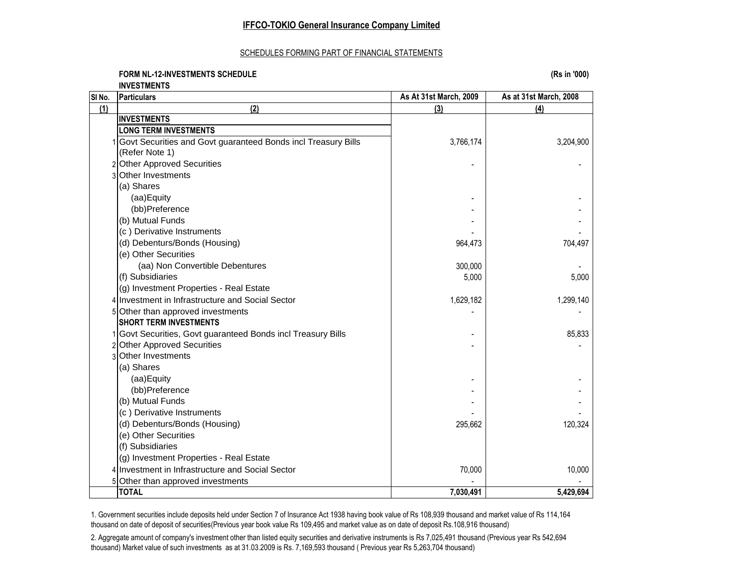# IFFCO-TOKIO General Insurance Company Limited

SCHEDULES FORMING PART OF FINANCIAL STATEMENTS

**FORM NL-12-INVESTMENTS SCHEDULE**

**(Rs in '000)**

**INVESTMENTS**

| Sl No. | Particulars | As At 31st March, 2009 | As at 31st March, 2008 |
|---|---|---|---|
| (1) | (2) | (3) | (4) |
| | **INVESTMENTS** | | |
| | **LONG TERM INVESTMENTS** | | |
| 1 | Govt Securities and Govt guaranteed Bonds incl Treasury Bills (Refer Note 1) | 3,766,174 | 3,204,900 |
| 2 | Other Approved Securities | - | - |
| 3 | Other Investments | | |
| | (a) Shares | | |
| | (aa)Equity | - | - |
| | (bb)Preference | - | - |
| | (b) Mutual Funds | - | - |
| | (c ) Derivative Instruments | - | - |
| | (d) Debenturs/Bonds (Housing) | 964,473 | 704,497 |
| | (e) Other Securities | | |
| | (aa) Non Convertible Debentures | 300,000 | - |
| | (f) Subsidiaries | 5,000 | 5,000 |
| | (g) Investment Properties - Real Estate | | |
| 4 | Investment in Infrastructure and Social Sector | 1,629,182 | 1,299,140 |
| 5 | Other than approved investments | - | - |
| | **SHORT TERM INVESTMENTS** | | |
| 1 | Govt Securities, Govt guaranteed Bonds incl Treasury Bills | - | 85,833 |
| 2 | Other Approved Securities | - | - |
| 3 | Other Investments | | |
| | (a) Shares | | |
| | (aa)Equity | - | - |
| | (bb)Preference | - | - |
| | (b) Mutual Funds | - | - |
| | (c ) Derivative Instruments | - | - |
| | (d) Debenturs/Bonds (Housing) | 295,662 | 120,324 |
| | (e) Other Securities | | |
| | (f) Subsidiaries | | |
| | (g) Investment Properties - Real Estate | | |
| 4 | Investment in Infrastructure and Social Sector | 70,000 | 10,000 |
| 5 | Other than approved investments | - | - |
| | **TOTAL** | **7,030,491** | **5,429,694** |

1. Government securities include deposits held under Section 7 of Insurance Act 1938 having book value of Rs 108,939 thousand and market value of Rs 114,164 thousand on date of deposit of securities(Previous year book value Rs 109,495 and market value as on date of deposit Rs.108,916 thousand)

2. Aggregate amount of company's investment other than listed equity securities and derivative instruments is Rs 7,025,491 thousand (Previous year Rs 542,694 thousand) Market value of such investments as at 31.03.2009 is Rs. 7,169,593 thousand ( Previous year Rs 5,263,704 thousand)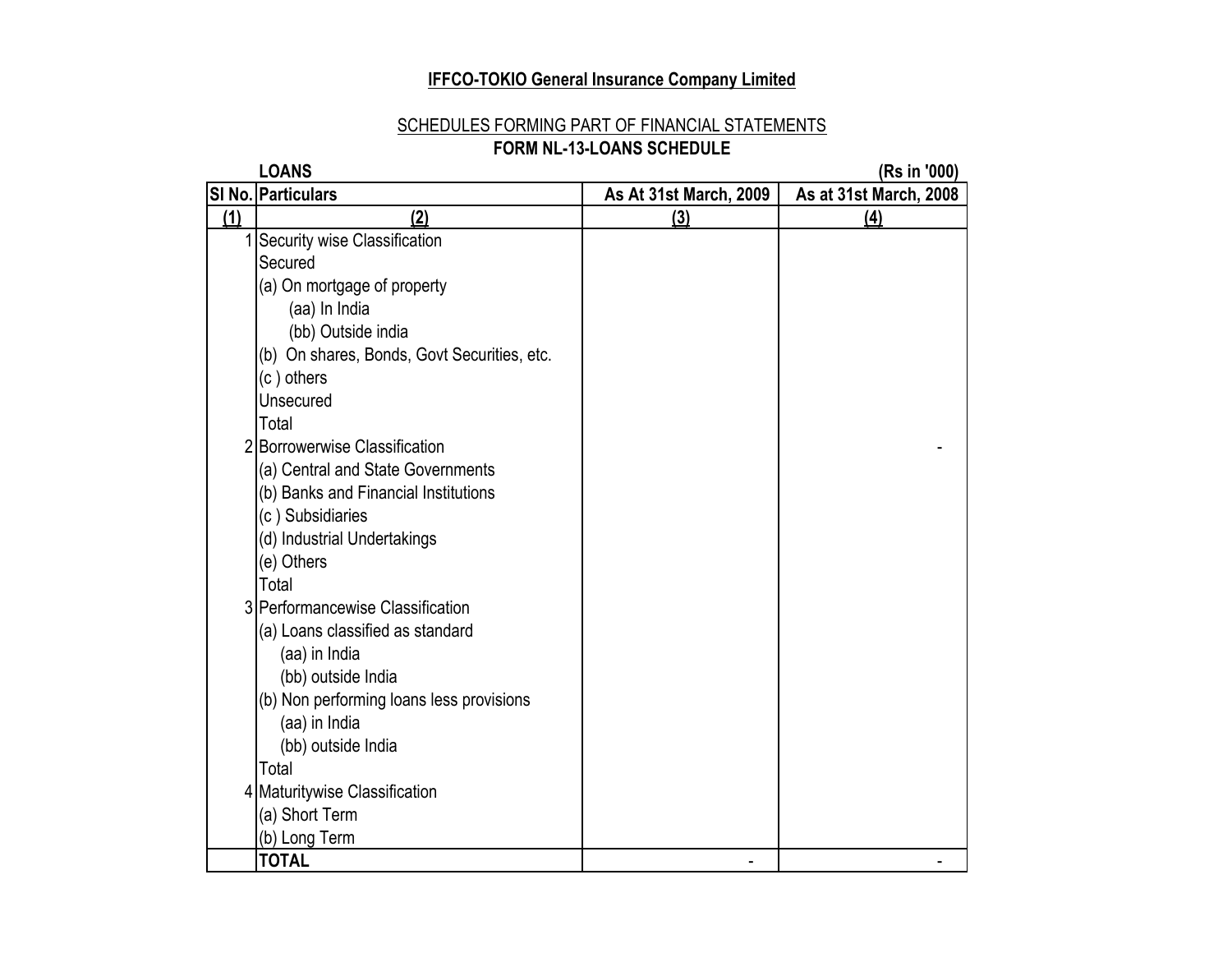**IFFCO-TOKIO General Insurance Company Limited**

SCHEDULES FORMING PART OF FINANCIAL STATEMENTS

**FORM NL-13-LOANS SCHEDULE**

**LOANS** **(Rs in '000)**

| Sl No. | Particulars | As At 31st March, 2009 | As at 31st March, 2008 |
|---|---|---|---|
| (1) | (2) | (3) | (4) |
| 1 | Security wise Classification | | |
| | Secured | | |
| | (a) On mortgage of property | | |
| | (aa) In India | | |
| | (bb) Outside india | | |
| | (b) On shares, Bonds, Govt Securities, etc. | | |
| | (c ) others | | |
| | Unsecured | | |
| | Total | | |
| 2 | Borrowerwise Classification | | - |
| | (a) Central and State Governments | | |
| | (b) Banks and Financial Institutions | | |
| | (c ) Subsidiaries | | |
| | (d) Industrial Undertakings | | |
| | (e) Others | | |
| | Total | | |
| 3 | Performancewise Classification | | |
| | (a) Loans classified as standard | | |
| | (aa) in India | | |
| | (bb) outside India | | |
| | (b) Non performing loans less provisions | | |
| | (aa) in India | | |
| | (bb) outside India | | |
| | Total | | |
| 4 | Maturitywise Classification | | |
| | (a) Short Term | | |
| | (b) Long Term | | |
| | **TOTAL** | - | - |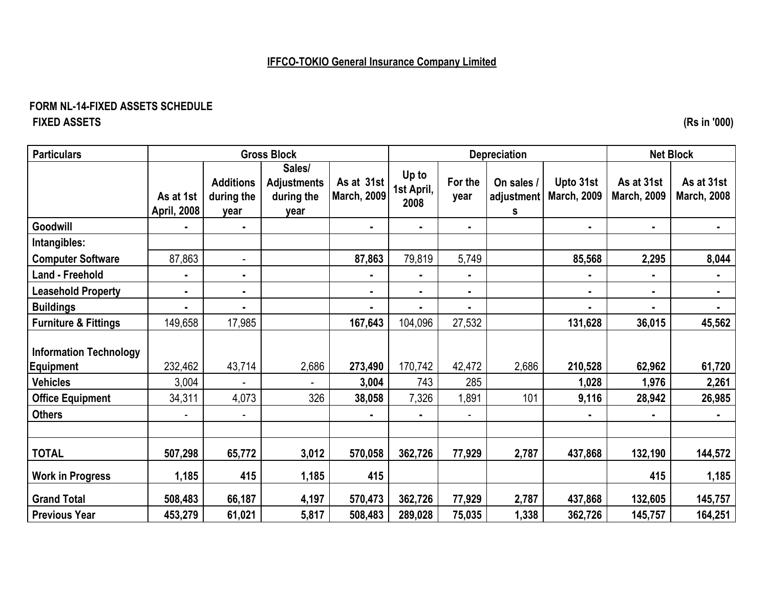# IFFCO-TOKIO General Insurance Company Limited

**FORM NL-14-FIXED ASSETS SCHEDULE**

**FIXED ASSETS**

(Rs in '000)

| Particulars | Gross Block | | | | Depreciation | | | | Net Block | |
|---|---|---|---|---|---|---|---|---|---|---|
| | As at 1st April, 2008 | Additions during the year | Sales/ Adjustments during the year | As at 31st March, 2009 | Up to 1st April, 2008 | For the year | On sales / adjustments | Upto 31st March, 2009 | As at 31st March, 2009 | As at 31st March, 2008 |
| **Goodwill** | - | - | | - | - | - | | - | - | - |
| **Intangibles:** | | | | | | | | | | |
| **Computer Software** | 87,863 | - | | **87,863** | 79,819 | 5,749 | | **85,568** | **2,295** | **8,044** |
| **Land - Freehold** | - | - | | - | - | - | | - | - | - |
| **Leasehold Property** | - | - | | - | - | - | | - | - | - |
| **Buildings** | - | - | | - | - | - | | - | - | - |
| **Furniture & Fittings** | 149,658 | 17,985 | | **167,643** | 104,096 | 27,532 | | **131,628** | **36,015** | **45,562** |
| **Information Technology Equipment** | 232,462 | 43,714 | 2,686 | **273,490** | 170,742 | 42,472 | 2,686 | **210,528** | **62,962** | **61,720** |
| **Vehicles** | 3,004 | - | - | **3,004** | 743 | 285 | | **1,028** | **1,976** | **2,261** |
| **Office Equipment** | 34,311 | 4,073 | 326 | **38,058** | 7,326 | 1,891 | 101 | **9,116** | **28,942** | **26,985** |
| **Others** | - | - | | - | - | - | | - | - | - |
| | | | | | | | | | | |
| **TOTAL** | **507,298** | **65,772** | **3,012** | **570,058** | **362,726** | **77,929** | **2,787** | **437,868** | **132,190** | **144,572** |
| **Work in Progress** | **1,185** | **415** | **1,185** | **415** | | | | | **415** | **1,185** |
| **Grand Total** | **508,483** | **66,187** | **4,197** | **570,473** | **362,726** | **77,929** | **2,787** | **437,868** | **132,605** | **145,757** |
| **Previous Year** | **453,279** | **61,021** | **5,817** | **508,483** | **289,028** | **75,035** | **1,338** | **362,726** | **145,757** | **164,251** |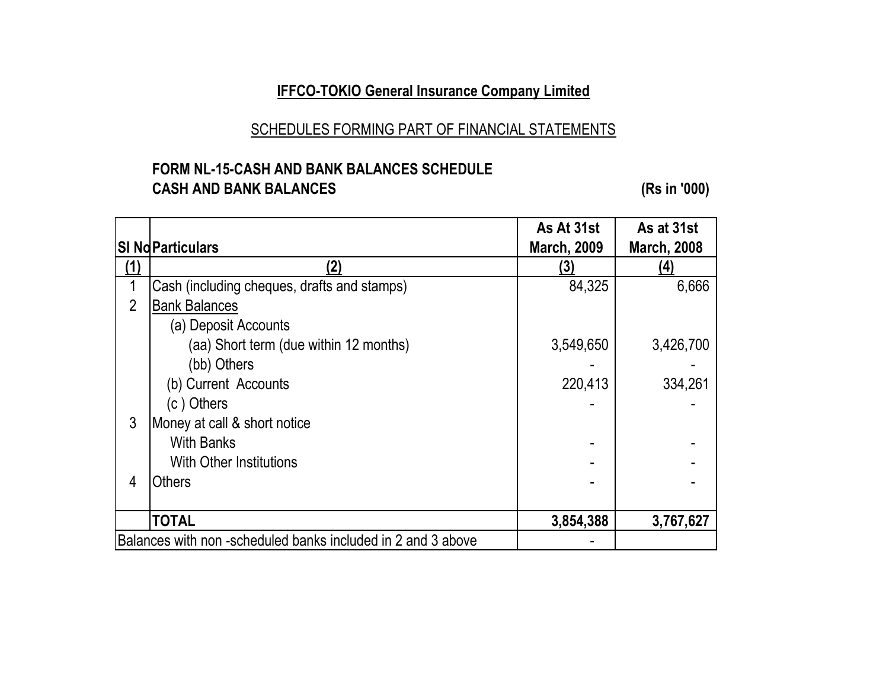**IFFCO-TOKIO General Insurance Company Limited**

SCHEDULES FORMING PART OF FINANCIAL STATEMENTS

**FORM NL-15-CASH AND BANK BALANCES SCHEDULE**

**CASH AND BANK BALANCES** **(Rs in '000)**

| SI No | Particulars | As At 31st March, 2009 | As at 31st March, 2008 |
|---|---|---|---|
| (1) | (2) | (3) | (4) |
| 1 | Cash (including cheques, drafts and stamps) | 84,325 | 6,666 |
| 2 | Bank Balances | | |
| | (a) Deposit Accounts | | |
| | (aa) Short term (due within 12 months) | 3,549,650 | 3,426,700 |
| | (bb) Others | - | - |
| | (b) Current Accounts | 220,413 | 334,261 |
| | (c ) Others | - | - |
| 3 | Money at call & short notice | | |
| | With Banks | - | - |
| | With Other Institutions | - | - |
| 4 | Others | - | - |
| | **TOTAL** | **3,854,388** | **3,767,627** |
| | Balances with non -scheduled banks included in 2 and 3 above | - | |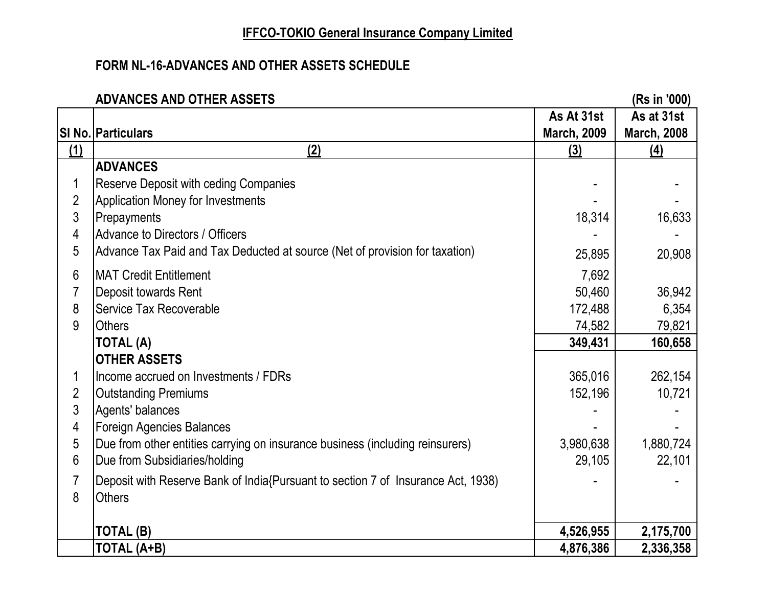# IFFCO-TOKIO General Insurance Company Limited

## FORM NL-16-ADVANCES AND OTHER ASSETS SCHEDULE

**ADVANCES AND OTHER ASSETS** (Rs in '000)

| Sl No. | Particulars | As At 31st March, 2009 | As at 31st March, 2008 |
|---|---|---|---|
| (1) | (2) | (3) | (4) |
| | **ADVANCES** | | |
| 1 | Reserve Deposit with ceding Companies | - | - |
| 2 | Application Money for Investments | - | - |
| 3 | Prepayments | 18,314 | 16,633 |
| 4 | Advance to Directors / Officers | - | - |
| 5 | Advance Tax Paid and Tax Deducted at source (Net of provision for taxation) | 25,895 | 20,908 |
| 6 | MAT Credit Entitlement | 7,692 | |
| 7 | Deposit towards Rent | 50,460 | 36,942 |
| 8 | Service Tax Recoverable | 172,488 | 6,354 |
| 9 | Others | 74,582 | 79,821 |
| | **TOTAL (A)** | **349,431** | **160,658** |
| | **OTHER ASSETS** | | |
| 1 | Income accrued on Investments / FDRs | 365,016 | 262,154 |
| 2 | Outstanding Premiums | 152,196 | 10,721 |
| 3 | Agents' balances | - | - |
| 4 | Foreign Agencies Balances | - | - |
| 5 | Due from other entities carrying on insurance business (including reinsurers) | 3,980,638 | 1,880,724 |
| 6 | Due from Subsidiaries/holding | 29,105 | 22,101 |
| 7 | Deposit with Reserve Bank of India{Pursuant to section 7 of Insurance Act, 1938) | - | - |
| 8 | Others | | |
| | **TOTAL (B)** | **4,526,955** | **2,175,700** |
| | **TOTAL (A+B)** | **4,876,386** | **2,336,358** |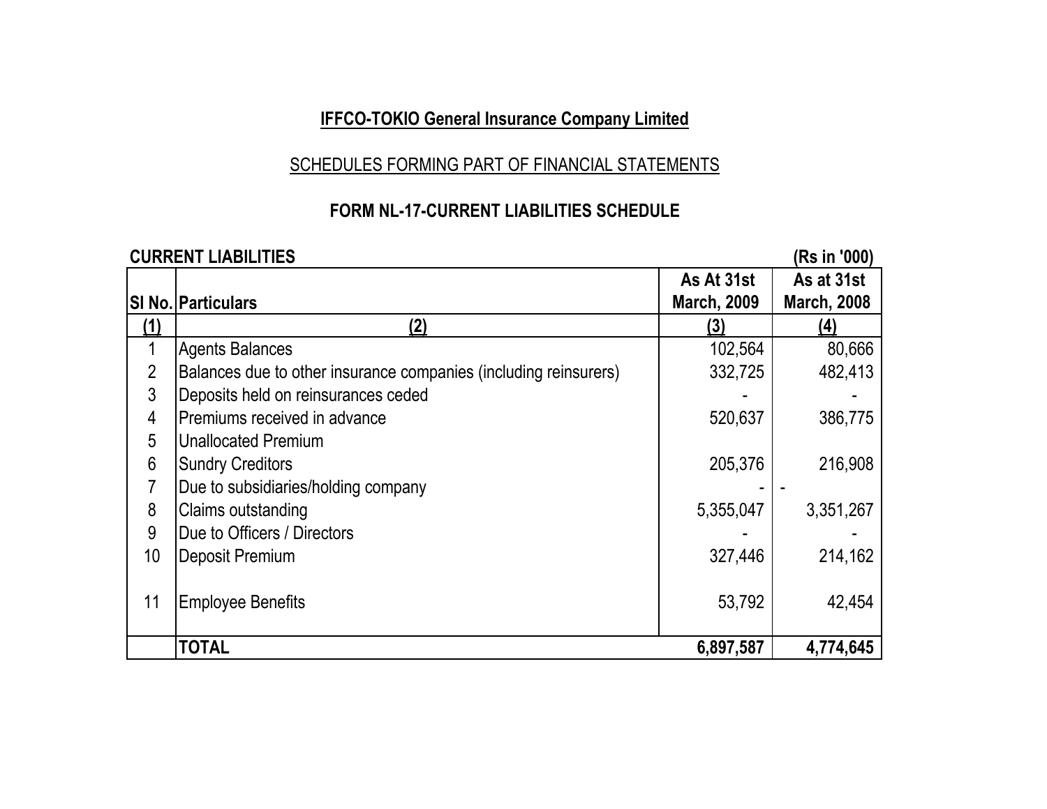# IFFCO-TOKIO General Insurance Company Limited

## SCHEDULES FORMING PART OF FINANCIAL STATEMENTS

### FORM NL-17-CURRENT LIABILITIES SCHEDULE

**CURRENT LIABILITIES** **(Rs in '000)**

| Sl No. | Particulars | As At 31st March, 2009 | As at 31st March, 2008 |
|---|---|---|---|
| (1) | (2) | (3) | (4) |
| 1 | Agents Balances | 102,564 | 80,666 |
| 2 | Balances due to other insurance companies (including reinsurers) | 332,725 | 482,413 |
| 3 | Deposits held on reinsurances ceded | - | - |
| 4 | Premiums received in advance | 520,637 | 386,775 |
| 5 | Unallocated Premium | | |
| 6 | Sundry Creditors | 205,376 | 216,908 |
| 7 | Due to subsidiaries/holding company | - | - |
| 8 | Claims outstanding | 5,355,047 | 3,351,267 |
| 9 | Due to Officers / Directors | - | - |
| 10 | Deposit Premium | 327,446 | 214,162 |
| 11 | Employee Benefits | 53,792 | 42,454 |
| | **TOTAL** | **6,897,587** | **4,774,645** |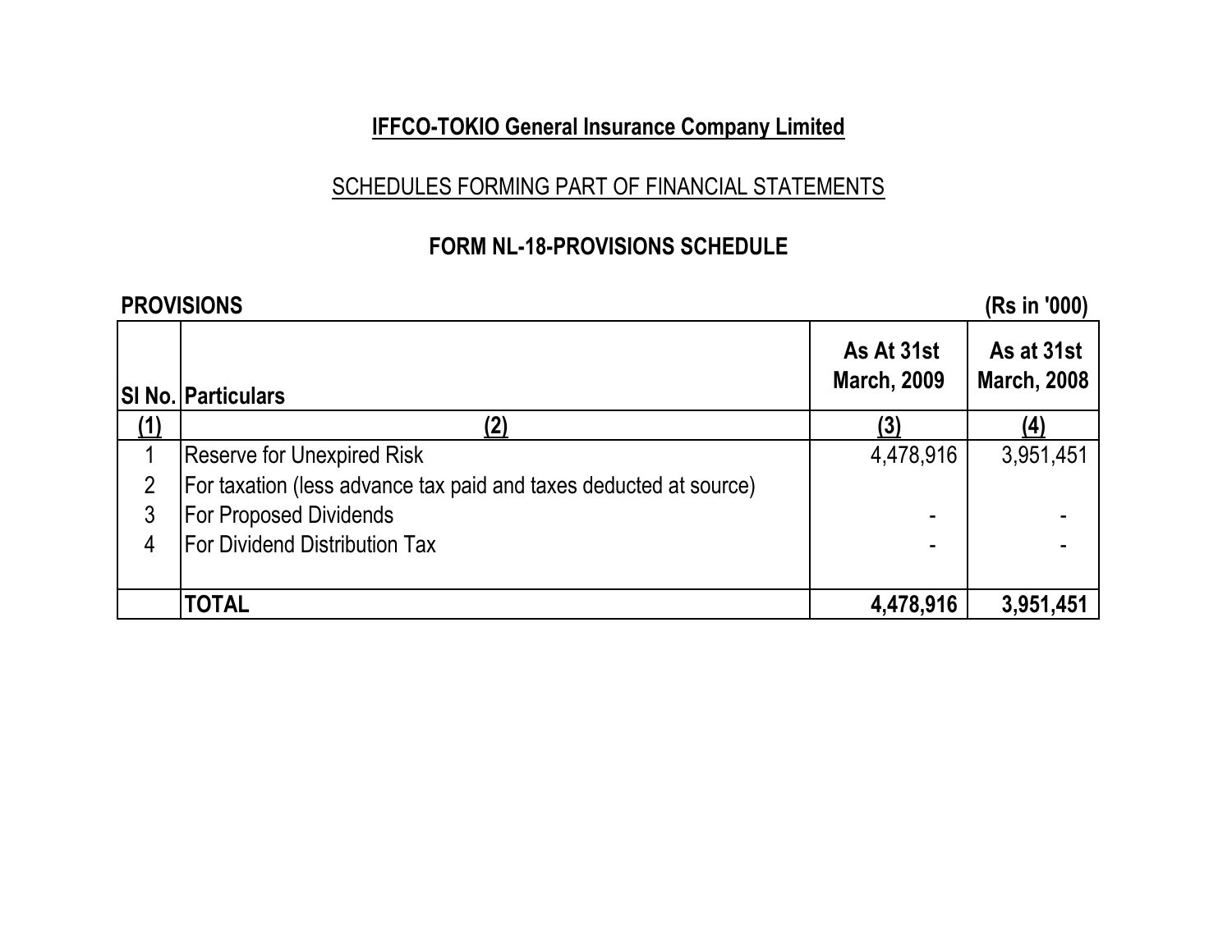**IFFCO-TOKIO General Insurance Company Limited**

SCHEDULES FORMING PART OF FINANCIAL STATEMENTS

**FORM NL-18-PROVISIONS SCHEDULE**

**PROVISIONS** **(Rs in '000)**

| SI No. | Particulars | As At 31st March, 2009 | As at 31st March, 2008 |
|---|---|---|---|
| (1) | (2) | (3) | (4) |
| 1 | Reserve for Unexpired Risk | 4,478,916 | 3,951,451 |
| 2 | For taxation (less advance tax paid and taxes deducted at source) | | |
| 3 | For Proposed Dividends | - | - |
| 4 | For Dividend Distribution Tax | - | - |
| | **TOTAL** | **4,478,916** | **3,951,451** |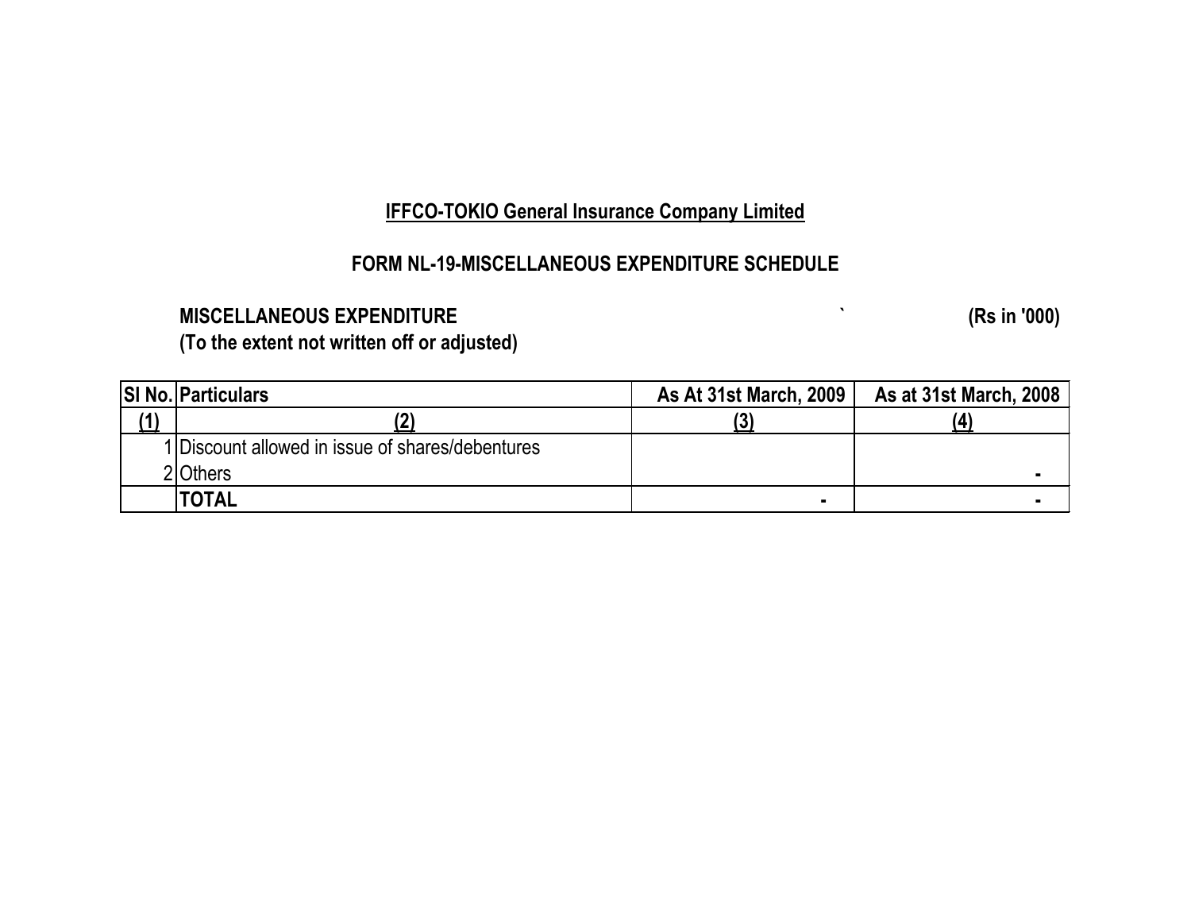**IFFCO-TOKIO General Insurance Company Limited**

**FORM NL-19-MISCELLANEOUS EXPENDITURE SCHEDULE**

**MISCELLANEOUS EXPENDITURE** ` **(Rs in '000)**

**(To the extent not written off or adjusted)**

| Sl No. | Particulars | As At 31st March, 2009 | As at 31st March, 2008 |
|---|---|---|---|
| (1) | (2) | (3) | (4) |
| 1 | Discount allowed in issue of shares/debentures | | |
| 2 | Others | | - |
| | **TOTAL** | - | - |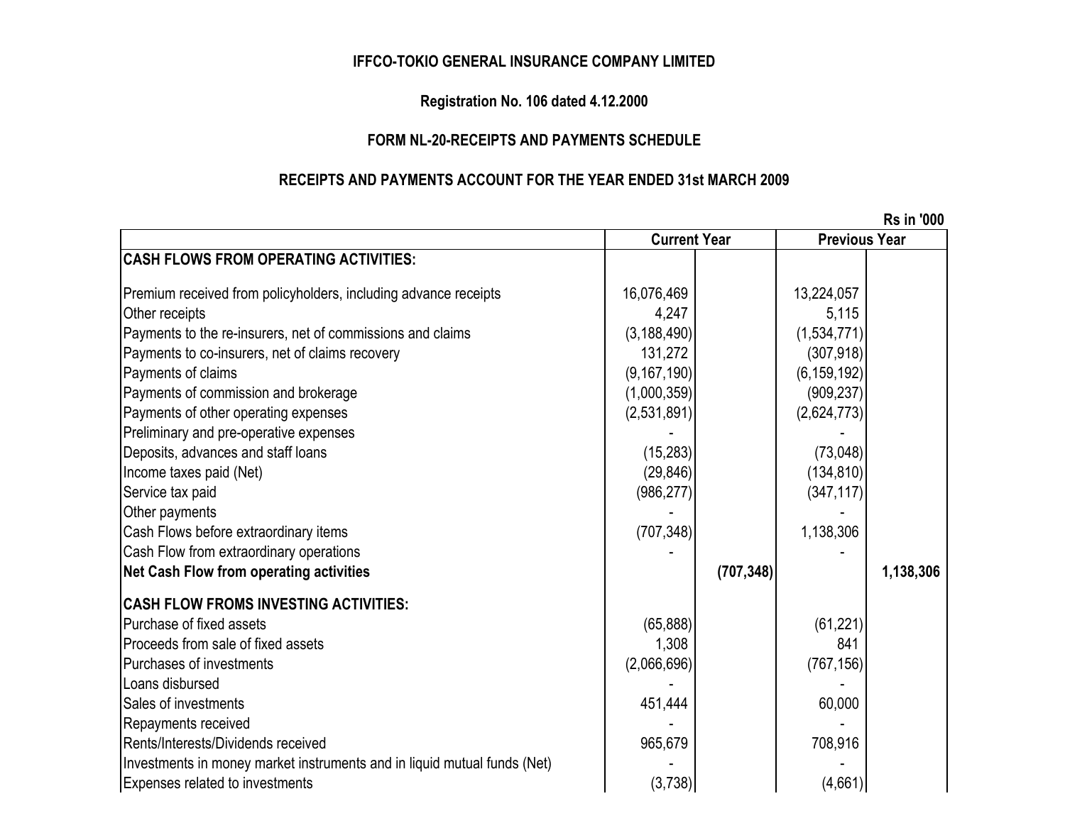**IFFCO-TOKIO GENERAL INSURANCE COMPANY LIMITED**

**Registration No. 106 dated 4.12.2000**

**FORM NL-20-RECEIPTS AND PAYMENTS SCHEDULE**

**RECEIPTS AND PAYMENTS ACCOUNT FOR THE YEAR ENDED 31st MARCH 2009**

**Rs in '000**

| | Current Year | | Previous Year | |
|---|---|---|---|---|
| **CASH FLOWS FROM OPERATING ACTIVITIES:** | | | | |
| Premium received from policyholders, including advance receipts | 16,076,469 | | 13,224,057 | |
| Other receipts | 4,247 | | 5,115 | |
| Payments to the re-insurers, net of commissions and claims | (3,188,490) | | (1,534,771) | |
| Payments to co-insurers, net of claims recovery | 131,272 | | (307,918) | |
| Payments of claims | (9,167,190) | | (6,159,192) | |
| Payments of commission and brokerage | (1,000,359) | | (909,237) | |
| Payments of other operating expenses | (2,531,891) | | (2,624,773) | |
| Preliminary and pre-operative expenses | - | | - | |
| Deposits, advances and staff loans | (15,283) | | (73,048) | |
| Income taxes paid (Net) | (29,846) | | (134,810) | |
| Service tax paid | (986,277) | | (347,117) | |
| Other payments | - | | - | |
| Cash Flows before extraordinary items | (707,348) | | 1,138,306 | |
| Cash Flow from extraordinary operations | - | | - | |
| **Net Cash Flow from operating activities** | | **(707,348)** | | **1,138,306** |
| **CASH FLOW FROMS INVESTING ACTIVITIES:** | | | | |
| Purchase of fixed assets | (65,888) | | (61,221) | |
| Proceeds from sale of fixed assets | 1,308 | | 841 | |
| Purchases of investments | (2,066,696) | | (767,156) | |
| Loans disbursed | - | | - | |
| Sales of investments | 451,444 | | 60,000 | |
| Repayments received | - | | - | |
| Rents/Interests/Dividends received | 965,679 | | 708,916 | |
| Investments in money market instruments and in liquid mutual funds (Net) | - | | - | |
| Expenses related to investments | (3,738) | | (4,661) | |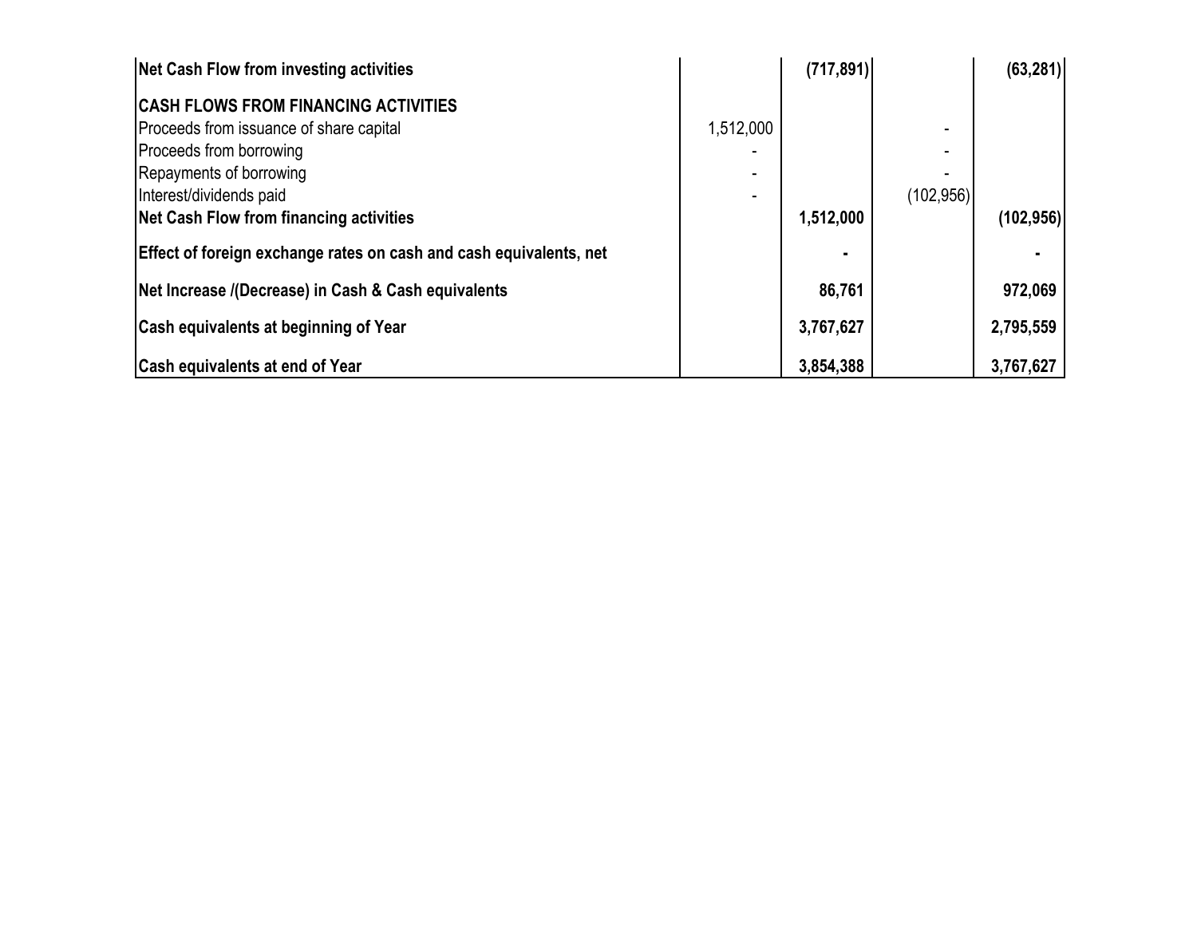| | | | | |
|---|---|---|---|---|
| **Net Cash Flow from investing activities** | | **(717,891)** | | **(63,281)** |
| **CASH FLOWS FROM FINANCING ACTIVITIES** | | | | |
| Proceeds from issuance of share capital | 1,512,000 | | - | |
| Proceeds from borrowing | - | | - | |
| Repayments of borrowing | - | | - | |
| Interest/dividends paid | - | | (102,956) | |
| **Net Cash Flow from financing activities** | | **1,512,000** | | **(102,956)** |
| **Effect of foreign exchange rates on cash and cash equivalents, net** | | **-** | | **-** |
| **Net Increase /(Decrease) in Cash & Cash equivalents** | | **86,761** | | **972,069** |
| **Cash equivalents at beginning of Year** | | **3,767,627** | | **2,795,559** |
| **Cash equivalents at end of Year** | | **3,854,388** | | **3,767,627** |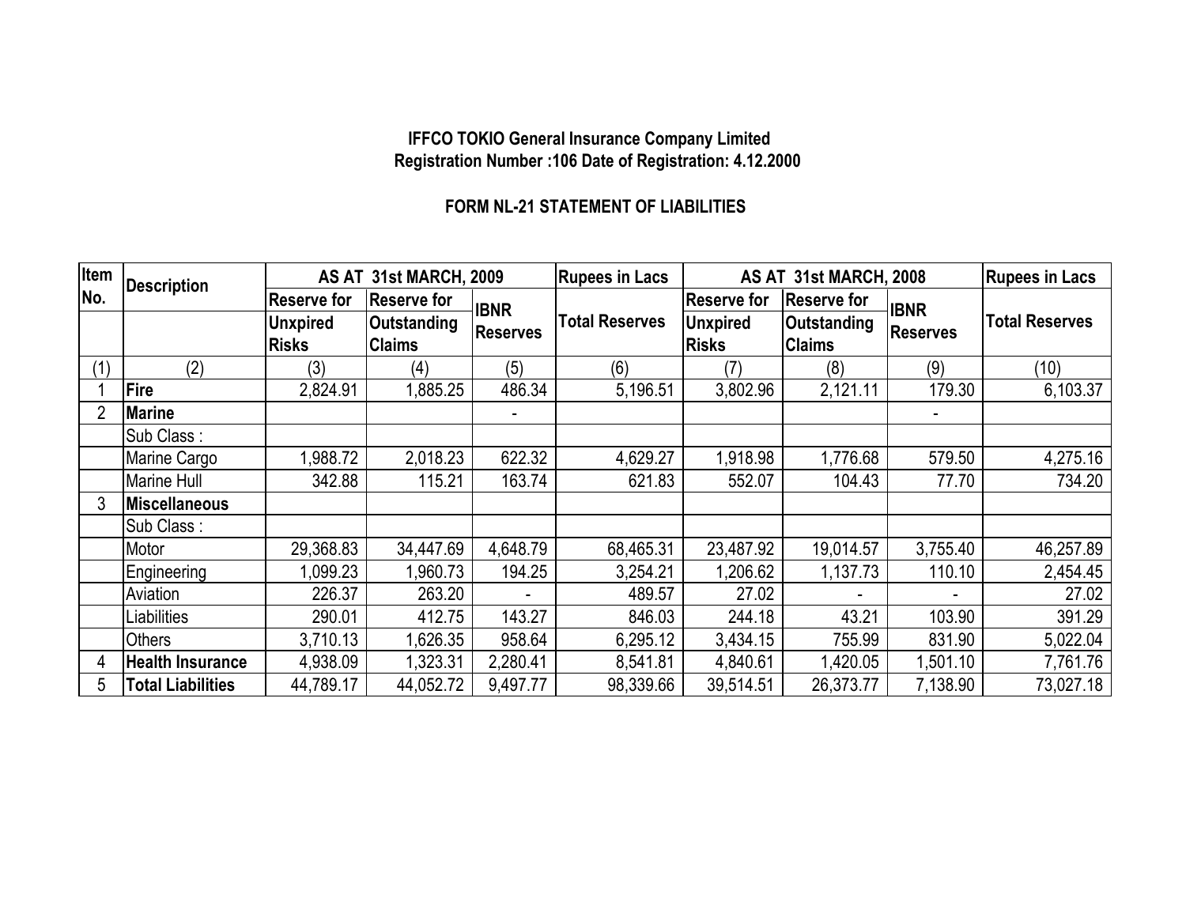**IFFCO TOKIO General Insurance Company Limited**
**Registration Number :106 Date of Registration: 4.12.2000**

## FORM NL-21 STATEMENT OF LIABILITIES

| Item No. | Description | AS AT 31st MARCH, 2009 | | | Rupees in Lacs | AS AT 31st MARCH, 2008 | | | Rupees in Lacs |
|---|---|---|---|---|---|---|---|---|---|
| | | Reserve for Unxpired Risks | Reserve for Outstanding Claims | IBNR Reserves | Total Reserves | Reserve for Unxpired Risks | Reserve for Outstanding Claims | IBNR Reserves | Total Reserves |
| (1) | (2) | (3) | (4) | (5) | (6) | (7) | (8) | (9) | (10) |
| 1 | **Fire** | 2,824.91 | 1,885.25 | 486.34 | 5,196.51 | 3,802.96 | 2,121.11 | 179.30 | 6,103.37 |
| 2 | **Marine** | | | - | | | | - | |
| | Sub Class : | | | | | | | | |
| | Marine Cargo | 1,988.72 | 2,018.23 | 622.32 | 4,629.27 | 1,918.98 | 1,776.68 | 579.50 | 4,275.16 |
| | Marine Hull | 342.88 | 115.21 | 163.74 | 621.83 | 552.07 | 104.43 | 77.70 | 734.20 |
| 3 | **Miscellaneous** | | | | | | | | |
| | Sub Class : | | | | | | | | |
| | Motor | 29,368.83 | 34,447.69 | 4,648.79 | 68,465.31 | 23,487.92 | 19,014.57 | 3,755.40 | 46,257.89 |
| | Engineering | 1,099.23 | 1,960.73 | 194.25 | 3,254.21 | 1,206.62 | 1,137.73 | 110.10 | 2,454.45 |
| | Aviation | 226.37 | 263.20 | - | 489.57 | 27.02 | - | - | 27.02 |
| | Liabilities | 290.01 | 412.75 | 143.27 | 846.03 | 244.18 | 43.21 | 103.90 | 391.29 |
| | Others | 3,710.13 | 1,626.35 | 958.64 | 6,295.12 | 3,434.15 | 755.99 | 831.90 | 5,022.04 |
| 4 | **Health Insurance** | 4,938.09 | 1,323.31 | 2,280.41 | 8,541.81 | 4,840.61 | 1,420.05 | 1,501.10 | 7,761.76 |
| 5 | **Total Liabilities** | 44,789.17 | 44,052.72 | 9,497.77 | 98,339.66 | 39,514.51 | 26,373.77 | 7,138.90 | 73,027.18 |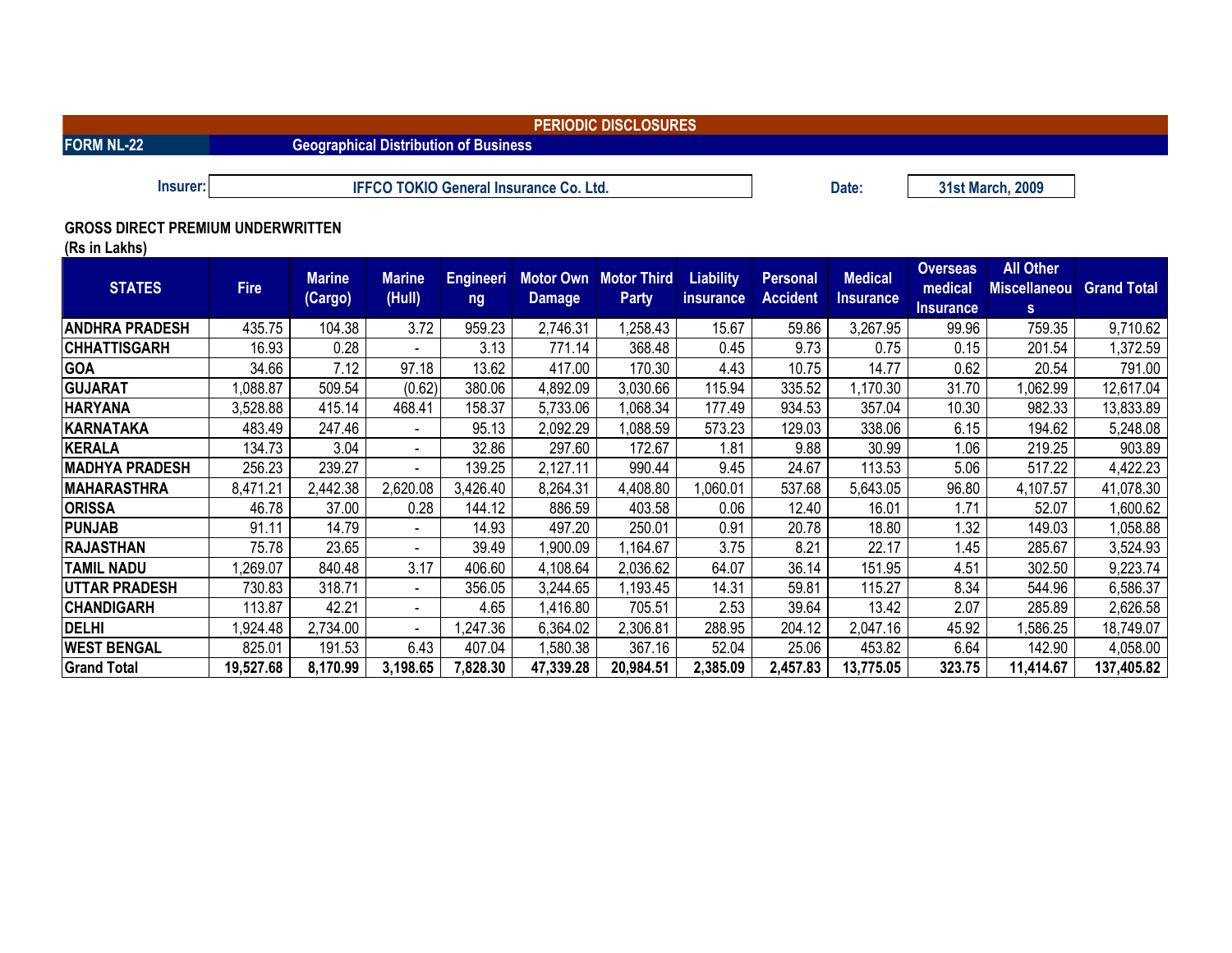**PERIODIC DISCLOSURES**

**FORM NL-22** — **Geographical Distribution of Business**

**Insurer:** IFFCO TOKIO General Insurance Co. Ltd. **Date:** 31st March, 2009

**GROSS DIRECT PREMIUM UNDERWRITTEN**
**(Rs in Lakhs)**

| STATES | Fire | Marine (Cargo) | Marine (Hull) | Engineering | Motor Own Damage | Motor Third Party | Liability insurance | Personal Accident | Medical Insurance | Overseas medical Insurance | All Other Miscellaneous | Grand Total |
|---|---|---|---|---|---|---|---|---|---|---|---|---|
| ANDHRA PRADESH | 435.75 | 104.38 | 3.72 | 959.23 | 2,746.31 | 1,258.43 | 15.67 | 59.86 | 3,267.95 | 99.96 | 759.35 | 9,710.62 |
| CHHATTISGARH | 16.93 | 0.28 | - | 3.13 | 771.14 | 368.48 | 0.45 | 9.73 | 0.75 | 0.15 | 201.54 | 1,372.59 |
| GOA | 34.66 | 7.12 | 97.18 | 13.62 | 417.00 | 170.30 | 4.43 | 10.75 | 14.77 | 0.62 | 20.54 | 791.00 |
| GUJARAT | 1,088.87 | 509.54 | (0.62) | 380.06 | 4,892.09 | 3,030.66 | 115.94 | 335.52 | 1,170.30 | 31.70 | 1,062.99 | 12,617.04 |
| HARYANA | 3,528.88 | 415.14 | 468.41 | 158.37 | 5,733.06 | 1,068.34 | 177.49 | 934.53 | 357.04 | 10.30 | 982.33 | 13,833.89 |
| KARNATAKA | 483.49 | 247.46 | - | 95.13 | 2,092.29 | 1,088.59 | 573.23 | 129.03 | 338.06 | 6.15 | 194.62 | 5,248.08 |
| KERALA | 134.73 | 3.04 | - | 32.86 | 297.60 | 172.67 | 1.81 | 9.88 | 30.99 | 1.06 | 219.25 | 903.89 |
| MADHYA PRADESH | 256.23 | 239.27 | - | 139.25 | 2,127.11 | 990.44 | 9.45 | 24.67 | 113.53 | 5.06 | 517.22 | 4,422.23 |
| MAHARASTHRA | 8,471.21 | 2,442.38 | 2,620.08 | 3,426.40 | 8,264.31 | 4,408.80 | 1,060.01 | 537.68 | 5,643.05 | 96.80 | 4,107.57 | 41,078.30 |
| ORISSA | 46.78 | 37.00 | 0.28 | 144.12 | 886.59 | 403.58 | 0.06 | 12.40 | 16.01 | 1.71 | 52.07 | 1,600.62 |
| PUNJAB | 91.11 | 14.79 | - | 14.93 | 497.20 | 250.01 | 0.91 | 20.78 | 18.80 | 1.32 | 149.03 | 1,058.88 |
| RAJASTHAN | 75.78 | 23.65 | - | 39.49 | 1,900.09 | 1,164.67 | 3.75 | 8.21 | 22.17 | 1.45 | 285.67 | 3,524.93 |
| TAMIL NADU | 1,269.07 | 840.48 | 3.17 | 406.60 | 4,108.64 | 2,036.62 | 64.07 | 36.14 | 151.95 | 4.51 | 302.50 | 9,223.74 |
| UTTAR PRADESH | 730.83 | 318.71 | - | 356.05 | 3,244.65 | 1,193.45 | 14.31 | 59.81 | 115.27 | 8.34 | 544.96 | 6,586.37 |
| CHANDIGARH | 113.87 | 42.21 | - | 4.65 | 1,416.80 | 705.51 | 2.53 | 39.64 | 13.42 | 2.07 | 285.89 | 2,626.58 |
| DELHI | 1,924.48 | 2,734.00 | - | 1,247.36 | 6,364.02 | 2,306.81 | 288.95 | 204.12 | 2,047.16 | 45.92 | 1,586.25 | 18,749.07 |
| WEST BENGAL | 825.01 | 191.53 | 6.43 | 407.04 | 1,580.38 | 367.16 | 52.04 | 25.06 | 453.82 | 6.64 | 142.90 | 4,058.00 |
| **Grand Total** | **19,527.68** | **8,170.99** | **3,198.65** | **7,828.30** | **47,339.28** | **20,984.51** | **2,385.09** | **2,457.83** | **13,775.05** | **323.75** | **11,414.67** | **137,405.82** |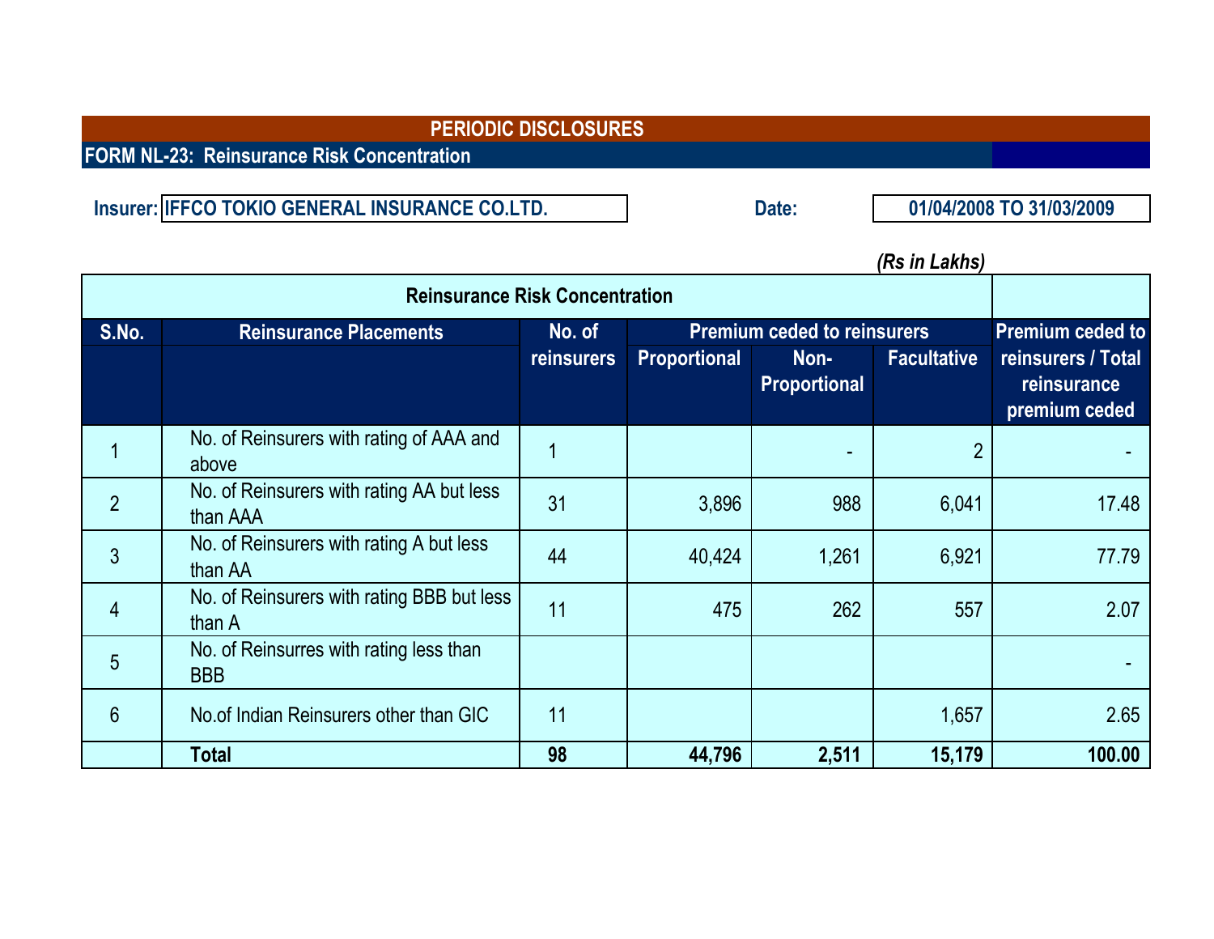# PERIODIC DISCLOSURES

## FORM NL-23: Reinsurance Risk Concentration

**Insurer:** IFFCO TOKIO GENERAL INSURANCE CO.LTD. **Date:** 01/04/2008 TO 31/03/2009

*(Rs in Lakhs)*

| Reinsurance Risk Concentration | | | | | | |
|---|---|---|---|---|---|---|
| **S.No.** | **Reinsurance Placements** | **No. of reinsurers** | **Premium ceded to reinsurers** | | | **Premium ceded to reinsurers / Total reinsurance premium ceded** |
| | | | **Proportional** | **Non-Proportional** | **Facultative** | |
| 1 | No. of Reinsurers with rating of AAA and above | 1 | | - | 2 | - |
| 2 | No. of Reinsurers with rating AA but less than AAA | 31 | 3,896 | 988 | 6,041 | 17.48 |
| 3 | No. of Reinsurers with rating A but less than AA | 44 | 40,424 | 1,261 | 6,921 | 77.79 |
| 4 | No. of Reinsurers with rating BBB but less than A | 11 | 475 | 262 | 557 | 2.07 |
| 5 | No. of Reinsurres with rating less than BBB | | | | | - |
| 6 | No.of Indian Reinsurers other than GIC | 11 | | | 1,657 | 2.65 |
| | **Total** | **98** | **44,796** | **2,511** | **15,179** | **100.00** |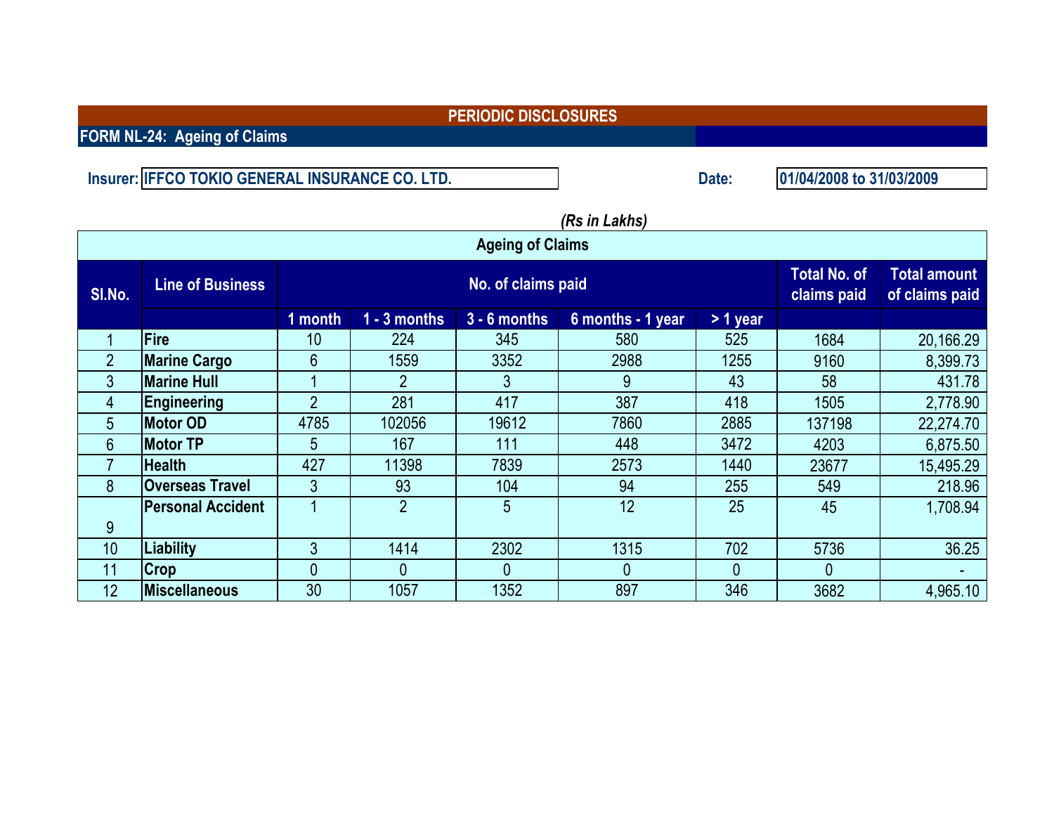## PERIODIC DISCLOSURES

**FORM NL-24: Ageing of Claims**

**Insurer:** IFFCO TOKIO GENERAL INSURANCE CO. LTD.

**Date:** 01/04/2008 to 31/03/2009

*(Rs in Lakhs)*

| Ageing of Claims | | | | | | | | | |
|---|---|---|---|---|---|---|---|---|---|
| **Sl.No.** | **Line of Business** | **No. of claims paid** | | | | | **Total No. of claims paid** | **Total amount of claims paid** |
| | | **1 month** | **1 - 3 months** | **3 - 6 months** | **6 months - 1 year** | **> 1 year** | | |
| 1 | **Fire** | 10 | 224 | 345 | 580 | 525 | 1684 | 20,166.29 |
| 2 | **Marine Cargo** | 6 | 1559 | 3352 | 2988 | 1255 | 9160 | 8,399.73 |
| 3 | **Marine Hull** | 1 | 2 | 3 | 9 | 43 | 58 | 431.78 |
| 4 | **Engineering** | 2 | 281 | 417 | 387 | 418 | 1505 | 2,778.90 |
| 5 | **Motor OD** | 4785 | 102056 | 19612 | 7860 | 2885 | 137198 | 22,274.70 |
| 6 | **Motor TP** | 5 | 167 | 111 | 448 | 3472 | 4203 | 6,875.50 |
| 7 | **Health** | 427 | 11398 | 7839 | 2573 | 1440 | 23677 | 15,495.29 |
| 8 | **Overseas Travel** | 3 | 93 | 104 | 94 | 255 | 549 | 218.96 |
| 9 | **Personal Accident** | 1 | 2 | 5 | 12 | 25 | 45 | 1,708.94 |
| 10 | **Liability** | 3 | 1414 | 2302 | 1315 | 702 | 5736 | 36.25 |
| 11 | **Crop** | 0 | 0 | 0 | 0 | 0 | 0 | - |
| 12 | **Miscellaneous** | 30 | 1057 | 1352 | 897 | 346 | 3682 | 4,965.10 |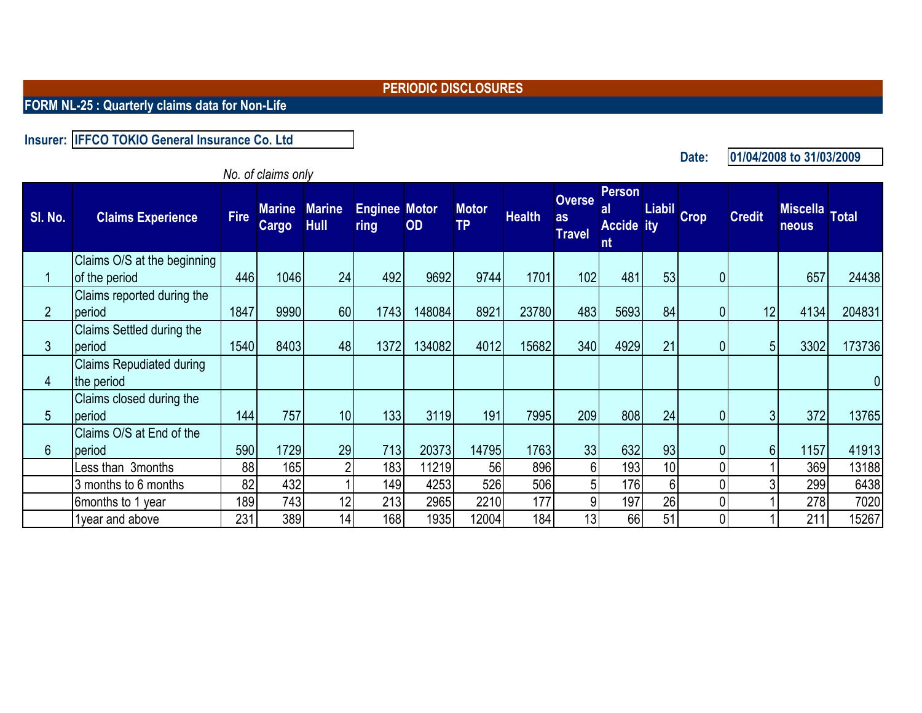## PERIODIC DISCLOSURES

### FORM NL-25 : Quarterly claims data for Non-Life

**Insurer:** IFFCO TOKIO General Insurance Co. Ltd

**Date:** 01/04/2008 to 31/03/2009

*No. of claims only*

| Sl. No. | Claims Experience | Fire | Marine Cargo | Marine Hull | Engineering | Motor OD | Motor TP | Health | Overseas Travel | Personal Accident | Liability | Crop | Credit | Miscellaneous | Total |
|---|---|---|---|---|---|---|---|---|---|---|---|---|---|---|---|
| 1 | Claims O/S at the beginning of the period | 446 | 1046 | 24 | 492 | 9692 | 9744 | 1701 | 102 | 481 | 53 | 0 | | 657 | 24438 |
| 2 | Claims reported during the period | 1847 | 9990 | 60 | 1743 | 148084 | 8921 | 23780 | 483 | 5693 | 84 | 0 | 12 | 4134 | 204831 |
| 3 | Claims Settled during the period | 1540 | 8403 | 48 | 1372 | 134082 | 4012 | 15682 | 340 | 4929 | 21 | 0 | 5 | 3302 | 173736 |
| 4 | Claims Repudiated during the period | | | | | | | | | | | | | | 0 |
| 5 | Claims closed during the period | 144 | 757 | 10 | 133 | 3119 | 191 | 7995 | 209 | 808 | 24 | 0 | 3 | 372 | 13765 |
| 6 | Claims O/S at End of the period | 590 | 1729 | 29 | 713 | 20373 | 14795 | 1763 | 33 | 632 | 93 | 0 | 6 | 1157 | 41913 |
| | Less than 3months | 88 | 165 | 2 | 183 | 11219 | 56 | 896 | 6 | 193 | 10 | 0 | 1 | 369 | 13188 |
| | 3 months to 6 months | 82 | 432 | 1 | 149 | 4253 | 526 | 506 | 5 | 176 | 6 | 0 | 3 | 299 | 6438 |
| | 6months to 1 year | 189 | 743 | 12 | 213 | 2965 | 2210 | 177 | 9 | 197 | 26 | 0 | 1 | 278 | 7020 |
| | 1year and above | 231 | 389 | 14 | 168 | 1935 | 12004 | 184 | 13 | 66 | 51 | 0 | 1 | 211 | 15267 |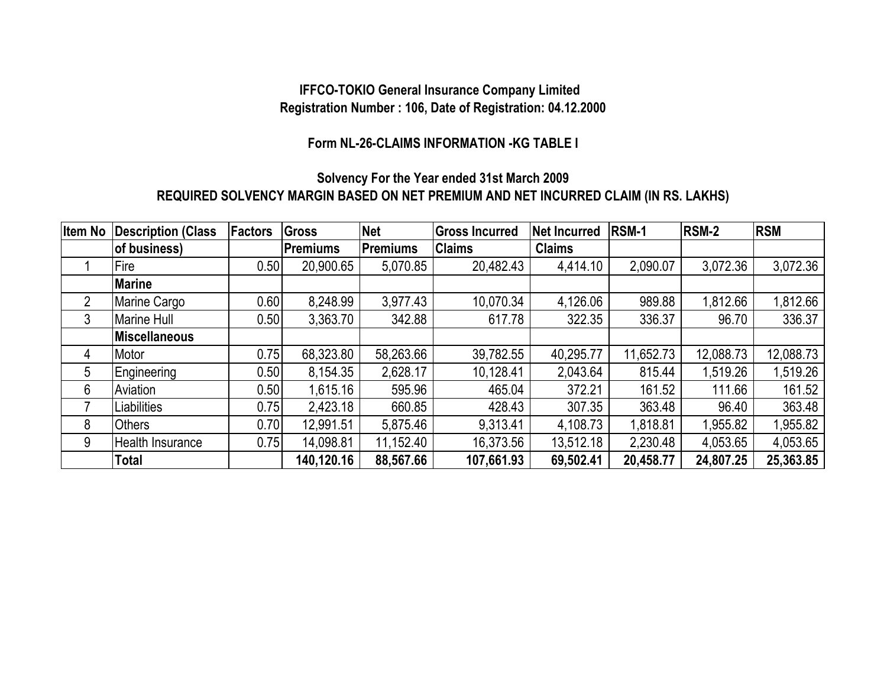**IFFCO-TOKIO General Insurance Company Limited**
**Registration Number : 106, Date of Registration: 04.12.2000**

**Form NL-26-CLAIMS INFORMATION -KG TABLE I**

**Solvency For the Year ended 31st March 2009**
**REQUIRED SOLVENCY MARGIN BASED ON NET PREMIUM AND NET INCURRED CLAIM (IN RS. LAKHS)**

| Item No | Description (Class of business) | Factors | Gross Premiums | Net Premiums | Gross Incurred Claims | Net Incurred Claims | RSM-1 | RSM-2 | RSM |
|---|---|---|---|---|---|---|---|---|---|
| 1 | Fire | 0.50 | 20,900.65 | 5,070.85 | 20,482.43 | 4,414.10 | 2,090.07 | 3,072.36 | 3,072.36 |
| | **Marine** | | | | | | | | |
| 2 | Marine Cargo | 0.60 | 8,248.99 | 3,977.43 | 10,070.34 | 4,126.06 | 989.88 | 1,812.66 | 1,812.66 |
| 3 | Marine Hull | 0.50 | 3,363.70 | 342.88 | 617.78 | 322.35 | 336.37 | 96.70 | 336.37 |
| | **Miscellaneous** | | | | | | | | |
| 4 | Motor | 0.75 | 68,323.80 | 58,263.66 | 39,782.55 | 40,295.77 | 11,652.73 | 12,088.73 | 12,088.73 |
| 5 | Engineering | 0.50 | 8,154.35 | 2,628.17 | 10,128.41 | 2,043.64 | 815.44 | 1,519.26 | 1,519.26 |
| 6 | Aviation | 0.50 | 1,615.16 | 595.96 | 465.04 | 372.21 | 161.52 | 111.66 | 161.52 |
| 7 | Liabilities | 0.75 | 2,423.18 | 660.85 | 428.43 | 307.35 | 363.48 | 96.40 | 363.48 |
| 8 | Others | 0.70 | 12,991.51 | 5,875.46 | 9,313.41 | 4,108.73 | 1,818.81 | 1,955.82 | 1,955.82 |
| 9 | Health Insurance | 0.75 | 14,098.81 | 11,152.40 | 16,373.56 | 13,512.18 | 2,230.48 | 4,053.65 | 4,053.65 |
| | **Total** | | **140,120.16** | **88,567.66** | **107,661.93** | **69,502.41** | **20,458.77** | **24,807.25** | **25,363.85** |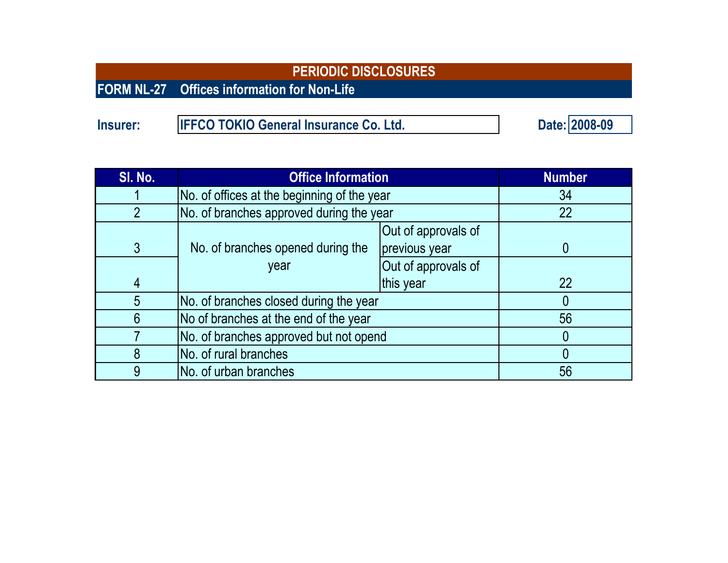# PERIODIC DISCLOSURES

## FORM NL-27 Offices information for Non-Life

**Insurer:** IFFCO TOKIO General Insurance Co. Ltd. **Date:** 2008-09

| Sl. No. | Office Information | | Number |
|---|---|---|---|
| 1 | No. of offices at the beginning of the year | | 34 |
| 2 | No. of branches approved during the year | | 22 |
| 3 | No. of branches opened during the year | Out of approvals of previous year | 0 |
| 4 | | Out of approvals of this year | 22 |
| 5 | No. of branches closed during the year | | 0 |
| 6 | No of branches at the end of the year | | 56 |
| 7 | No. of branches approved but not opend | | 0 |
| 8 | No. of rural branches | | 0 |
| 9 | No. of urban branches | | 56 |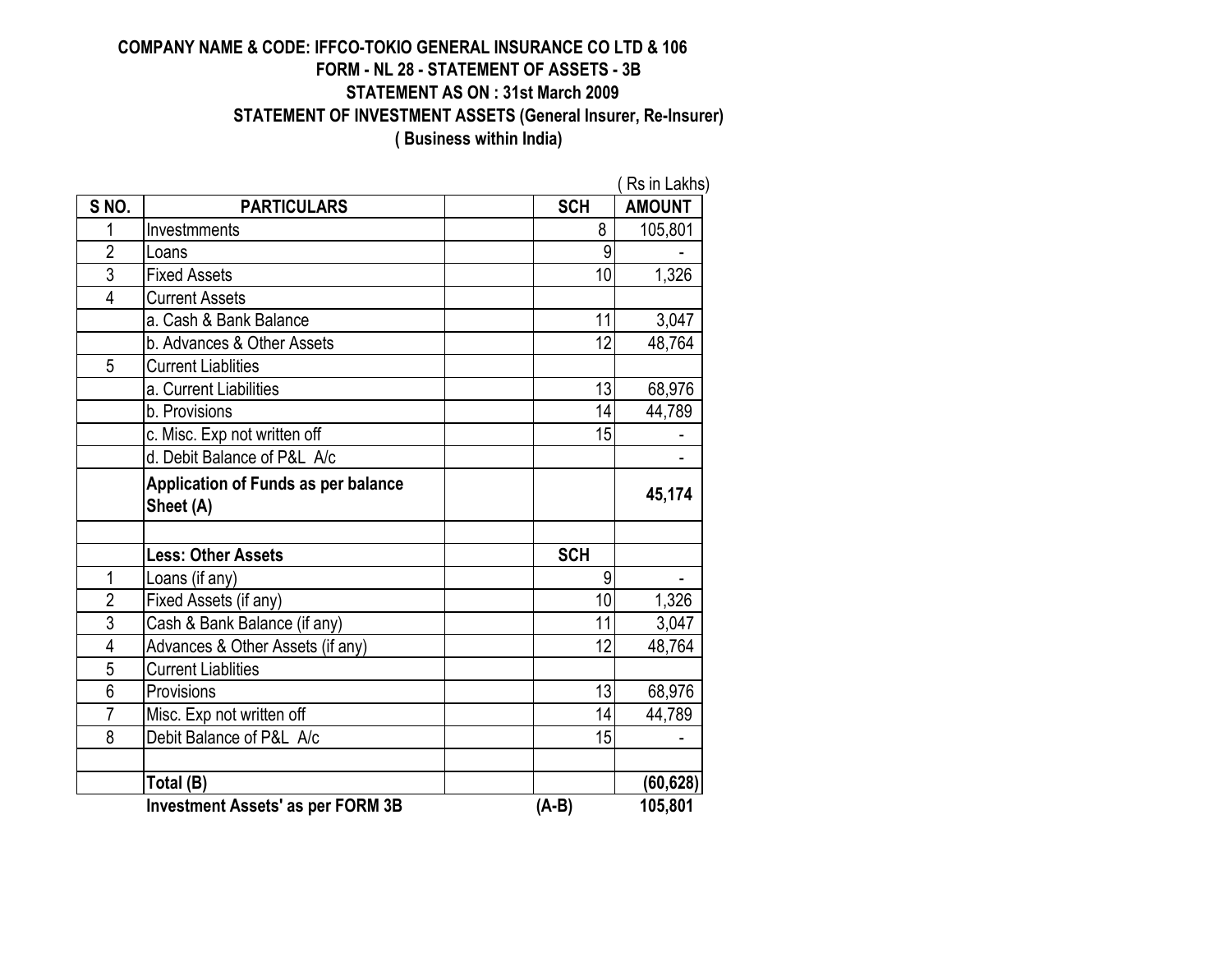**COMPANY NAME & CODE: IFFCO-TOKIO GENERAL INSURANCE CO LTD & 106**

**FORM - NL 28 - STATEMENT OF ASSETS - 3B**

**STATEMENT AS ON : 31st March 2009**

**STATEMENT OF INVESTMENT ASSETS (General Insurer, Re-Insurer)**

**( Business within India)**

( Rs in Lakhs)

| S NO. | PARTICULARS | | SCH | AMOUNT |
|---|---|---|---|---|
| 1 | Investmments | | 8 | 105,801 |
| 2 | Loans | | 9 | - |
| 3 | Fixed Assets | | 10 | 1,326 |
| 4 | Current Assets | | | |
| | a. Cash & Bank Balance | | 11 | 3,047 |
| | b. Advances & Other Assets | | 12 | 48,764 |
| 5 | Current Liablities | | | |
| | a. Current Liabilities | | 13 | 68,976 |
| | b. Provisions | | 14 | 44,789 |
| | c. Misc. Exp not written off | | 15 | - |
| | d. Debit Balance of P&L A/c | | | - |
| | **Application of Funds as per balance Sheet (A)** | | | **45,174** |
| | | | | |
| | **Less: Other Assets** | | **SCH** | |
| 1 | Loans (if any) | | 9 | - |
| 2 | Fixed Assets (if any) | | 10 | 1,326 |
| 3 | Cash & Bank Balance (if any) | | 11 | 3,047 |
| 4 | Advances & Other Assets (if any) | | 12 | 48,764 |
| 5 | Current Liablities | | | |
| 6 | Provisions | | 13 | 68,976 |
| 7 | Misc. Exp not written off | | 14 | 44,789 |
| 8 | Debit Balance of P&L A/c | | 15 | - |
| | | | | |
| | **Total (B)** | | | **(60,628)** |
| | **Investment Assets' as per FORM 3B** | | **(A-B)** | **105,801** |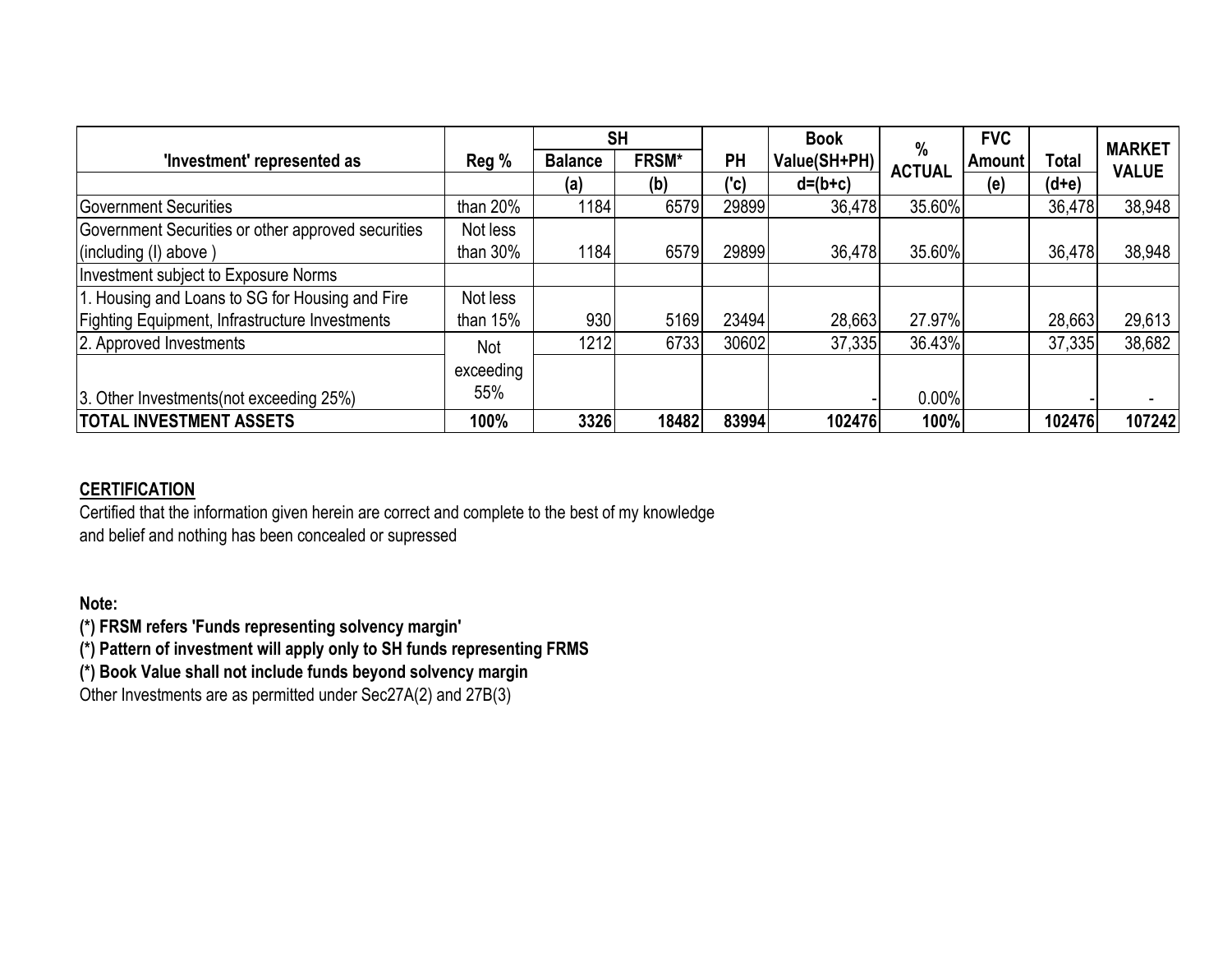| 'Investment' represented as | Reg % | SH | | PH | Book Value(SH+PH) | % ACTUAL | FVC Amount | Total | MARKET VALUE |
|---|---|---|---|---|---|---|---|---|---|
| | | Balance | FRSM* | | | | | | |
| | | (a) | (b) | ('c) | d=(b+c) | | (e) | (d+e) | |
| Government Securities | than 20% | 1184 | 6579 | 29899 | 36,478 | 35.60% | | 36,478 | 38,948 |
| Government Securities or other approved securities (including (I) above ) | Not less than 30% | 1184 | 6579 | 29899 | 36,478 | 35.60% | | 36,478 | 38,948 |
| Investment subject to Exposure Norms | | | | | | | | | |
| 1. Housing and Loans to SG for Housing and Fire Fighting Equipment, Infrastructure Investments | Not less than 15% | 930 | 5169 | 23494 | 28,663 | 27.97% | | 28,663 | 29,613 |
| 2. Approved Investments | Not exceeding 55% | 1212 | 6733 | 30602 | 37,335 | 36.43% | | 37,335 | 38,682 |
| 3. Other Investments(not exceeding 25%) | | | | | - | 0.00% | | - | - |
| **TOTAL INVESTMENT ASSETS** | **100%** | **3326** | **18482** | **83994** | **102476** | **100%** | | **102476** | **107242** |

**CERTIFICATION**

Certified that the information given herein are correct and complete to the best of my knowledge and belief and nothing has been concealed or supressed

**Note:**

**(*) FRSM refers 'Funds representing solvency margin'**

**(*) Pattern of investment will apply only to SH funds representing FRMS**

**(*) Book Value shall not include funds beyond solvency margin**

Other Investments are as permitted under Sec27A(2) and 27B(3)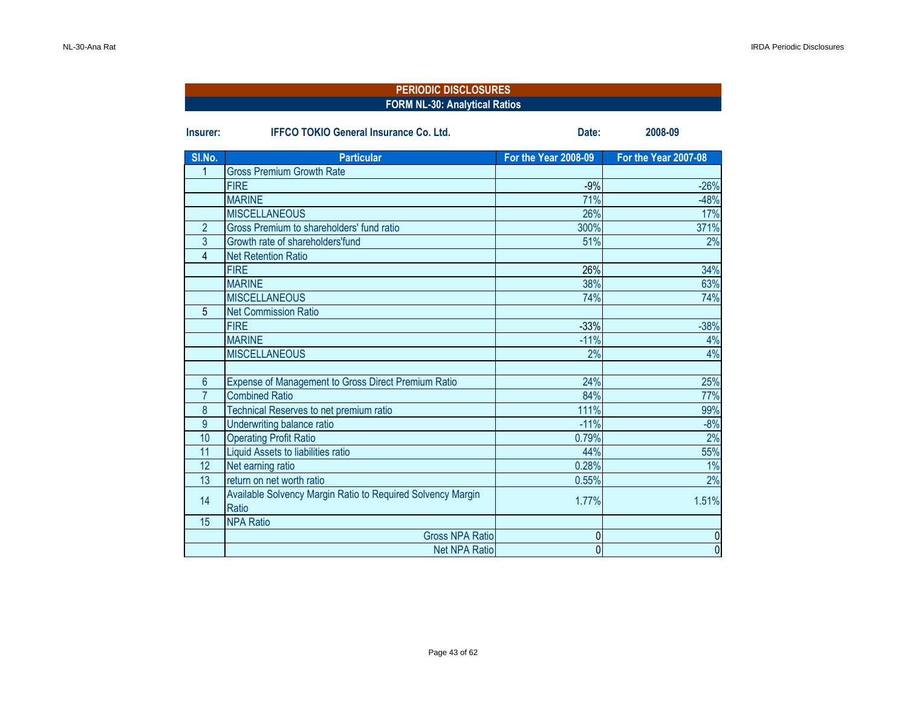## PERIODIC DISCLOSURES

### FORM NL-30: Analytical Ratios

**Insurer:** **IFFCO TOKIO General Insurance Co. Ltd.** **Date:** **2008-09**

| Sl.No. | Particular | For the Year 2008-09 | For the Year 2007-08 |
|---|---|---|---|
| 1 | Gross Premium Growth Rate | | |
| | FIRE | -9% | -26% |
| | MARINE | 71% | -48% |
| | MISCELLANEOUS | 26% | 17% |
| 2 | Gross Premium to shareholders' fund ratio | 300% | 371% |
| 3 | Growth rate of shareholders'fund | 51% | 2% |
| 4 | Net Retention Ratio | | |
| | FIRE | 26% | 34% |
| | MARINE | 38% | 63% |
| | MISCELLANEOUS | 74% | 74% |
| 5 | Net Commission Ratio | | |
| | FIRE | -33% | -38% |
| | MARINE | -11% | 4% |
| | MISCELLANEOUS | 2% | 4% |
| | | | |
| 6 | Expense of Management to Gross Direct Premium Ratio | 24% | 25% |
| 7 | Combined Ratio | 84% | 77% |
| 8 | Technical Reserves to net premium ratio | 111% | 99% |
| 9 | Underwriting balance ratio | -11% | -8% |
| 10 | Operating Profit Ratio | 0.79% | 2% |
| 11 | Liquid Assets to liabilities ratio | 44% | 55% |
| 12 | Net earning ratio | 0.28% | 1% |
| 13 | return on net worth ratio | 0.55% | 2% |
| 14 | Available Solvency Margin Ratio to Required Solvency Margin Ratio | 1.77% | 1.51% |
| 15 | NPA Ratio | | |
| | Gross NPA Ratio | 0 | 0 |
| | Net NPA Ratio | 0 | 0 |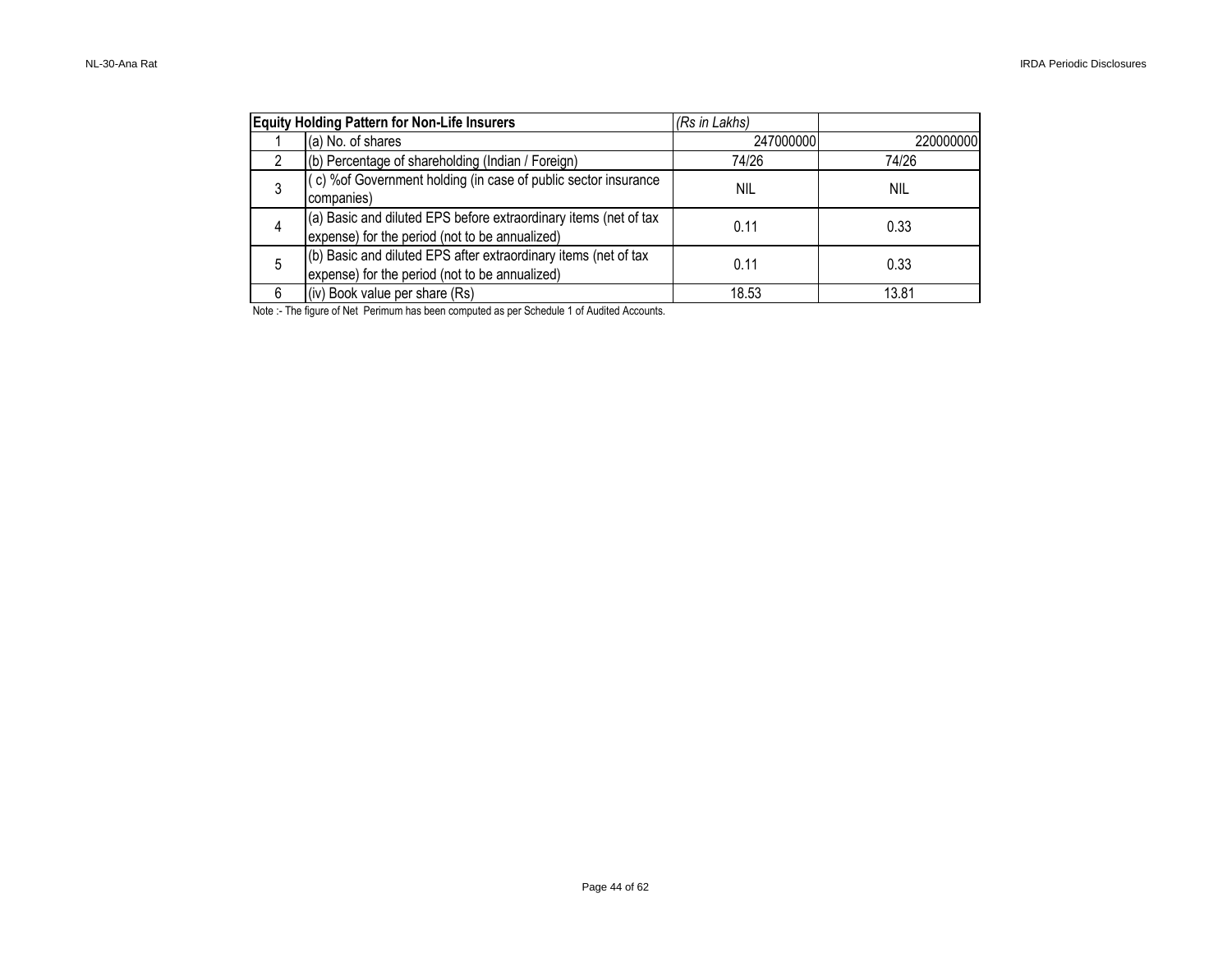| Equity Holding Pattern for Non-Life Insurers | | *(Rs in Lakhs)* | |
|---|---|---|---|
| 1 | (a) No. of shares | 247000000 | 220000000 |
| 2 | (b) Percentage of shareholding (Indian / Foreign) | 74/26 | 74/26 |
| 3 | ( c) %of Government holding (in case of public sector insurance companies) | NIL | NIL |
| 4 | (a) Basic and diluted EPS before extraordinary items (net of tax expense) for the period (not to be annualized) | 0.11 | 0.33 |
| 5 | (b) Basic and diluted EPS after extraordinary items (net of tax expense) for the period (not to be annualized) | 0.11 | 0.33 |
| 6 | (iv) Book value per share (Rs) | 18.53 | 13.81 |

Note :- The figure of Net Perimum has been computed as per Schedule 1 of Audited Accounts.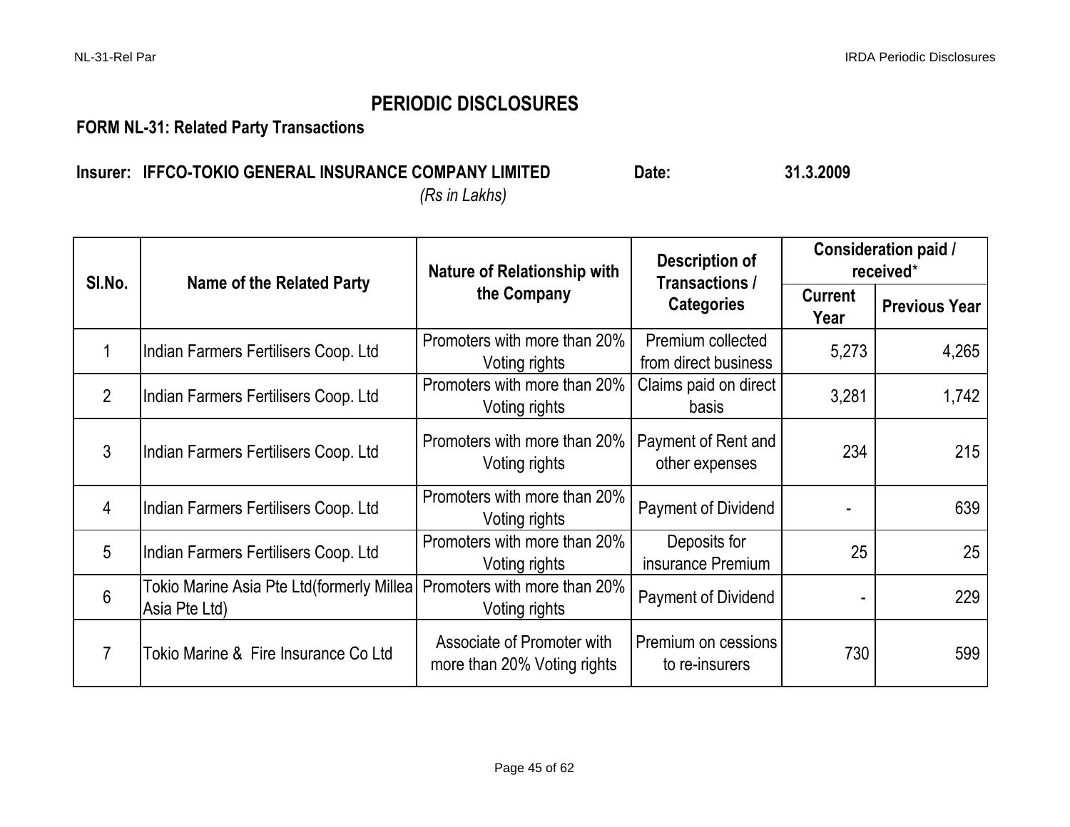# PERIODIC DISCLOSURES

**FORM NL-31: Related Party Transactions**

**Insurer: IFFCO-TOKIO GENERAL INSURANCE COMPANY LIMITED** **Date: 31.3.2009**

*(Rs in Lakhs)*

| Sl.No. | Name of the Related Party | Nature of Relationship with the Company | Description of Transactions / Categories | Consideration paid / received* | |
|---|---|---|---|---|---|
| | | | | Current Year | Previous Year |
| 1 | Indian Farmers Fertilisers Coop. Ltd | Promoters with more than 20% Voting rights | Premium collected from direct business | 5,273 | 4,265 |
| 2 | Indian Farmers Fertilisers Coop. Ltd | Promoters with more than 20% Voting rights | Claims paid on direct basis | 3,281 | 1,742 |
| 3 | Indian Farmers Fertilisers Coop. Ltd | Promoters with more than 20% Voting rights | Payment of Rent and other expenses | 234 | 215 |
| 4 | Indian Farmers Fertilisers Coop. Ltd | Promoters with more than 20% Voting rights | Payment of Dividend | - | 639 |
| 5 | Indian Farmers Fertilisers Coop. Ltd | Promoters with more than 20% Voting rights | Deposits for insurance Premium | 25 | 25 |
| 6 | Tokio Marine Asia Pte Ltd(formerly Millea Asia Pte Ltd) | Promoters with more than 20% Voting rights | Payment of Dividend | - | 229 |
| 7 | Tokio Marine & Fire Insurance Co Ltd | Associate of Promoter with more than 20% Voting rights | Premium on cessions to re-insurers | 730 | 599 |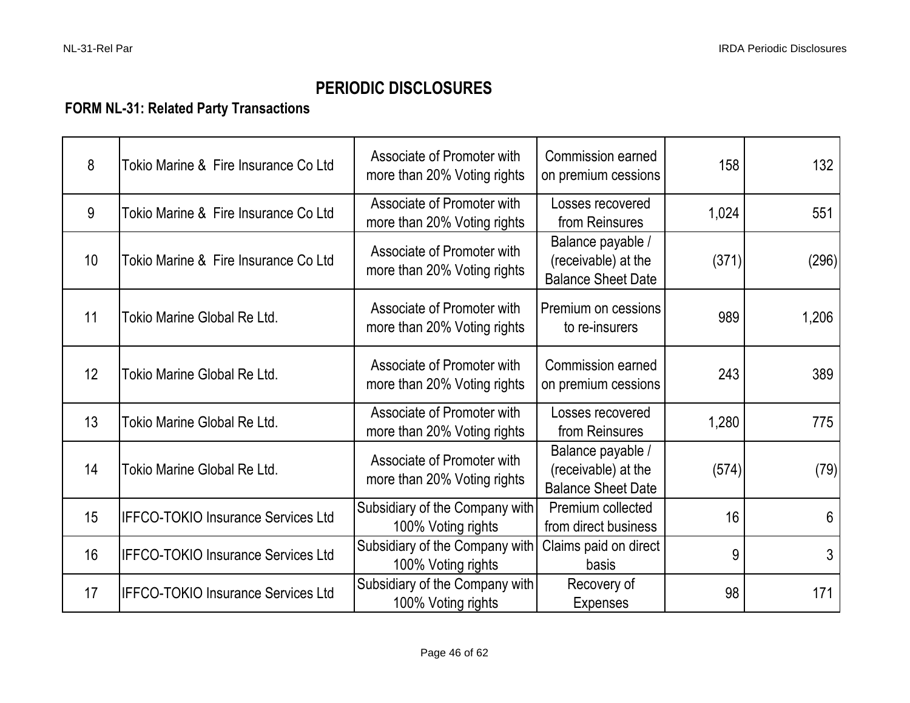# PERIODIC DISCLOSURES

## FORM NL-31: Related Party Transactions

| | | | | | |
|---|---|---|---|---|---|
| 8 | Tokio Marine & Fire Insurance Co Ltd | Associate of Promoter with more than 20% Voting rights | Commission earned on premium cessions | 158 | 132 |
| 9 | Tokio Marine & Fire Insurance Co Ltd | Associate of Promoter with more than 20% Voting rights | Losses recovered from Reinsures | 1,024 | 551 |
| 10 | Tokio Marine & Fire Insurance Co Ltd | Associate of Promoter with more than 20% Voting rights | Balance payable / (receivable) at the Balance Sheet Date | (371) | (296) |
| 11 | Tokio Marine Global Re Ltd. | Associate of Promoter with more than 20% Voting rights | Premium on cessions to re-insurers | 989 | 1,206 |
| 12 | Tokio Marine Global Re Ltd. | Associate of Promoter with more than 20% Voting rights | Commission earned on premium cessions | 243 | 389 |
| 13 | Tokio Marine Global Re Ltd. | Associate of Promoter with more than 20% Voting rights | Losses recovered from Reinsures | 1,280 | 775 |
| 14 | Tokio Marine Global Re Ltd. | Associate of Promoter with more than 20% Voting rights | Balance payable / (receivable) at the Balance Sheet Date | (574) | (79) |
| 15 | IFFCO-TOKIO Insurance Services Ltd | Subsidiary of the Company with 100% Voting rights | Premium collected from direct business | 16 | 6 |
| 16 | IFFCO-TOKIO Insurance Services Ltd | Subsidiary of the Company with 100% Voting rights | Claims paid on direct basis | 9 | 3 |
| 17 | IFFCO-TOKIO Insurance Services Ltd | Subsidiary of the Company with 100% Voting rights | Recovery of Expenses | 98 | 171 |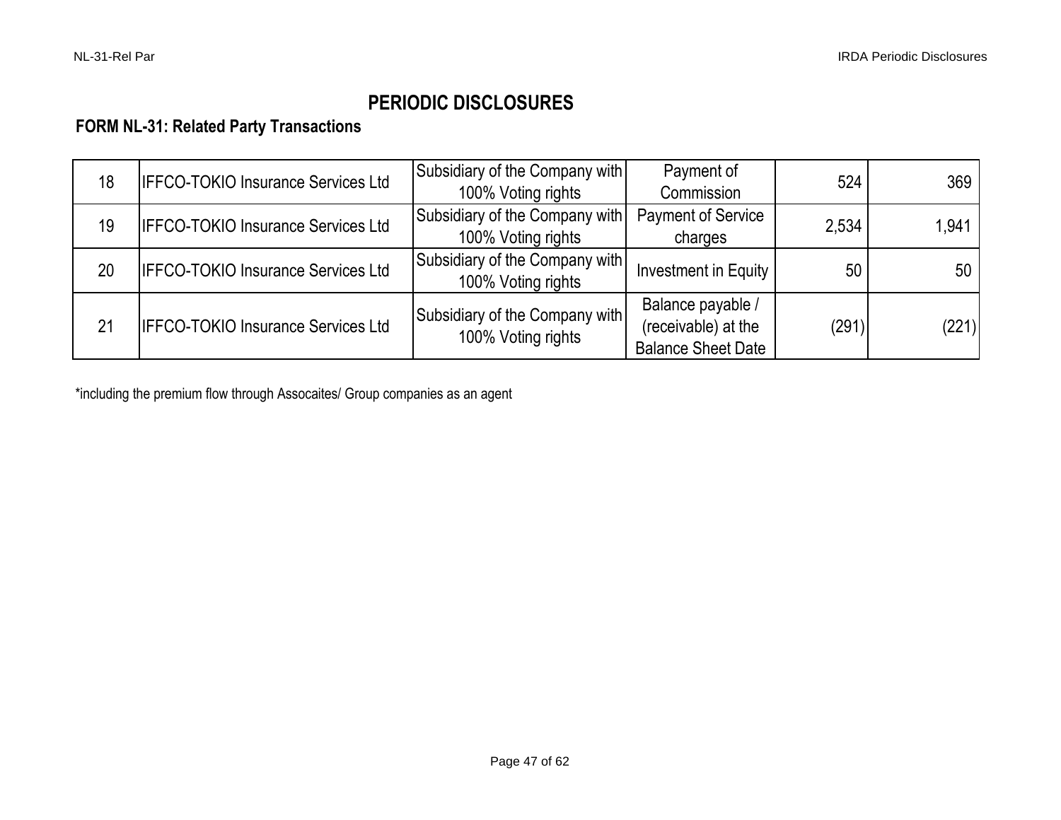# PERIODIC DISCLOSURES

## FORM NL-31: Related Party Transactions

| | | | | | |
|---|---|---|---|---|---|
| 18 | IFFCO-TOKIO Insurance Services Ltd | Subsidiary of the Company with 100% Voting rights | Payment of Commission | 524 | 369 |
| 19 | IFFCO-TOKIO Insurance Services Ltd | Subsidiary of the Company with 100% Voting rights | Payment of Service charges | 2,534 | 1,941 |
| 20 | IFFCO-TOKIO Insurance Services Ltd | Subsidiary of the Company with 100% Voting rights | Investment in Equity | 50 | 50 |
| 21 | IFFCO-TOKIO Insurance Services Ltd | Subsidiary of the Company with 100% Voting rights | Balance payable / (receivable) at the Balance Sheet Date | (291) | (221) |

*including the premium flow through Assocaites/ Group companies as an agent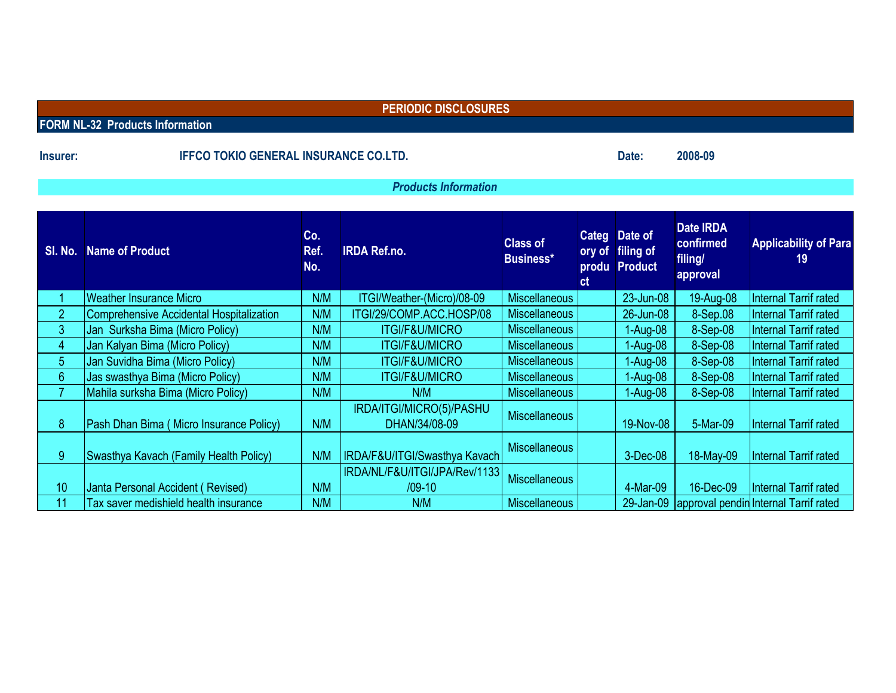## PERIODIC DISCLOSURES

### FORM NL-32 Products Information

**Insurer:** IFFCO TOKIO GENERAL INSURANCE CO.LTD. **Date:** 2008-09

*Products Information*

| Sl. No. | Name of Product | Co. Ref. No. | IRDA Ref.no. | Class of Business* | Category of product | Date of filing of Product | Date IRDA confirmed filing/ approval | Applicability of Para 19 |
|---|---|---|---|---|---|---|---|---|
| 1 | Weather Insurance Micro | N/M | ITGI/Weather-(Micro)/08-09 | Miscellaneous | | 23-Jun-08 | 19-Aug-08 | Internal Tarrif rated |
| 2 | Comprehensive Accidental Hospitalization | N/M | ITGI/29/COMP.ACC.HOSP/08 | Miscellaneous | | 26-Jun-08 | 8-Sep.08 | Internal Tarrif rated |
| 3 | Jan Surksha Bima (Micro Policy) | N/M | ITGI/F&U/MICRO | Miscellaneous | | 1-Aug-08 | 8-Sep-08 | Internal Tarrif rated |
| 4 | Jan Kalyan Bima (Micro Policy) | N/M | ITGI/F&U/MICRO | Miscellaneous | | 1-Aug-08 | 8-Sep-08 | Internal Tarrif rated |
| 5 | Jan Suvidha Bima (Micro Policy) | N/M | ITGI/F&U/MICRO | Miscellaneous | | 1-Aug-08 | 8-Sep-08 | Internal Tarrif rated |
| 6 | Jas swasthya Bima (Micro Policy) | N/M | ITGI/F&U/MICRO | Miscellaneous | | 1-Aug-08 | 8-Sep-08 | Internal Tarrif rated |
| 7 | Mahila surksha Bima (Micro Policy) | N/M | N/M | Miscellaneous | | 1-Aug-08 | 8-Sep-08 | Internal Tarrif rated |
| 8 | Pash Dhan Bima ( Micro Insurance Policy) | N/M | IRDA/ITGI/MICRO(5)/PASHU DHAN/34/08-09 | Miscellaneous | | 19-Nov-08 | 5-Mar-09 | Internal Tarrif rated |
| 9 | Swasthya Kavach (Family Health Policy) | N/M | IRDA/F&U/ITGI/Swasthya Kavach | Miscellaneous | | 3-Dec-08 | 18-May-09 | Internal Tarrif rated |
| 10 | Janta Personal Accident ( Revised) | N/M | IRDA/NL/F&U/ITGI/JPA/Rev/1133 /09-10 | Miscellaneous | | 4-Mar-09 | 16-Dec-09 | Internal Tarrif rated |
| 11 | Tax saver medishield health insurance | N/M | N/M | Miscellaneous | | 29-Jan-09 | approval pendin | Internal Tarrif rated |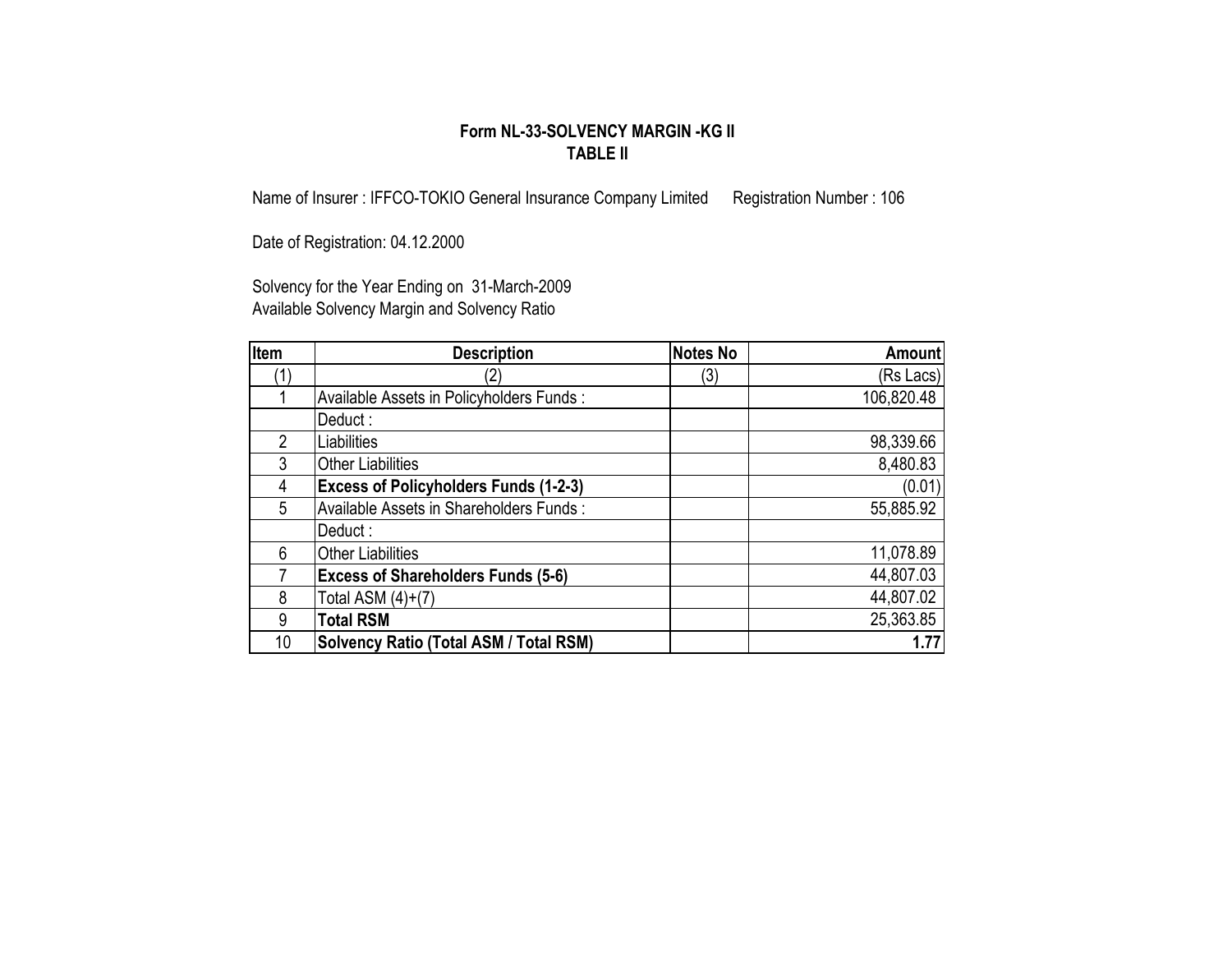## Form NL-33-SOLVENCY MARGIN -KG II
### TABLE II

Name of Insurer : IFFCO-TOKIO General Insurance Company Limited     Registration Number : 106

Date of Registration: 04.12.2000

Solvency for the Year Ending on 31-March-2009
Available Solvency Margin and Solvency Ratio

| Item | Description | Notes No | Amount |
|---|---|---|---|
| (1) | (2) | (3) | (Rs Lacs) |
| 1 | Available Assets in Policyholders Funds : | | 106,820.48 |
| | Deduct : | | |
| 2 | Liabilities | | 98,339.66 |
| 3 | Other Liabilities | | 8,480.83 |
| 4 | **Excess of Policyholders Funds (1-2-3)** | | (0.01) |
| 5 | Available Assets in Shareholders Funds : | | 55,885.92 |
| | Deduct : | | |
| 6 | Other Liabilities | | 11,078.89 |
| 7 | **Excess of Shareholders Funds (5-6)** | | 44,807.03 |
| 8 | Total ASM (4)+(7) | | 44,807.02 |
| 9 | **Total RSM** | | 25,363.85 |
| 10 | **Solvency Ratio (Total ASM / Total RSM)** | | **1.77** |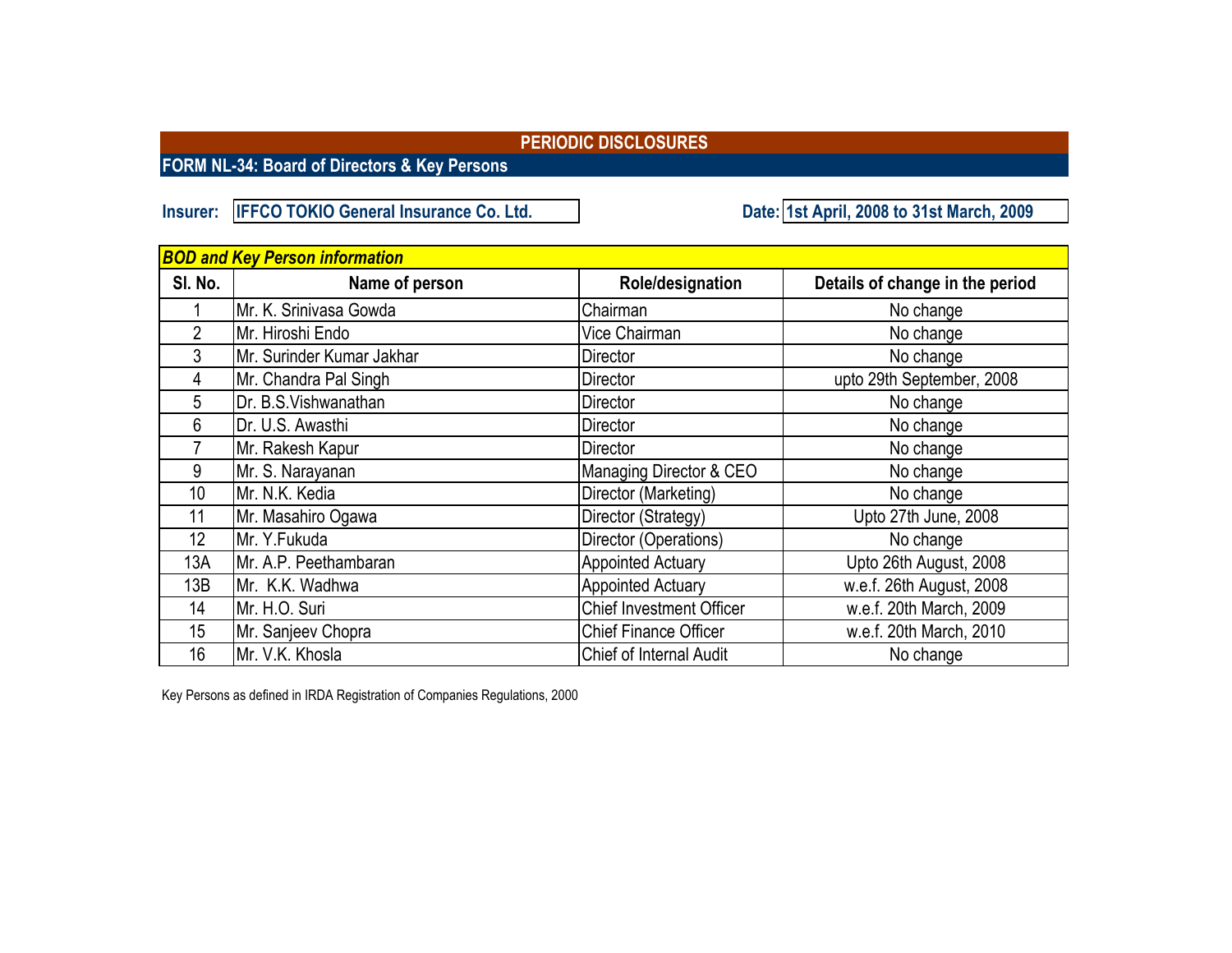# PERIODIC DISCLOSURES

## FORM NL-34: Board of Directors & Key Persons

**Insurer:** IFFCO TOKIO General Insurance Co. Ltd.

**Date:** 1st April, 2008 to 31st March, 2009

| ***BOD and Key Person information*** | | | |
|---|---|---|---|
| **Sl. No.** | **Name of person** | **Role/designation** | **Details of change in the period** |
| 1 | Mr. K. Srinivasa Gowda | Chairman | No change |
| 2 | Mr. Hiroshi Endo | Vice Chairman | No change |
| 3 | Mr. Surinder Kumar Jakhar | Director | No change |
| 4 | Mr. Chandra Pal Singh | Director | upto 29th September, 2008 |
| 5 | Dr. B.S.Vishwanathan | Director | No change |
| 6 | Dr. U.S. Awasthi | Director | No change |
| 7 | Mr. Rakesh Kapur | Director | No change |
| 9 | Mr. S. Narayanan | Managing Director & CEO | No change |
| 10 | Mr. N.K. Kedia | Director (Marketing) | No change |
| 11 | Mr. Masahiro Ogawa | Director (Strategy) | Upto 27th June, 2008 |
| 12 | Mr. Y.Fukuda | Director (Operations) | No change |
| 13A | Mr. A.P. Peethambaran | Appointed Actuary | Upto 26th August, 2008 |
| 13B | Mr. K.K. Wadhwa | Appointed Actuary | w.e.f. 26th August, 2008 |
| 14 | Mr. H.O. Suri | Chief Investment Officer | w.e.f. 20th March, 2009 |
| 15 | Mr. Sanjeev Chopra | Chief Finance Officer | w.e.f. 20th March, 2010 |
| 16 | Mr. V.K. Khosla | Chief of Internal Audit | No change |

Key Persons as defined in IRDA Registration of Companies Regulations, 2000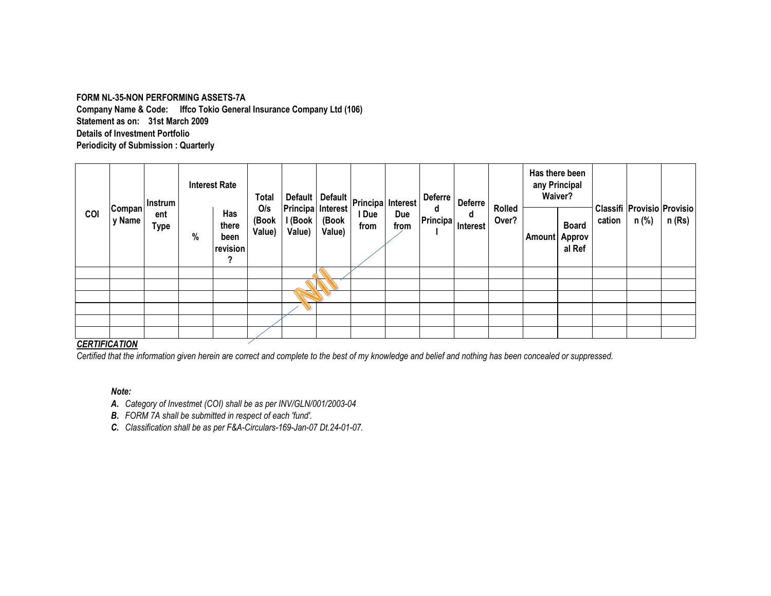**FORM NL-35-NON PERFORMING ASSETS-7A**

**Company Name & Code: Iffco Tokio General Insurance Company Ltd (106)**

**Statement as on: 31st March 2009**

**Details of Investment Portfolio**

**Periodicity of Submission : Quarterly**

| COI | Company Name | Instrument Type | Interest Rate | | Total O/s (Book Value) | Default Principal (Book Value) | Default Interest (Book Value) | Principal Due from | Interest Due from | Deferred Principal | Deferred Interest | Rolled Over? | Has there been any Principal Waiver? | | Classification | Provision (%) | Provision (Rs) |
|---|---|---|---|---|---|---|---|---|---|---|---|---|---|---|---|---|---|
| | | | % | Has there been revision? | | | | | | | | | Amount | Board Approval Ref | | | |
| | | | | | | Nil | | | | | | | | | | | |
| | | | | | | | | | | | | | | | | | |
| | | | | | | | | | | | | | | | | | |
| | | | | | | | | | | | | | | | | | |
| | | | | | | | | | | | | | | | | | |
| | | | | | | | | | | | | | | | | | |

***CERTIFICATION***

*Certified that the information given herein are correct and complete to the best of my knowledge and belief and nothing has been concealed or suppressed.*

***Note:***

***A.*** *Category of Investmet (COI) shall be as per INV/GLN/001/2003-04*

***B.*** *FORM 7A shall be submitted in respect of each 'fund'.*

***C.*** *Classification shall be as per F&A-Circulars-169-Jan-07 Dt.24-01-07.*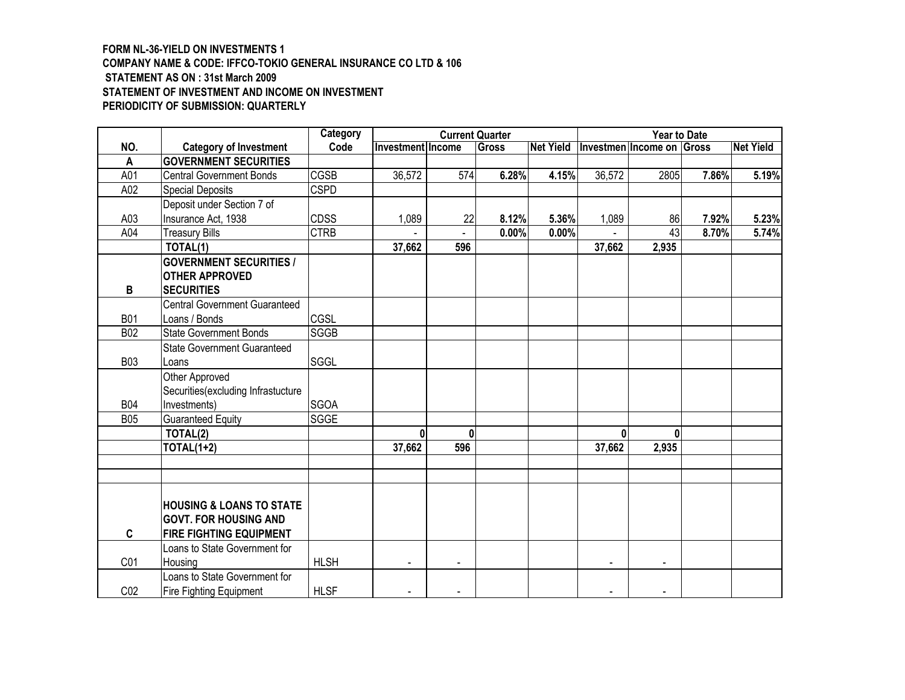**FORM NL-36-YIELD ON INVESTMENTS 1**
**COMPANY NAME & CODE: IFFCO-TOKIO GENERAL INSURANCE CO LTD & 106**
**STATEMENT AS ON : 31st March 2009**
**STATEMENT OF INVESTMENT AND INCOME ON INVESTMENT**
**PERIODICITY OF SUBMISSION: QUARTERLY**

| | | Category | Current Quarter | | | | Year to Date | | | |
|---|---|---|---|---|---|---|---|---|---|---|
| NO. | Category of Investment | Code | Investment | Income | Gross | Net Yield | Investmen | Income on | Gross | Net Yield |
| A | **GOVERNMENT SECURITIES** | | | | | | | | | |
| A01 | Central Government Bonds | CGSB | 36,572 | 574 | **6.28%** | **4.15%** | 36,572 | 2805 | **7.86%** | **5.19%** |
| A02 | Special Deposits | CSPD | | | | | | | | |
| A03 | Deposit under Section 7 of Insurance Act, 1938 | CDSS | 1,089 | 22 | **8.12%** | **5.36%** | 1,089 | 86 | **7.92%** | **5.23%** |
| A04 | Treasury Bills | CTRB | - | - | **0.00%** | **0.00%** | - | 43 | **8.70%** | **5.74%** |
| | **TOTAL(1)** | | **37,662** | **596** | | | **37,662** | **2,935** | | |
| B | **GOVERNMENT SECURITIES / OTHER APPROVED SECURITIES** | | | | | | | | | |
| B01 | Central Government Guaranteed Loans / Bonds | CGSL | | | | | | | | |
| B02 | State Government Bonds | SGGB | | | | | | | | |
| B03 | State Government Guaranteed Loans | SGGL | | | | | | | | |
| B04 | Other Approved Securities(excluding Infrastucture Investments) | SGOA | | | | | | | | |
| B05 | Guaranteed Equity | SGGE | | | | | | | | |
| | **TOTAL(2)** | | **0** | **0** | | | **0** | **0** | | |
| | **TOTAL(1+2)** | | **37,662** | **596** | | | **37,662** | **2,935** | | |
| | | | | | | | | | | |
| | | | | | | | | | | |
| C | **HOUSING & LOANS TO STATE GOVT. FOR HOUSING AND FIRE FIGHTING EQUIPMENT** | | | | | | | | | |
| C01 | Loans to State Government for Housing | HLSH | - | - | | | - | - | | |
| C02 | Loans to State Government for Fire Fighting Equipment | HLSF | - | - | | | - | - | | |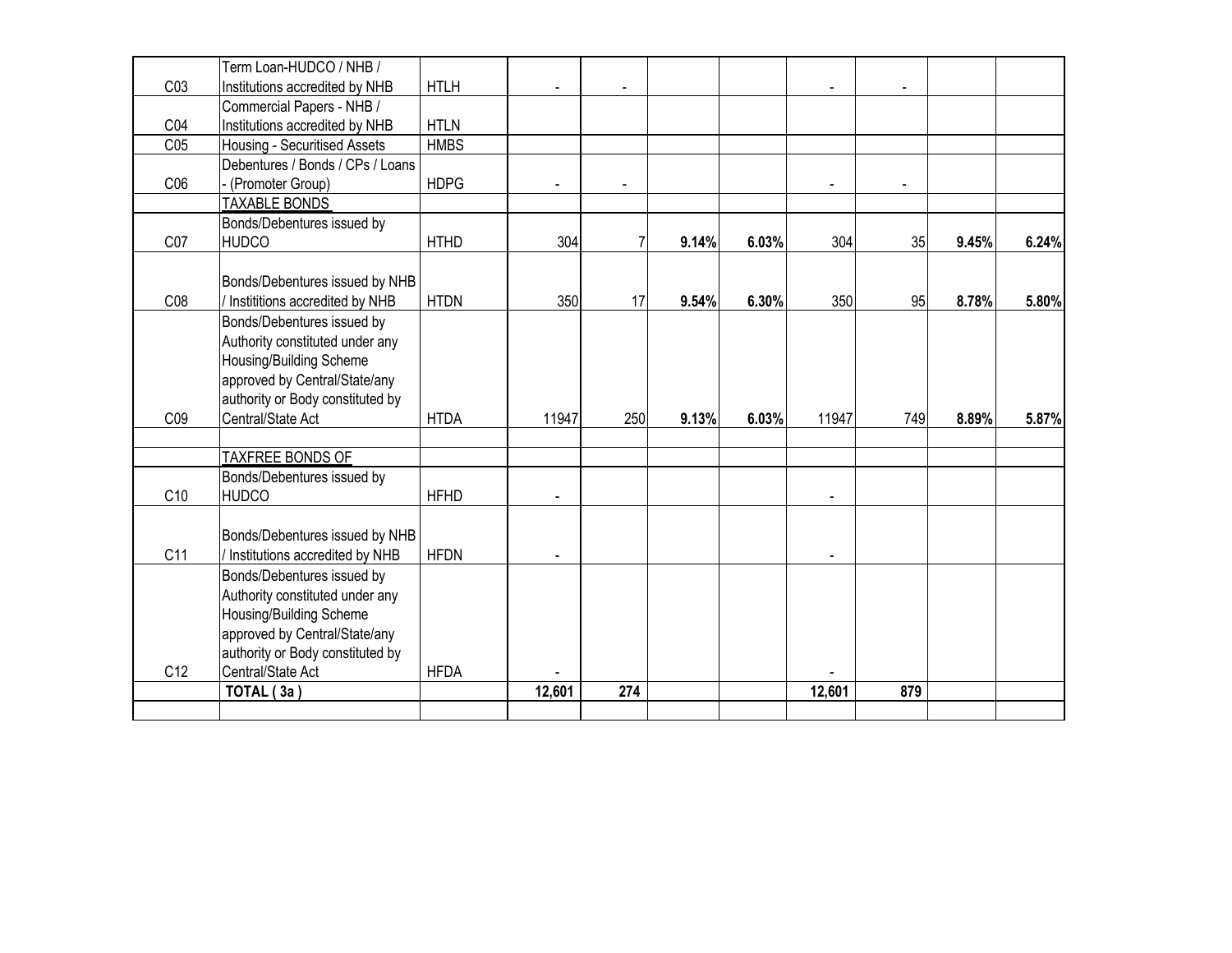| C03 | Term Loan-HUDCO / NHB / Institutions accredited by NHB | HTLH | - | - | | | - | - | | |
|---|---|---|---|---|---|---|---|---|---|---|
| C04 | Commercial Papers - NHB / Institutions accredited by NHB | HTLN | | | | | | | | |
| C05 | Housing - Securitised Assets | HMBS | | | | | | | | |
| C06 | Debentures / Bonds / CPs / Loans - (Promoter Group) | HDPG | - | - | | | - | - | | |
| | TAXABLE BONDS | | | | | | | | | |
| C07 | Bonds/Debentures issued by HUDCO | HTHD | 304 | 7 | **9.14%** | **6.03%** | 304 | 35 | **9.45%** | **6.24%** |
| C08 | Bonds/Debentures issued by NHB / Instititions accredited by NHB | HTDN | 350 | 17 | **9.54%** | **6.30%** | 350 | 95 | **8.78%** | **5.80%** |
| C09 | Bonds/Debentures issued by Authority constituted under any Housing/Building Scheme approved by Central/State/any authority or Body constituted by Central/State Act | HTDA | 11947 | 250 | **9.13%** | **6.03%** | 11947 | 749 | **8.89%** | **5.87%** |
| | | | | | | | | | | |
| | TAXFREE BONDS OF | | | | | | | | | |
| C10 | Bonds/Debentures issued by HUDCO | HFHD | - | | | | - | | | |
| C11 | Bonds/Debentures issued by NHB / Institutions accredited by NHB | HFDN | - | | | | - | | | |
| C12 | Bonds/Debentures issued by Authority constituted under any Housing/Building Scheme approved by Central/State/any authority or Body constituted by Central/State Act | HFDA | - | | | | - | | | |
| | **TOTAL ( 3a )** | | **12,601** | **274** | | | **12,601** | **879** | | |
| | | | | | | | | | | |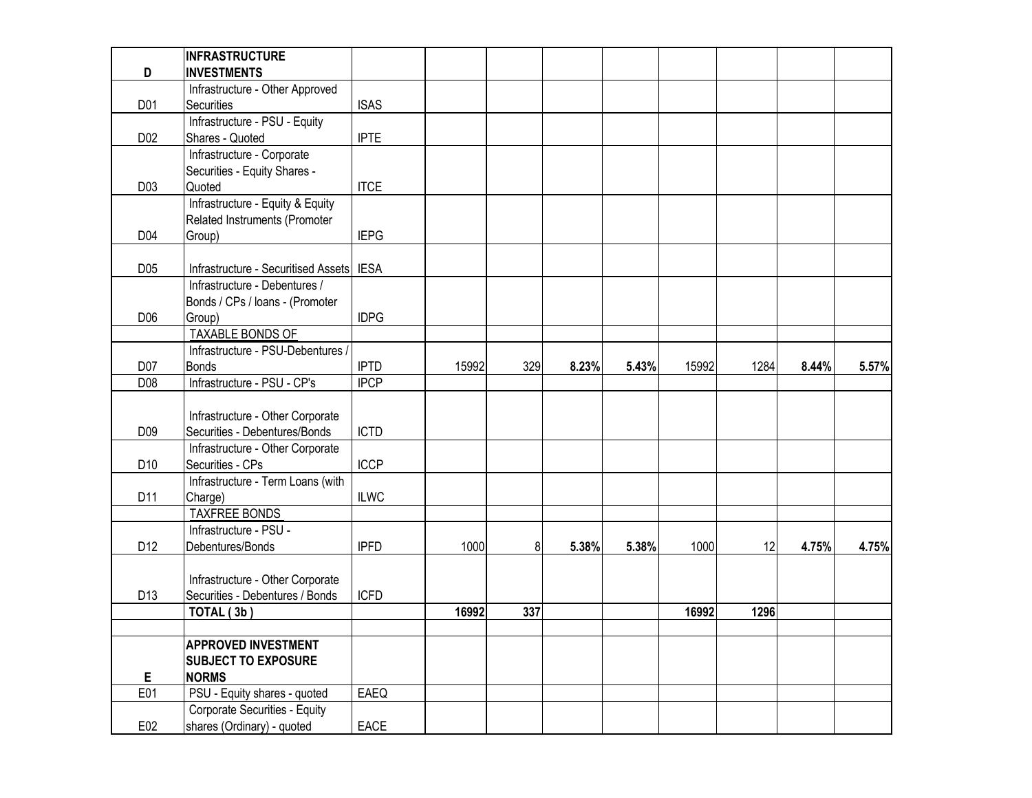| D | INFRASTRUCTURE INVESTMENTS | | | | | | | | | |
|---|---|---|---|---|---|---|---|---|---|---|
| D01 | Infrastructure - Other Approved Securities | ISAS | | | | | | | | |
| D02 | Infrastructure - PSU - Equity Shares - Quoted | IPTE | | | | | | | | |
| D03 | Infrastructure - Corporate Securities - Equity Shares - Quoted | ITCE | | | | | | | | |
| D04 | Infrastructure - Equity & Equity Related Instruments (Promoter Group) | IEPG | | | | | | | | |
| D05 | Infrastructure - Securitised Assets | IESA | | | | | | | | |
| D06 | Infrastructure - Debentures / Bonds / CPs / loans - (Promoter Group) | IDPG | | | | | | | | |
| | TAXABLE BONDS OF | | | | | | | | | |
| D07 | Infrastructure - PSU-Debentures / Bonds | IPTD | 15992 | 329 | **8.23%** | **5.43%** | 15992 | 1284 | **8.44%** | **5.57%** |
| D08 | Infrastructure - PSU - CP's | IPCP | | | | | | | | |
| D09 | Infrastructure - Other Corporate Securities - Debentures/Bonds | ICTD | | | | | | | | |
| D10 | Infrastructure - Other Corporate Securities - CPs | ICCP | | | | | | | | |
| D11 | Infrastructure - Term Loans (with Charge) | ILWC | | | | | | | | |
| | TAXFREE BONDS | | | | | | | | | |
| D12 | Infrastructure - PSU - Debentures/Bonds | IPFD | 1000 | 8 | **5.38%** | **5.38%** | 1000 | 12 | **4.75%** | **4.75%** |
| D13 | Infrastructure - Other Corporate Securities - Debentures / Bonds | ICFD | | | | | | | | |
| | **TOTAL ( 3b )** | | **16992** | **337** | | | **16992** | **1296** | | |
| | | | | | | | | | | |
| E | **APPROVED INVESTMENT SUBJECT TO EXPOSURE NORMS** | | | | | | | | | |
| E01 | PSU - Equity shares - quoted | EAEQ | | | | | | | | |
| E02 | Corporate Securities - Equity shares (Ordinary) - quoted | EACE | | | | | | | | |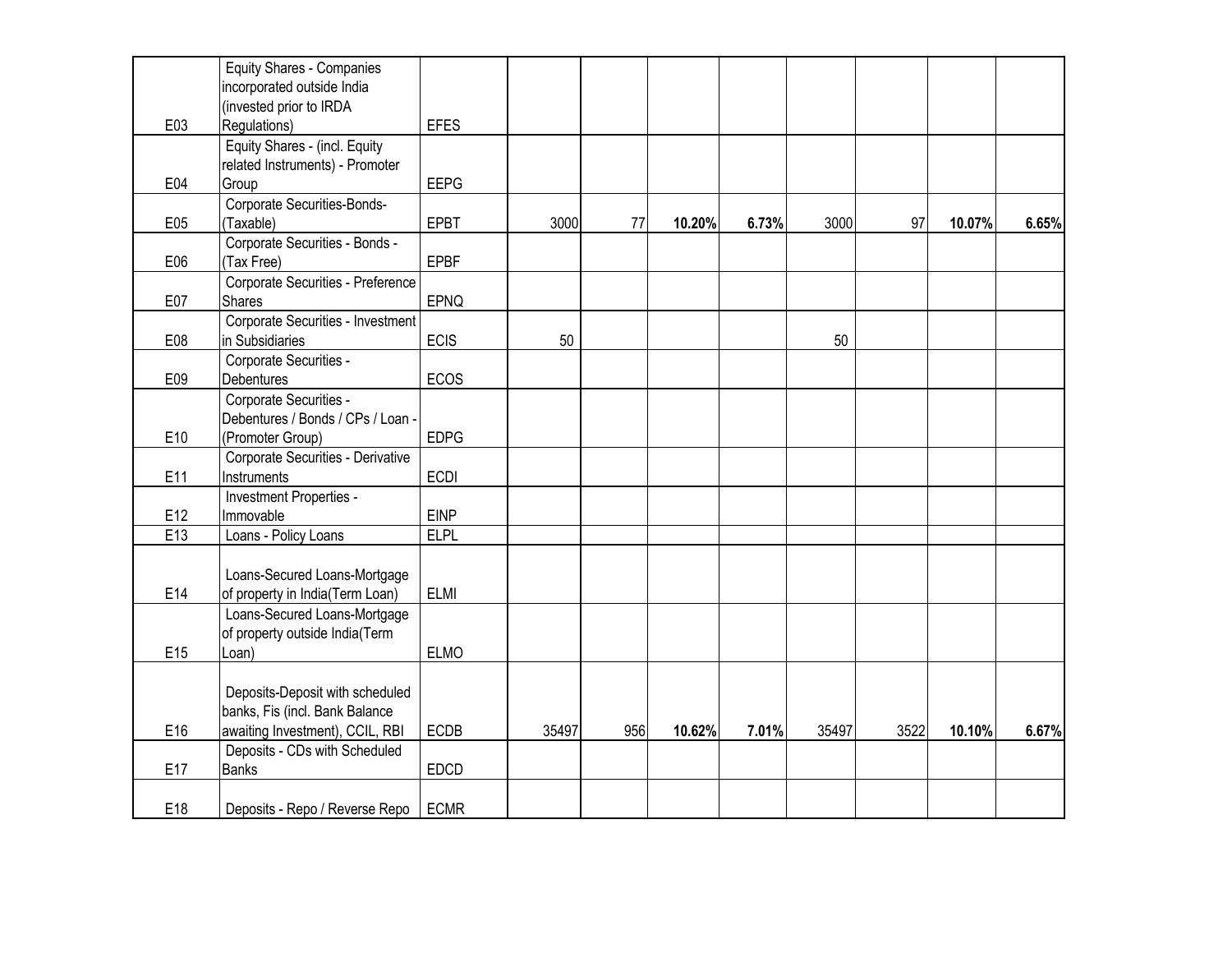| | | | | | | | | | | |
|---|---|---|---|---|---|---|---|---|---|---|
| E03 | Equity Shares - Companies incorporated outside India (invested prior to IRDA Regulations) | EFES | | | | | | | | |
| E04 | Equity Shares - (incl. Equity related Instruments) - Promoter Group | EEPG | | | | | | | | |
| E05 | Corporate Securities-Bonds-(Taxable) | EPBT | 3000 | 77 | **10.20%** | **6.73%** | 3000 | 97 | **10.07%** | **6.65%** |
| E06 | Corporate Securities - Bonds - (Tax Free) | EPBF | | | | | | | | |
| E07 | Corporate Securities - Preference Shares | EPNQ | | | | | | | | |
| E08 | Corporate Securities - Investment in Subsidiaries | ECIS | 50 | | | | 50 | | | |
| E09 | Corporate Securities - Debentures | ECOS | | | | | | | | |
| E10 | Corporate Securities - Debentures / Bonds / CPs / Loan - (Promoter Group) | EDPG | | | | | | | | |
| E11 | Corporate Securities - Derivative Instruments | ECDI | | | | | | | | |
| E12 | Investment Properties - Immovable | EINP | | | | | | | | |
| E13 | Loans - Policy Loans | ELPL | | | | | | | | |
| E14 | Loans-Secured Loans-Mortgage of property in India(Term Loan) | ELMI | | | | | | | | |
| E15 | Loans-Secured Loans-Mortgage of property outside India(Term Loan) | ELMO | | | | | | | | |
| E16 | Deposits-Deposit with scheduled banks, Fis (incl. Bank Balance awaiting Investment), CCIL, RBI | ECDB | 35497 | 956 | **10.62%** | **7.01%** | 35497 | 3522 | **10.10%** | **6.67%** |
| E17 | Deposits - CDs with Scheduled Banks | EDCD | | | | | | | | |
| E18 | Deposits - Repo / Reverse Repo | ECMR | | | | | | | | |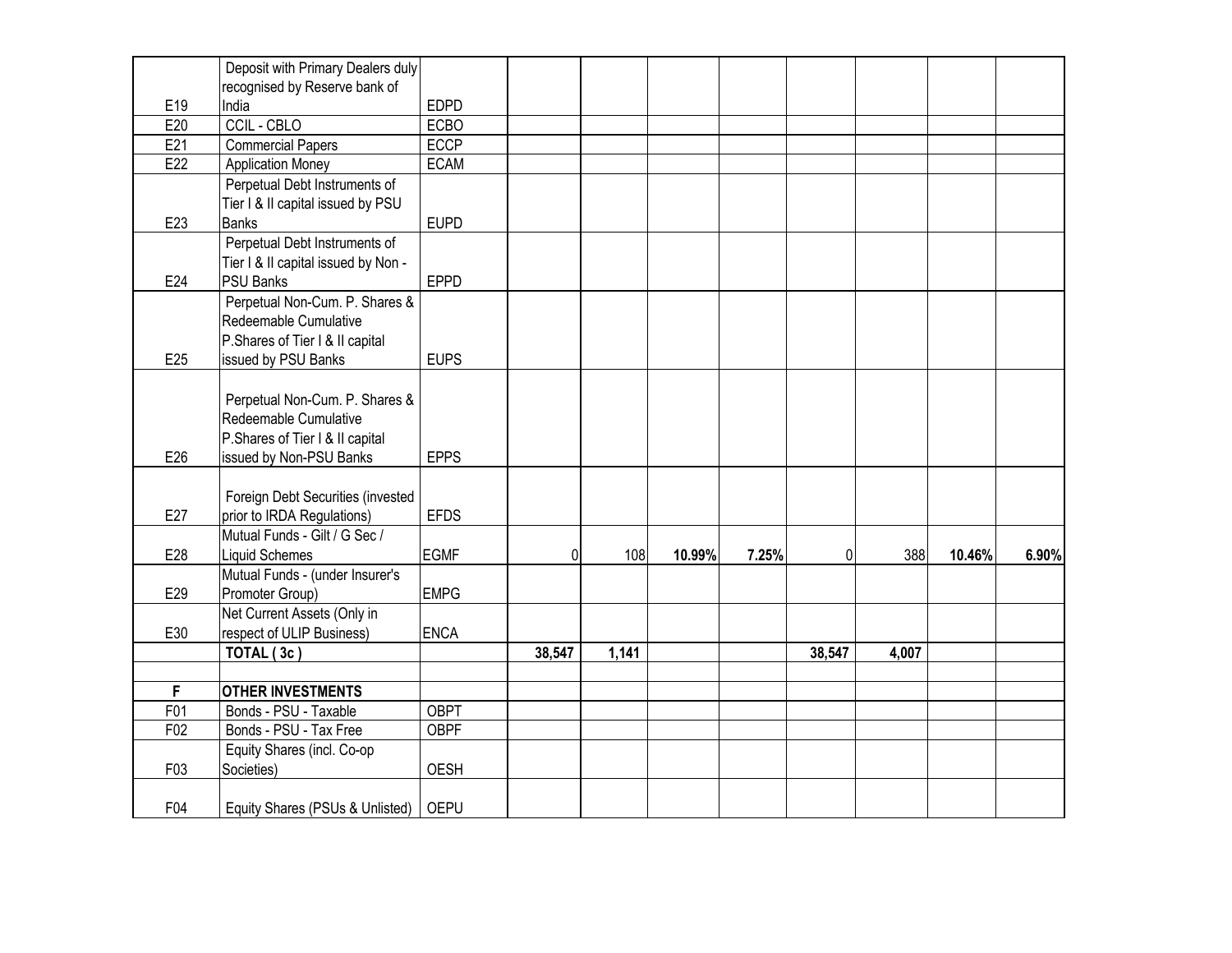| | | | | | | | | | | |
|---|---|---|---|---|---|---|---|---|---|---|
| E19 | Deposit with Primary Dealers duly recognised by Reserve bank of India | EDPD | | | | | | | | |
| E20 | CCIL - CBLO | ECBO | | | | | | | | |
| E21 | Commercial Papers | ECCP | | | | | | | | |
| E22 | Application Money | ECAM | | | | | | | | |
| E23 | Perpetual Debt Instruments of Tier I & II capital issued by PSU Banks | EUPD | | | | | | | | |
| E24 | Perpetual Debt Instruments of Tier I & II capital issued by Non - PSU Banks | EPPD | | | | | | | | |
| E25 | Perpetual Non-Cum. P. Shares & Redeemable Cumulative P.Shares of Tier I & II capital issued by PSU Banks | EUPS | | | | | | | | |
| E26 | Perpetual Non-Cum. P. Shares & Redeemable Cumulative P.Shares of Tier I & II capital issued by Non-PSU Banks | EPPS | | | | | | | | |
| E27 | Foreign Debt Securities (invested prior to IRDA Regulations) | EFDS | | | | | | | | |
| E28 | Mutual Funds - Gilt / G Sec / Liquid Schemes | EGMF | 0 | 108 | **10.99%** | **7.25%** | 0 | 388 | **10.46%** | **6.90%** |
| E29 | Mutual Funds - (under Insurer's Promoter Group) | EMPG | | | | | | | | |
| E30 | Net Current Assets (Only in respect of ULIP Business) | ENCA | | | | | | | | |
| | **TOTAL ( 3c )** | | **38,547** | **1,141** | | | **38,547** | **4,007** | | |
| | | | | | | | | | | |
| **F** | **OTHER INVESTMENTS** | | | | | | | | | |
| F01 | Bonds - PSU - Taxable | OBPT | | | | | | | | |
| F02 | Bonds - PSU - Tax Free | OBPF | | | | | | | | |
| F03 | Equity Shares (incl. Co-op Societies) | OESH | | | | | | | | |
| F04 | Equity Shares (PSUs & Unlisted) | OEPU | | | | | | | | |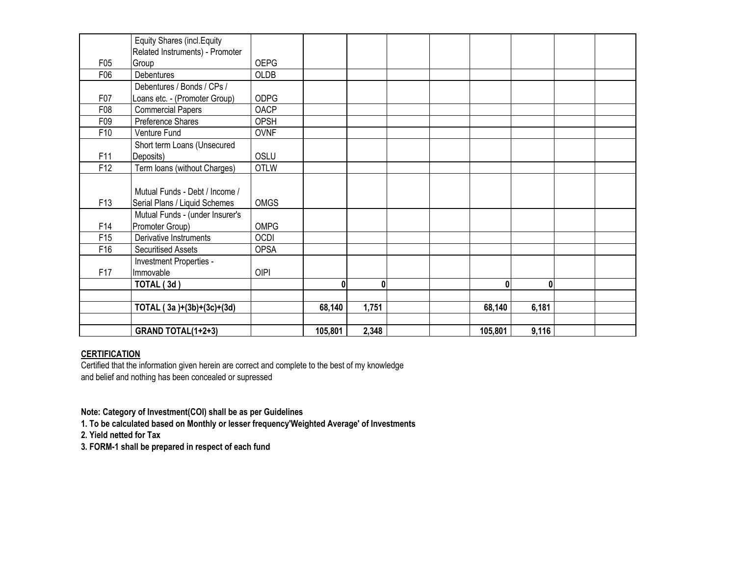| | | | | | | | | | | |
|---|---|---|---|---|---|---|---|---|---|---|
| F05 | Equity Shares (incl.Equity Related Instruments) - Promoter Group | OEPG | | | | | | | | |
| F06 | Debentures | OLDB | | | | | | | | |
| F07 | Debentures / Bonds / CPs / Loans etc. - (Promoter Group) | ODPG | | | | | | | | |
| F08 | Commercial Papers | OACP | | | | | | | | |
| F09 | Preference Shares | OPSH | | | | | | | | |
| F10 | Venture Fund | OVNF | | | | | | | | |
| F11 | Short term Loans (Unsecured Deposits) | OSLU | | | | | | | | |
| F12 | Term loans (without Charges) | OTLW | | | | | | | | |
| F13 | Mutual Funds - Debt / Income / Serial Plans / Liquid Schemes | OMGS | | | | | | | | |
| F14 | Mutual Funds - (under Insurer's Promoter Group) | OMPG | | | | | | | | |
| F15 | Derivative Instruments | OCDI | | | | | | | | |
| F16 | Securitised Assets | OPSA | | | | | | | | |
| F17 | Investment Properties - Immovable | OIPI | | | | | | | | |
| | **TOTAL ( 3d )** | | **0** | **0** | | | **0** | **0** | | |
| | | | | | | | | | | |
| | **TOTAL ( 3a )+(3b)+(3c)+(3d)** | | **68,140** | **1,751** | | | **68,140** | **6,181** | | |
| | | | | | | | | | | |
| | **GRAND TOTAL(1+2+3)** | | **105,801** | **2,348** | | | **105,801** | **9,116** | | |

**CERTIFICATION**

Certified that the information given herein are correct and complete to the best of my knowledge and belief and nothing has been concealed or supressed

**Note: Category of Investment(COI) shall be as per Guidelines**

**1. To be calculated based on Monthly or lesser frequency'Weighted Average' of Investments**

**2. Yield netted for Tax**

**3. FORM-1 shall be prepared in respect of each fund**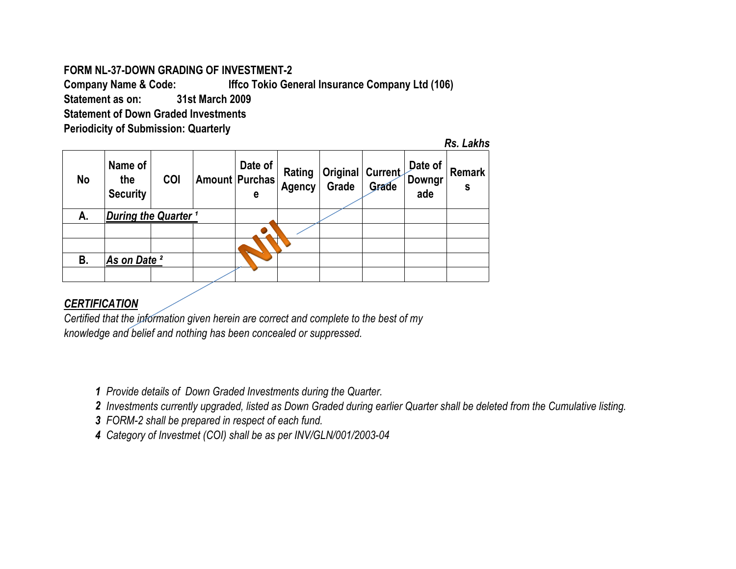**FORM NL-37-DOWN GRADING OF INVESTMENT-2**

**Company Name & Code:** Iffco Tokio General Insurance Company Ltd (106)

**Statement as on:** 31st March 2009

**Statement of Down Graded Investments**

**Periodicity of Submission: Quarterly**

*Rs. Lakhs*

| No | Name of the Security | COI | Amount | Date of Purchase | Rating Agency | Original Grade | Current Grade | Date of Downgrade | Remarks |
|---|---|---|---|---|---|---|---|---|---|
| A. | *During the Quarter* [1] | | | | | | | | |
| | | | | | | | | | |
| | | | | Nil | | | | | |
| B. | *As on Date* [2] | | | | | | | | |
| | | | | | | | | | |

***CERTIFICATION***

*Certified that the information given herein are correct and complete to the best of my knowledge and belief and nothing has been concealed or suppressed.*

1. *Provide details of Down Graded Investments during the Quarter.*
2. *Investments currently upgraded, listed as Down Graded during earlier Quarter shall be deleted from the Cumulative listing.*
3. *FORM-2 shall be prepared in respect of each fund.*
4. *Category of Investmet (COI) shall be as per INV/GLN/001/2003-04*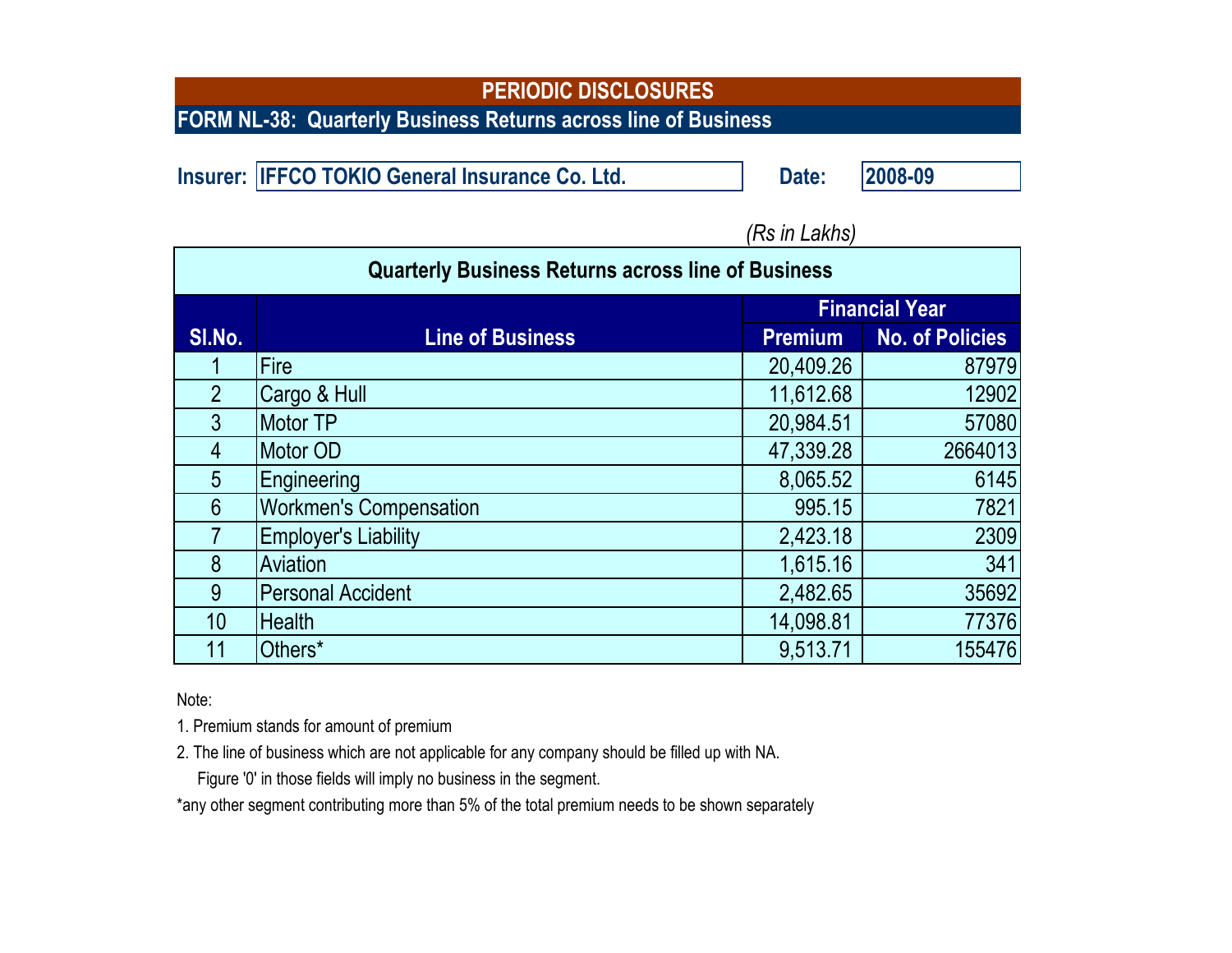# PERIODIC DISCLOSURES

## FORM NL-38: Quarterly Business Returns across line of Business

**Insurer:** IFFCO TOKIO General Insurance Co. Ltd. **Date:** 2008-09

*(Rs in Lakhs)*

**Quarterly Business Returns across line of Business**

| Sl.No. | Line of Business | Financial Year | |
|---|---|---|---|
| | | Premium | No. of Policies |
| 1 | Fire | 20,409.26 | 87979 |
| 2 | Cargo & Hull | 11,612.68 | 12902 |
| 3 | Motor TP | 20,984.51 | 57080 |
| 4 | Motor OD | 47,339.28 | 2664013 |
| 5 | Engineering | 8,065.52 | 6145 |
| 6 | Workmen's Compensation | 995.15 | 7821 |
| 7 | Employer's Liability | 2,423.18 | 2309 |
| 8 | Aviation | 1,615.16 | 341 |
| 9 | Personal Accident | 2,482.65 | 35692 |
| 10 | Health | 14,098.81 | 77376 |
| 11 | Others* | 9,513.71 | 155476 |

Note:

1. Premium stands for amount of premium
2. The line of business which are not applicable for any company should be filled up with NA.
   Figure '0' in those fields will imply no business in the segment.

*any other segment contributing more than 5% of the total premium needs to be shown separately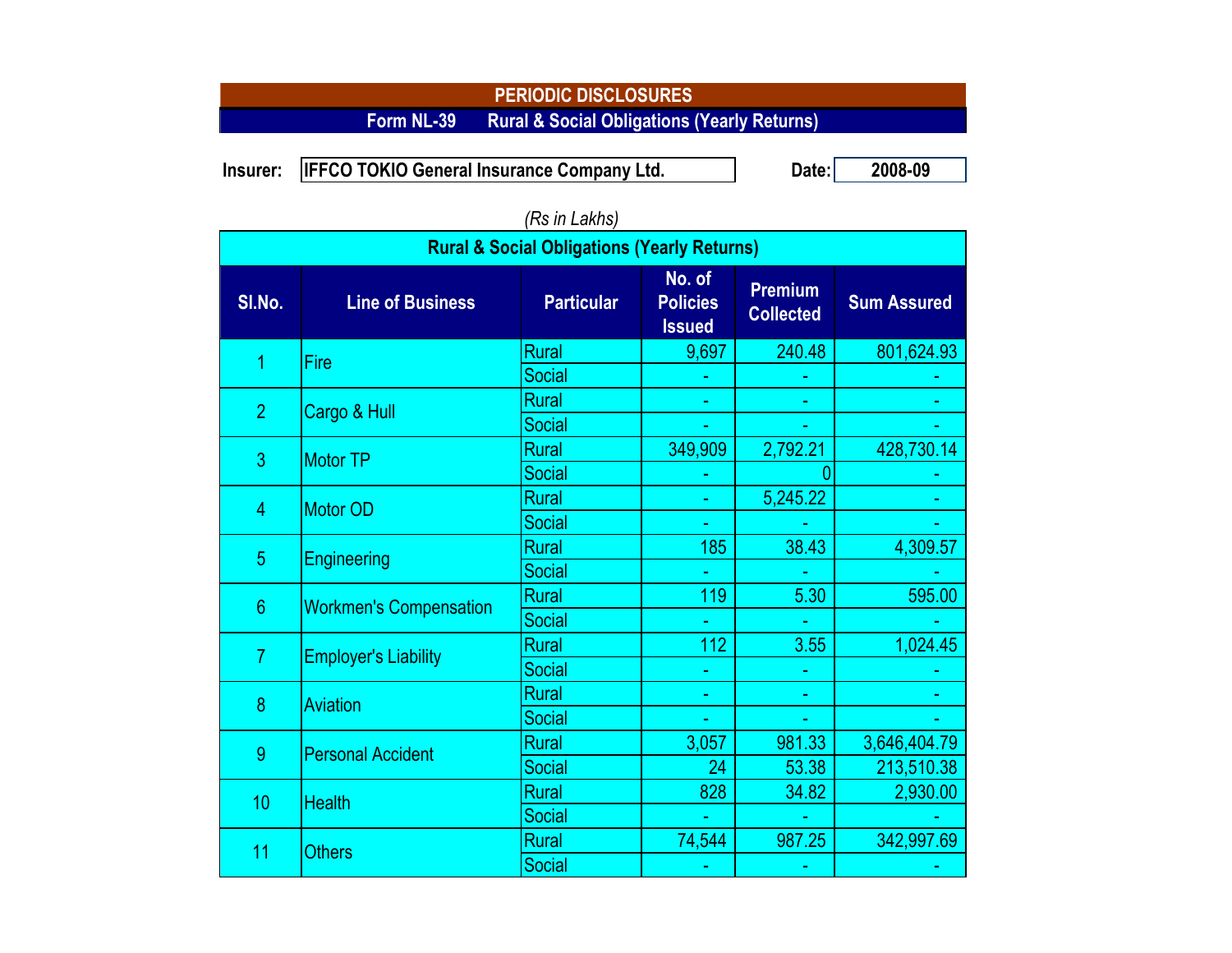# PERIODIC DISCLOSURES

## Form NL-39 Rural & Social Obligations (Yearly Returns)

**Insurer:** IFFCO TOKIO General Insurance Company Ltd.

**Date:** 2008-09

*(Rs in Lakhs)*

| Rural & Social Obligations (Yearly Returns) | | | | | |
|---|---|---|---|---|---|
| **Sl.No.** | **Line of Business** | **Particular** | **No. of Policies Issued** | **Premium Collected** | **Sum Assured** |
| 1 | Fire | Rural | 9,697 | 240.48 | 801,624.93 |
| | | Social | - | - | - |
| 2 | Cargo & Hull | Rural | - | - | - |
| | | Social | - | - | - |
| 3 | Motor TP | Rural | 349,909 | 2,792.21 | 428,730.14 |
| | | Social | - | 0 | - |
| 4 | Motor OD | Rural | - | 5,245.22 | - |
| | | Social | - | - | - |
| 5 | Engineering | Rural | 185 | 38.43 | 4,309.57 |
| | | Social | - | - | - |
| 6 | Workmen's Compensation | Rural | 119 | 5.30 | 595.00 |
| | | Social | - | - | - |
| 7 | Employer's Liability | Rural | 112 | 3.55 | 1,024.45 |
| | | Social | - | - | - |
| 8 | Aviation | Rural | - | - | - |
| | | Social | - | - | - |
| 9 | Personal Accident | Rural | 3,057 | 981.33 | 3,646,404.79 |
| | | Social | 24 | 53.38 | 213,510.38 |
| 10 | Health | Rural | 828 | 34.82 | 2,930.00 |
| | | Social | - | - | - |
| 11 | Others | Rural | 74,544 | 987.25 | 342,997.69 |
| | | Social | - | - | - |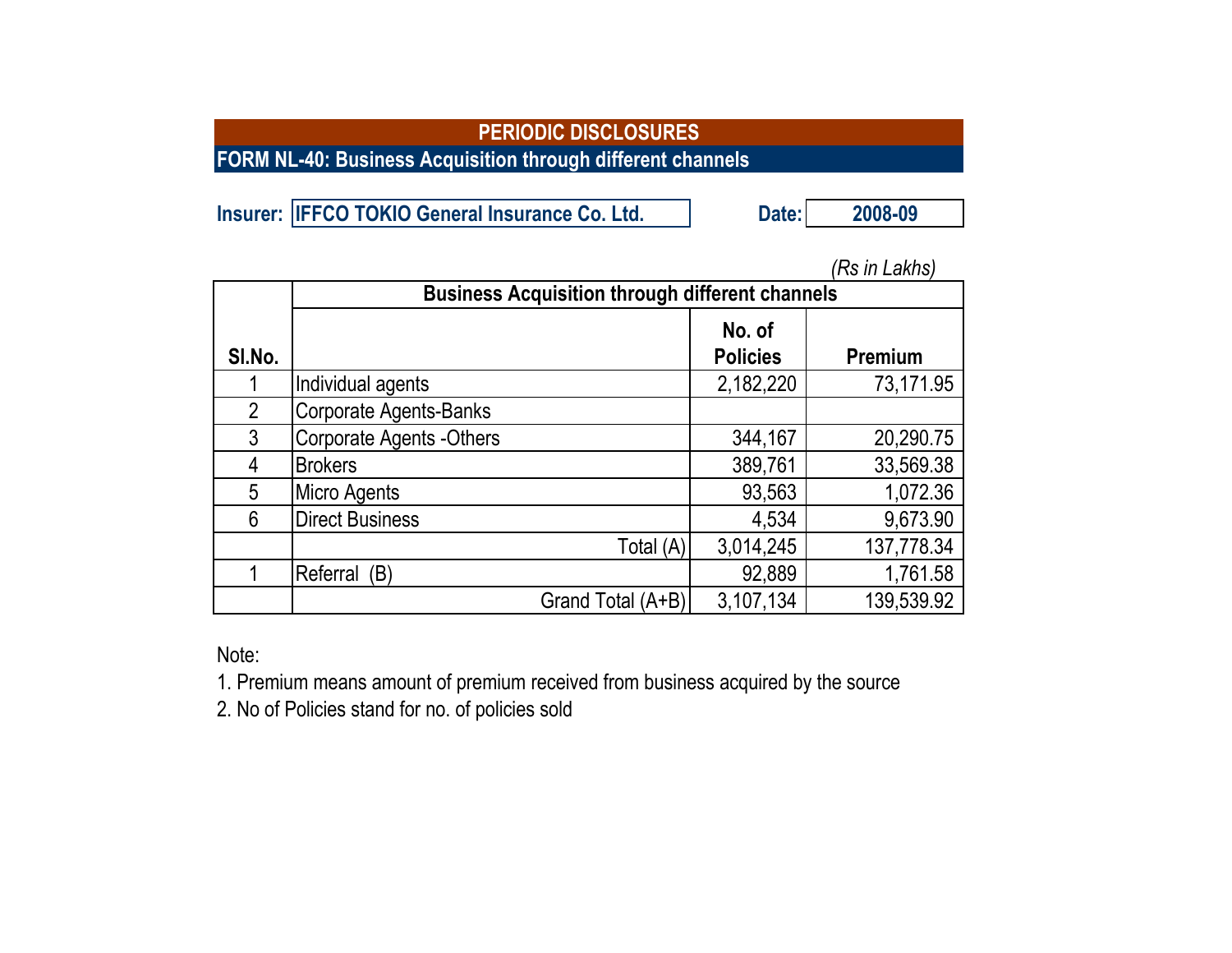# PERIODIC DISCLOSURES

## FORM NL-40: Business Acquisition through different channels

**Insurer:** IFFCO TOKIO General Insurance Co. Ltd. **Date:** 2008-09

*(Rs in Lakhs)*

| Sl.No. | Business Acquisition through different channels | | |
|---|---|---|---|
| | | No. of Policies | Premium |
| 1 | Individual agents | 2,182,220 | 73,171.95 |
| 2 | Corporate Agents-Banks | | |
| 3 | Corporate Agents -Others | 344,167 | 20,290.75 |
| 4 | Brokers | 389,761 | 33,569.38 |
| 5 | Micro Agents | 93,563 | 1,072.36 |
| 6 | Direct Business | 4,534 | 9,673.90 |
| | Total (A) | 3,014,245 | 137,778.34 |
| 1 | Referral (B) | 92,889 | 1,761.58 |
| | Grand Total (A+B) | 3,107,134 | 139,539.92 |

Note:

1. Premium means amount of premium received from business acquired by the source
2. No of Policies stand for no. of policies sold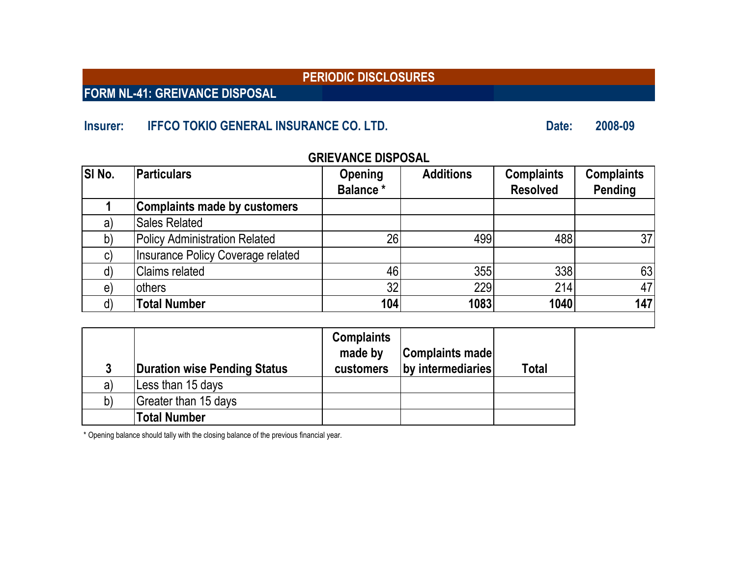## PERIODIC DISCLOSURES

## FORM NL-41: GREIVANCE DISPOSAL

**Insurer:** IFFCO TOKIO GENERAL INSURANCE CO. LTD. **Date:** 2008-09

### GRIEVANCE DISPOSAL

| Sl No. | Particulars | Opening Balance * | Additions | Complaints Resolved | Complaints Pending |
|---|---|---|---|---|---|
| **1** | **Complaints made by customers** | | | | |
| a) | Sales Related | | | | |
| b) | Policy Administration Related | 26 | 499 | 488 | 37 |
| c) | Insurance Policy Coverage related | | | | |
| d) | Claims related | 46 | 355 | 338 | 63 |
| e) | others | 32 | 229 | 214 | 47 |
| d) | **Total Number** | **104** | **1083** | **1040** | **147** |

| 3 | Duration wise Pending Status | Complaints made by customers | Complaints made by intermediaries | Total |
|---|---|---|---|---|
| a) | Less than 15 days | | | |
| b) | Greater than 15 days | | | |
| | **Total Number** | | | |

* Opening balance should tally with the closing balance of the previous financial year.